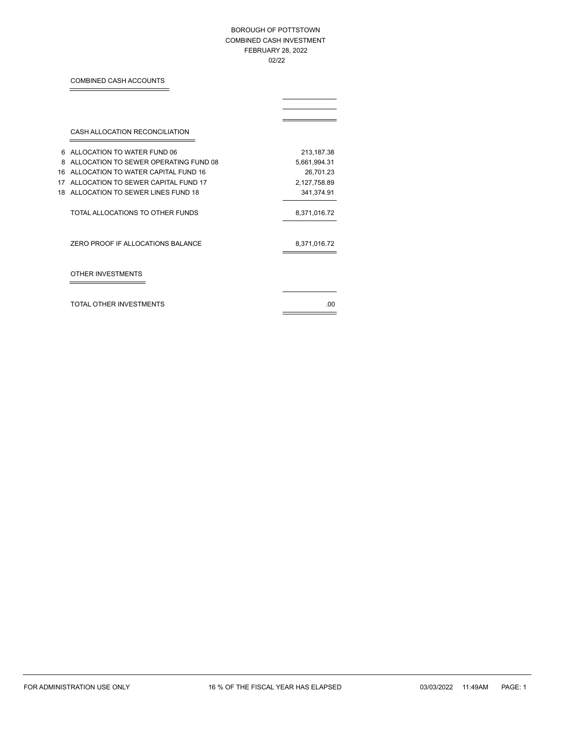BOROUGH OF POTTSTOWN
COMBINED CASH INVESTMENT
FEBRUARY 28, 2022
02/22

## COMBINED CASH ACCOUNTS

## CASH ALLOCATION RECONCILIATION

| | | |
|---|---|---|
| 6 | ALLOCATION TO WATER FUND 06 | 213,187.38 |
| 8 | ALLOCATION TO SEWER OPERATING FUND 08 | 5,661,994.31 |
| 16 | ALLOCATION TO WATER CAPITAL FUND 16 | 26,701.23 |
| 17 | ALLOCATION TO SEWER CAPITAL FUND 17 | 2,127,758.89 |
| 18 | ALLOCATION TO SEWER LINES FUND 18 | 341,374.91 |
| | TOTAL ALLOCATIONS TO OTHER FUNDS | 8,371,016.72 |
| | ZERO PROOF IF ALLOCATIONS BALANCE | 8,371,016.72 |

## OTHER INVESTMENTS

| | |
|---|---|
| TOTAL OTHER INVESTMENTS | .00 |

FOR ADMINISTRATION USE ONLY    16 % OF THE FISCAL YEAR HAS ELAPSED    03/03/2022 11:49AM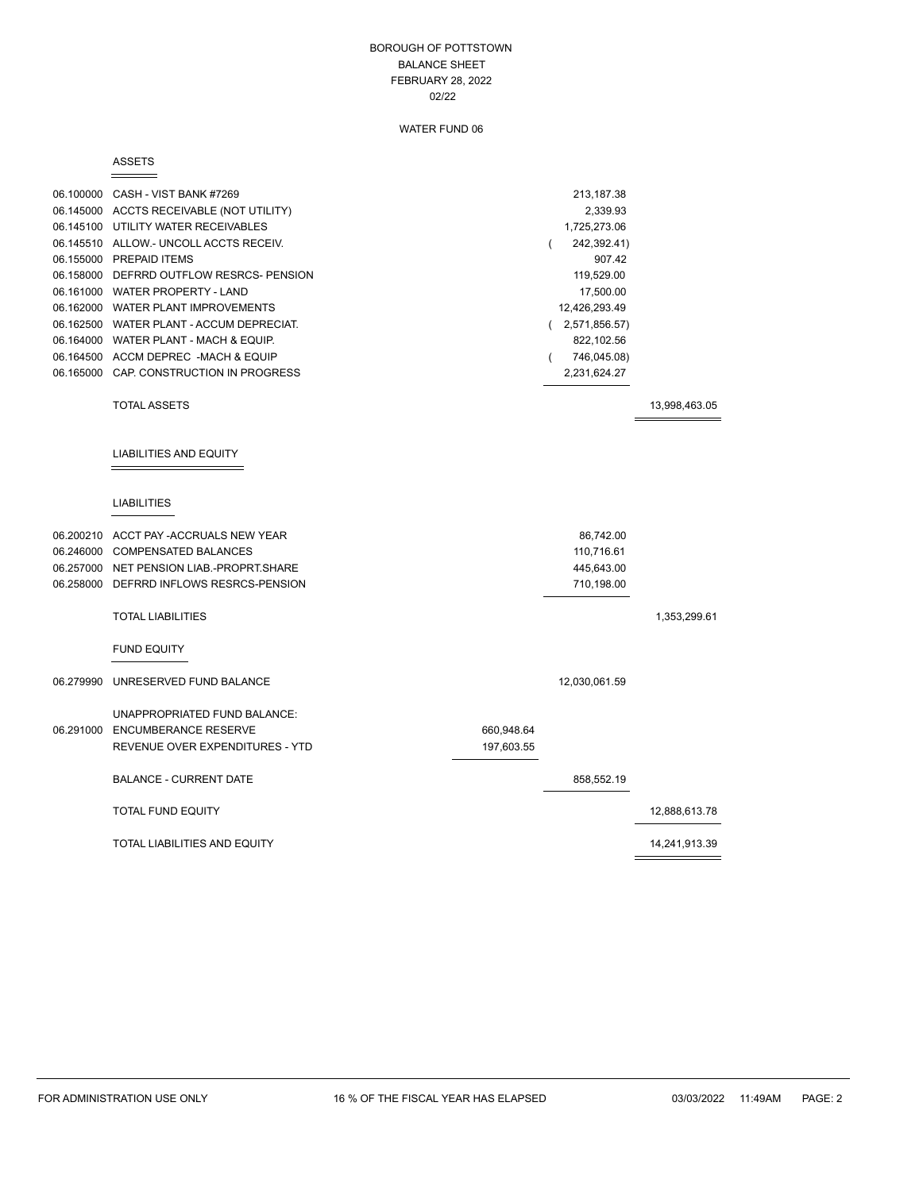# BOROUGH OF POTTSTOWN
## BALANCE SHEET
### FEBRUARY 28, 2022
### 02/22

### WATER FUND 06

#### ASSETS

| Account | Description | | | |
|---|---|---|---|---|
| 06.100000 | CASH - VIST BANK #7269 | | 213,187.38 | |
| 06.145000 | ACCTS RECEIVABLE (NOT UTILITY) | | 2,339.93 | |
| 06.145100 | UTILITY WATER RECEIVABLES | | 1,725,273.06 | |
| 06.145510 | ALLOW.- UNCOLL ACCTS RECEIV. | | ( 242,392.41) | |
| 06.155000 | PREPAID ITEMS | | 907.42 | |
| 06.158000 | DEFRRD OUTFLOW RESRCS- PENSION | | 119,529.00 | |
| 06.161000 | WATER PROPERTY - LAND | | 17,500.00 | |
| 06.162000 | WATER PLANT IMPROVEMENTS | | 12,426,293.49 | |
| 06.162500 | WATER PLANT - ACCUM DEPRECIAT. | | ( 2,571,856.57) | |
| 06.164000 | WATER PLANT - MACH & EQUIP. | | 822,102.56 | |
| 06.164500 | ACCM DEPREC -MACH & EQUIP | | ( 746,045.08) | |
| 06.165000 | CAP. CONSTRUCTION IN PROGRESS | | 2,231,624.27 | |
| | TOTAL ASSETS | | | 13,998,463.05 |

#### LIABILITIES AND EQUITY

#### LIABILITIES

| Account | Description | | | |
|---|---|---|---|---|
| 06.200210 | ACCT PAY -ACCRUALS NEW YEAR | | 86,742.00 | |
| 06.246000 | COMPENSATED BALANCES | | 110,716.61 | |
| 06.257000 | NET PENSION LIAB.-PROPRT.SHARE | | 445,643.00 | |
| 06.258000 | DEFRRD INFLOWS RESRCS-PENSION | | 710,198.00 | |
| | TOTAL LIABILITIES | | | 1,353,299.61 |

#### FUND EQUITY

| Account | Description | | | |
|---|---|---|---|---|
| 06.279990 | UNRESERVED FUND BALANCE | | 12,030,061.59 | |
| | UNAPPROPRIATED FUND BALANCE: | | | |
| 06.291000 | ENCUMBERANCE RESERVE | 660,948.64 | | |
| | REVENUE OVER EXPENDITURES - YTD | 197,603.55 | | |
| | BALANCE - CURRENT DATE | | 858,552.19 | |
| | TOTAL FUND EQUITY | | | 12,888,613.78 |
| | TOTAL LIABILITIES AND EQUITY | | | 14,241,913.39 |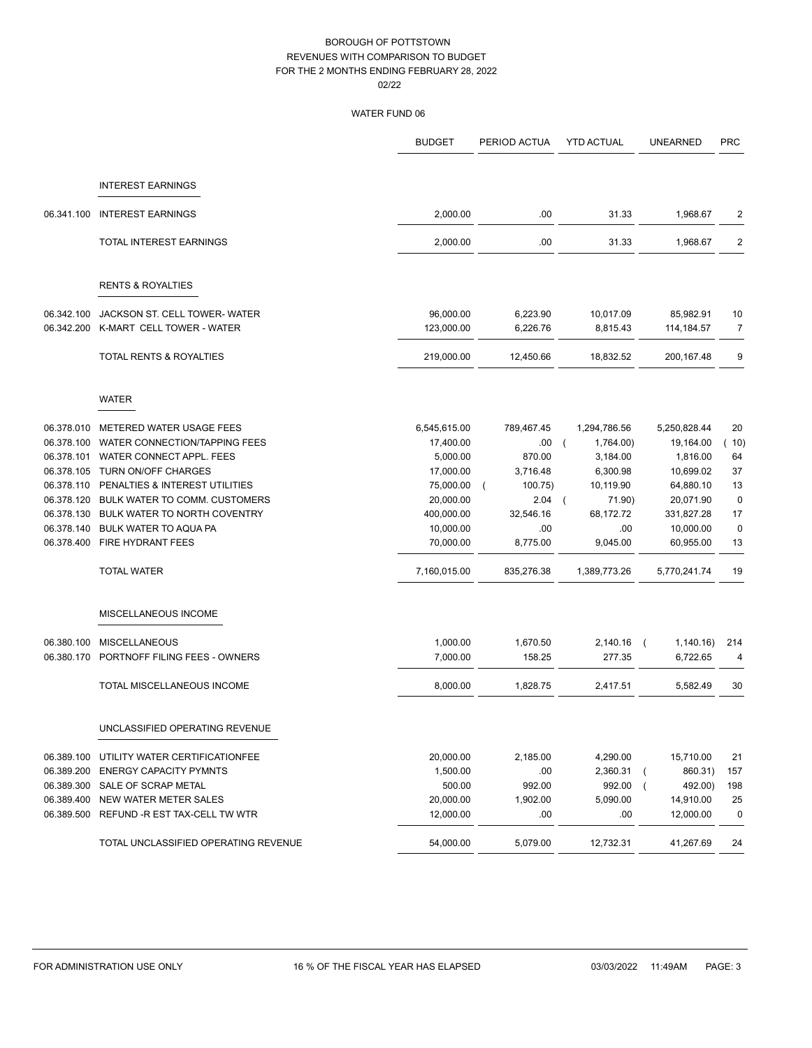BOROUGH OF POTTSTOWN
REVENUES WITH COMPARISON TO BUDGET
FOR THE 2 MONTHS ENDING FEBRUARY 28, 2022
02/22

WATER FUND 06

| | | BUDGET | PERIOD ACTUA | YTD ACTUAL | UNEARNED | PRC |
|---|---|---|---|---|---|---|
| | **INTEREST EARNINGS** | | | | | |
| 06.341.100 | INTEREST EARNINGS | 2,000.00 | .00 | 31.33 | 1,968.67 | 2 |
| | TOTAL INTEREST EARNINGS | 2,000.00 | .00 | 31.33 | 1,968.67 | 2 |
| | **RENTS & ROYALTIES** | | | | | |
| 06.342.100 | JACKSON ST. CELL TOWER- WATER | 96,000.00 | 6,223.90 | 10,017.09 | 85,982.91 | 10 |
| 06.342.200 | K-MART CELL TOWER - WATER | 123,000.00 | 6,226.76 | 8,815.43 | 114,184.57 | 7 |
| | TOTAL RENTS & ROYALTIES | 219,000.00 | 12,450.66 | 18,832.52 | 200,167.48 | 9 |
| | **WATER** | | | | | |
| 06.378.010 | METERED WATER USAGE FEES | 6,545,615.00 | 789,467.45 | 1,294,786.56 | 5,250,828.44 | 20 |
| 06.378.100 | WATER CONNECTION/TAPPING FEES | 17,400.00 | .00 | ( 1,764.00) | 19,164.00 | ( 10) |
| 06.378.101 | WATER CONNECT APPL. FEES | 5,000.00 | 870.00 | 3,184.00 | 1,816.00 | 64 |
| 06.378.105 | TURN ON/OFF CHARGES | 17,000.00 | 3,716.48 | 6,300.98 | 10,699.02 | 37 |
| 06.378.110 | PENALTIES & INTEREST UTILITIES | 75,000.00 | ( 100.75) | 10,119.90 | 64,880.10 | 13 |
| 06.378.120 | BULK WATER TO COMM. CUSTOMERS | 20,000.00 | 2.04 | ( 71.90) | 20,071.90 | 0 |
| 06.378.130 | BULK WATER TO NORTH COVENTRY | 400,000.00 | 32,546.16 | 68,172.72 | 331,827.28 | 17 |
| 06.378.140 | BULK WATER TO AQUA PA | 10,000.00 | .00 | .00 | 10,000.00 | 0 |
| 06.378.400 | FIRE HYDRANT FEES | 70,000.00 | 8,775.00 | 9,045.00 | 60,955.00 | 13 |
| | TOTAL WATER | 7,160,015.00 | 835,276.38 | 1,389,773.26 | 5,770,241.74 | 19 |
| | **MISCELLANEOUS INCOME** | | | | | |
| 06.380.100 | MISCELLANEOUS | 1,000.00 | 1,670.50 | 2,140.16 | ( 1,140.16) | 214 |
| 06.380.170 | PORTNOFF FILING FEES - OWNERS | 7,000.00 | 158.25 | 277.35 | 6,722.65 | 4 |
| | TOTAL MISCELLANEOUS INCOME | 8,000.00 | 1,828.75 | 2,417.51 | 5,582.49 | 30 |
| | **UNCLASSIFIED OPERATING REVENUE** | | | | | |
| 06.389.100 | UTILITY WATER CERTIFICATIONFEE | 20,000.00 | 2,185.00 | 4,290.00 | 15,710.00 | 21 |
| 06.389.200 | ENERGY CAPACITY PYMNTS | 1,500.00 | .00 | 2,360.31 | ( 860.31) | 157 |
| 06.389.300 | SALE OF SCRAP METAL | 500.00 | 992.00 | 992.00 | ( 492.00) | 198 |
| 06.389.400 | NEW WATER METER SALES | 20,000.00 | 1,902.00 | 5,090.00 | 14,910.00 | 25 |
| 06.389.500 | REFUND -R EST TAX-CELL TW WTR | 12,000.00 | .00 | .00 | 12,000.00 | 0 |
| | TOTAL UNCLASSIFIED OPERATING REVENUE | 54,000.00 | 5,079.00 | 12,732.31 | 41,267.69 | 24 |

FOR ADMINISTRATION USE ONLY 16 % OF THE FISCAL YEAR HAS ELAPSED 03/03/2022 11:49AM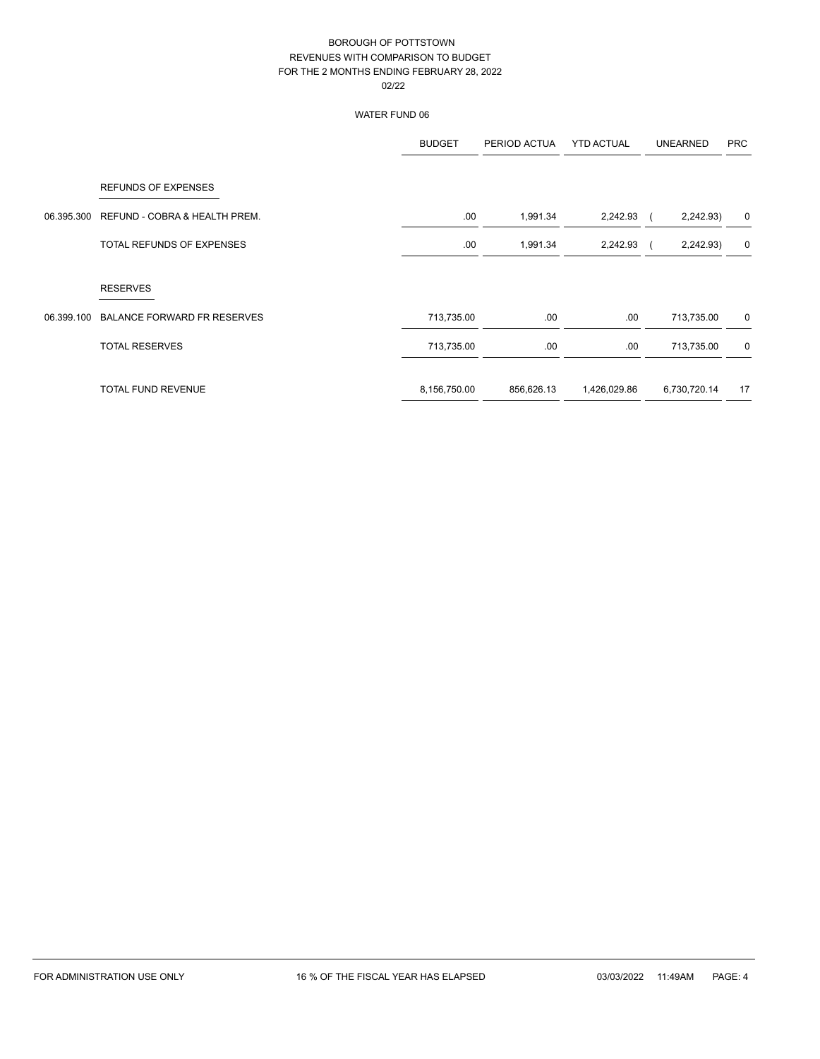# BOROUGH OF POTTSTOWN
## REVENUES WITH COMPARISON TO BUDGET
## FOR THE 2 MONTHS ENDING FEBRUARY 28, 2022
## 02/22

### WATER FUND 06

| | | BUDGET | PERIOD ACTUA | YTD ACTUAL | UNEARNED | PRC |
|---|---|---|---|---|---|---|
| | REFUNDS OF EXPENSES | | | | | |
| 06.395.300 | REFUND - COBRA & HEALTH PREM. | .00 | 1,991.34 | 2,242.93 | ( 2,242.93) | 0 |
| | TOTAL REFUNDS OF EXPENSES | .00 | 1,991.34 | 2,242.93 | ( 2,242.93) | 0 |
| | RESERVES | | | | | |
| 06.399.100 | BALANCE FORWARD FR RESERVES | 713,735.00 | .00 | .00 | 713,735.00 | 0 |
| | TOTAL RESERVES | 713,735.00 | .00 | .00 | 713,735.00 | 0 |
| | TOTAL FUND REVENUE | 8,156,750.00 | 856,626.13 | 1,426,029.86 | 6,730,720.14 | 17 |

FOR ADMINISTRATION USE ONLY 16 % OF THE FISCAL YEAR HAS ELAPSED 03/03/2022 11:49AM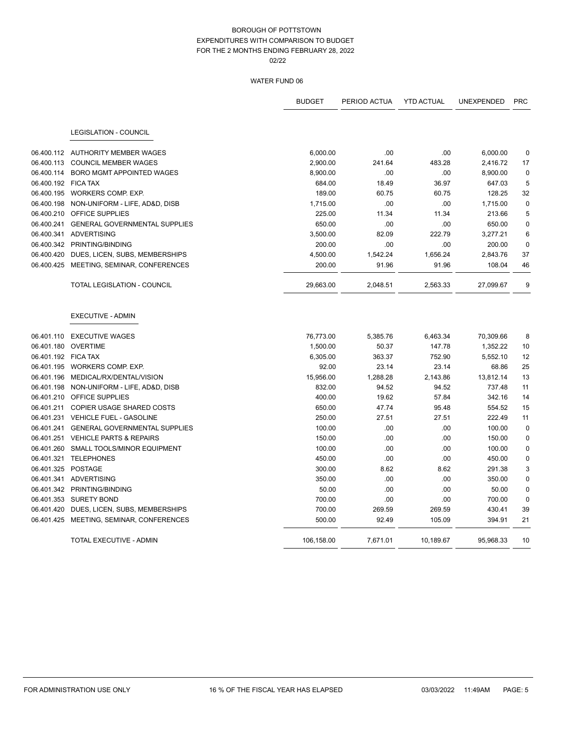# BOROUGH OF POTTSTOWN
## EXPENDITURES WITH COMPARISON TO BUDGET
## FOR THE 2 MONTHS ENDING FEBRUARY 28, 2022
02/22

### WATER FUND 06

| | | BUDGET | PERIOD ACTUA | YTD ACTUAL | UNEXPENDED | PRC |
|---|---|---|---|---|---|---|
| | **LEGISLATION - COUNCIL** | | | | | |
| 06.400.112 | AUTHORITY MEMBER WAGES | 6,000.00 | .00 | .00 | 6,000.00 | 0 |
| 06.400.113 | COUNCIL MEMBER WAGES | 2,900.00 | 241.64 | 483.28 | 2,416.72 | 17 |
| 06.400.114 | BORO MGMT APPOINTED WAGES | 8,900.00 | .00 | .00 | 8,900.00 | 0 |
| 06.400.192 | FICA TAX | 684.00 | 18.49 | 36.97 | 647.03 | 5 |
| 06.400.195 | WORKERS COMP. EXP. | 189.00 | 60.75 | 60.75 | 128.25 | 32 |
| 06.400.198 | NON-UNIFORM - LIFE, AD&D, DISB | 1,715.00 | .00 | .00 | 1,715.00 | 0 |
| 06.400.210 | OFFICE SUPPLIES | 225.00 | 11.34 | 11.34 | 213.66 | 5 |
| 06.400.241 | GENERAL GOVERNMENTAL SUPPLIES | 650.00 | .00 | .00 | 650.00 | 0 |
| 06.400.341 | ADVERTISING | 3,500.00 | 82.09 | 222.79 | 3,277.21 | 6 |
| 06.400.342 | PRINTING/BINDING | 200.00 | .00 | .00 | 200.00 | 0 |
| 06.400.420 | DUES, LICEN, SUBS, MEMBERSHIPS | 4,500.00 | 1,542.24 | 1,656.24 | 2,843.76 | 37 |
| 06.400.425 | MEETING, SEMINAR, CONFERENCES | 200.00 | 91.96 | 91.96 | 108.04 | 46 |
| | TOTAL LEGISLATION - COUNCIL | 29,663.00 | 2,048.51 | 2,563.33 | 27,099.67 | 9 |
| | **EXECUTIVE - ADMIN** | | | | | |
| 06.401.110 | EXECUTIVE WAGES | 76,773.00 | 5,385.76 | 6,463.34 | 70,309.66 | 8 |
| 06.401.180 | OVERTIME | 1,500.00 | 50.37 | 147.78 | 1,352.22 | 10 |
| 06.401.192 | FICA TAX | 6,305.00 | 363.37 | 752.90 | 5,552.10 | 12 |
| 06.401.195 | WORKERS COMP. EXP. | 92.00 | 23.14 | 23.14 | 68.86 | 25 |
| 06.401.196 | MEDICAL/RX/DENTAL/VISION | 15,956.00 | 1,288.28 | 2,143.86 | 13,812.14 | 13 |
| 06.401.198 | NON-UNIFORM - LIFE, AD&D, DISB | 832.00 | 94.52 | 94.52 | 737.48 | 11 |
| 06.401.210 | OFFICE SUPPLIES | 400.00 | 19.62 | 57.84 | 342.16 | 14 |
| 06.401.211 | COPIER USAGE SHARED COSTS | 650.00 | 47.74 | 95.48 | 554.52 | 15 |
| 06.401.231 | VEHICLE FUEL - GASOLINE | 250.00 | 27.51 | 27.51 | 222.49 | 11 |
| 06.401.241 | GENERAL GOVERNMENTAL SUPPLIES | 100.00 | .00 | .00 | 100.00 | 0 |
| 06.401.251 | VEHICLE PARTS & REPAIRS | 150.00 | .00 | .00 | 150.00 | 0 |
| 06.401.260 | SMALL TOOLS/MINOR EQUIPMENT | 100.00 | .00 | .00 | 100.00 | 0 |
| 06.401.321 | TELEPHONES | 450.00 | .00 | .00 | 450.00 | 0 |
| 06.401.325 | POSTAGE | 300.00 | 8.62 | 8.62 | 291.38 | 3 |
| 06.401.341 | ADVERTISING | 350.00 | .00 | .00 | 350.00 | 0 |
| 06.401.342 | PRINTING/BINDING | 50.00 | .00 | .00 | 50.00 | 0 |
| 06.401.353 | SURETY BOND | 700.00 | .00 | .00 | 700.00 | 0 |
| 06.401.420 | DUES, LICEN, SUBS, MEMBERSHIPS | 700.00 | 269.59 | 269.59 | 430.41 | 39 |
| 06.401.425 | MEETING, SEMINAR, CONFERENCES | 500.00 | 92.49 | 105.09 | 394.91 | 21 |
| | TOTAL EXECUTIVE - ADMIN | 106,158.00 | 7,671.01 | 10,189.67 | 95,968.33 | 10 |

FOR ADMINISTRATION USE ONLY — 16 % OF THE FISCAL YEAR HAS ELAPSED — 03/03/2022 11:49AM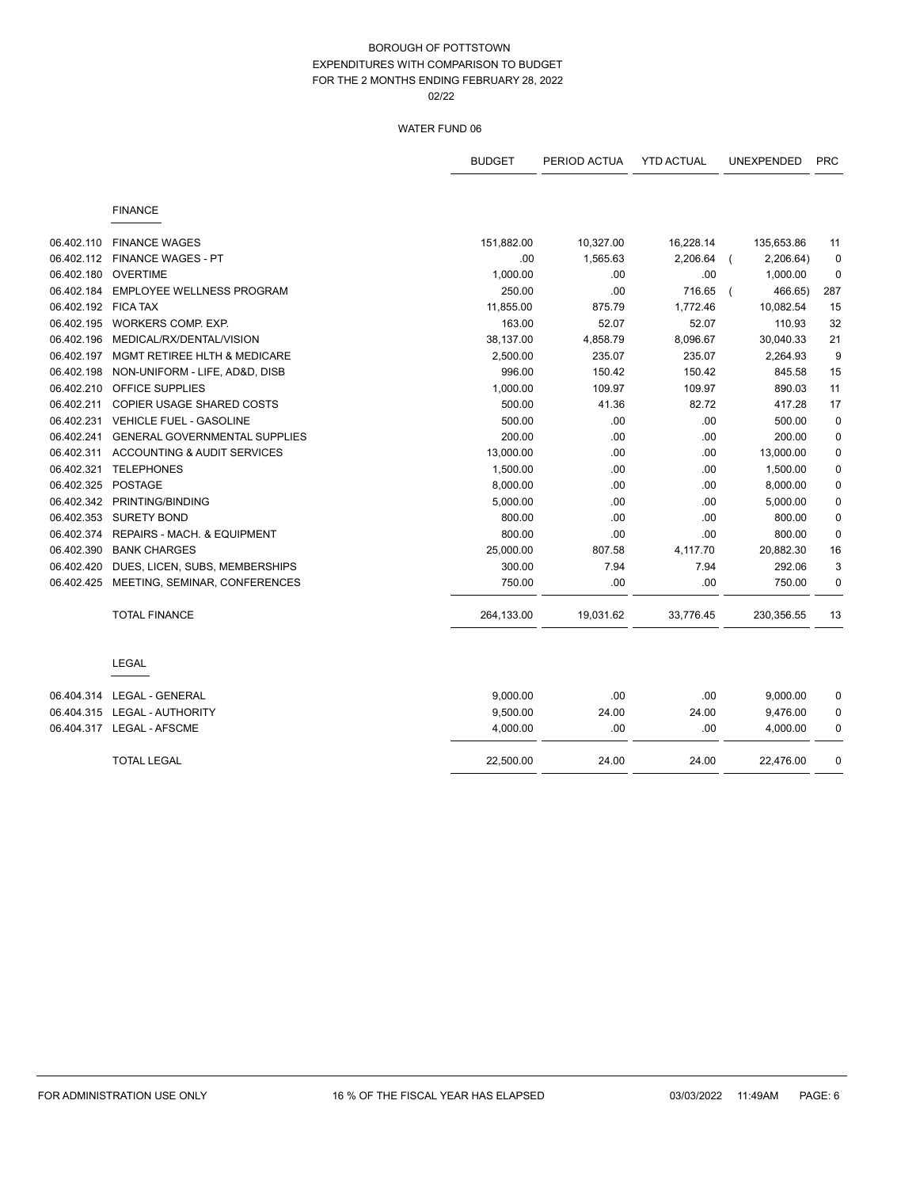BOROUGH OF POTTSTOWN
EXPENDITURES WITH COMPARISON TO BUDGET
FOR THE 2 MONTHS ENDING FEBRUARY 28, 2022
02/22

WATER FUND 06

| | | BUDGET | PERIOD ACTUA | YTD ACTUAL | UNEXPENDED | PRC |
|---|---|---|---|---|---|---|
| | **FINANCE** | | | | | |
| 06.402.110 | FINANCE WAGES | 151,882.00 | 10,327.00 | 16,228.14 | 135,653.86 | 11 |
| 06.402.112 | FINANCE WAGES - PT | .00 | 1,565.63 | 2,206.64 | ( 2,206.64) | 0 |
| 06.402.180 | OVERTIME | 1,000.00 | .00 | .00 | 1,000.00 | 0 |
| 06.402.184 | EMPLOYEE WELLNESS PROGRAM | 250.00 | .00 | 716.65 | ( 466.65) | 287 |
| 06.402.192 | FICA TAX | 11,855.00 | 875.79 | 1,772.46 | 10,082.54 | 15 |
| 06.402.195 | WORKERS COMP. EXP. | 163.00 | 52.07 | 52.07 | 110.93 | 32 |
| 06.402.196 | MEDICAL/RX/DENTAL/VISION | 38,137.00 | 4,858.79 | 8,096.67 | 30,040.33 | 21 |
| 06.402.197 | MGMT RETIREE HLTH & MEDICARE | 2,500.00 | 235.07 | 235.07 | 2,264.93 | 9 |
| 06.402.198 | NON-UNIFORM - LIFE, AD&D, DISB | 996.00 | 150.42 | 150.42 | 845.58 | 15 |
| 06.402.210 | OFFICE SUPPLIES | 1,000.00 | 109.97 | 109.97 | 890.03 | 11 |
| 06.402.211 | COPIER USAGE SHARED COSTS | 500.00 | 41.36 | 82.72 | 417.28 | 17 |
| 06.402.231 | VEHICLE FUEL - GASOLINE | 500.00 | .00 | .00 | 500.00 | 0 |
| 06.402.241 | GENERAL GOVERNMENTAL SUPPLIES | 200.00 | .00 | .00 | 200.00 | 0 |
| 06.402.311 | ACCOUNTING & AUDIT SERVICES | 13,000.00 | .00 | .00 | 13,000.00 | 0 |
| 06.402.321 | TELEPHONES | 1,500.00 | .00 | .00 | 1,500.00 | 0 |
| 06.402.325 | POSTAGE | 8,000.00 | .00 | .00 | 8,000.00 | 0 |
| 06.402.342 | PRINTING/BINDING | 5,000.00 | .00 | .00 | 5,000.00 | 0 |
| 06.402.353 | SURETY BOND | 800.00 | .00 | .00 | 800.00 | 0 |
| 06.402.374 | REPAIRS - MACH. & EQUIPMENT | 800.00 | .00 | .00 | 800.00 | 0 |
| 06.402.390 | BANK CHARGES | 25,000.00 | 807.58 | 4,117.70 | 20,882.30 | 16 |
| 06.402.420 | DUES, LICEN, SUBS, MEMBERSHIPS | 300.00 | 7.94 | 7.94 | 292.06 | 3 |
| 06.402.425 | MEETING, SEMINAR, CONFERENCES | 750.00 | .00 | .00 | 750.00 | 0 |
| | TOTAL FINANCE | 264,133.00 | 19,031.62 | 33,776.45 | 230,356.55 | 13 |
| | **LEGAL** | | | | | |
| 06.404.314 | LEGAL - GENERAL | 9,000.00 | .00 | .00 | 9,000.00 | 0 |
| 06.404.315 | LEGAL - AUTHORITY | 9,500.00 | 24.00 | 24.00 | 9,476.00 | 0 |
| 06.404.317 | LEGAL - AFSCME | 4,000.00 | .00 | .00 | 4,000.00 | 0 |
| | TOTAL LEGAL | 22,500.00 | 24.00 | 24.00 | 22,476.00 | 0 |

FOR ADMINISTRATION USE ONLY — 16 % OF THE FISCAL YEAR HAS ELAPSED — 03/03/2022 11:49AM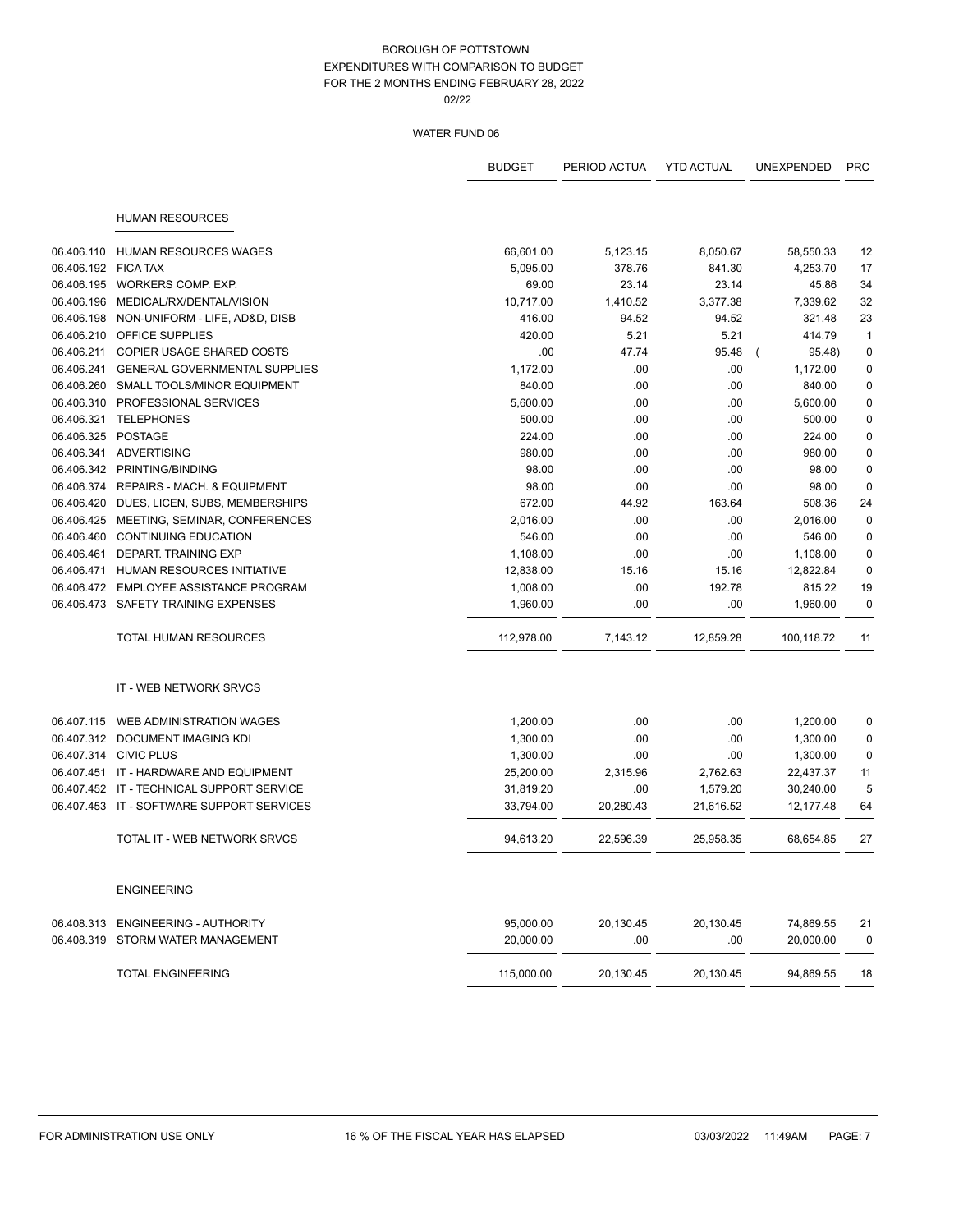# BOROUGH OF POTTSTOWN
## EXPENDITURES WITH COMPARISON TO BUDGET
## FOR THE 2 MONTHS ENDING FEBRUARY 28, 2022
02/22

### WATER FUND 06

| | | BUDGET | PERIOD ACTUA | YTD ACTUAL | UNEXPENDED | PRC |
|---|---|---|---|---|---|---|
| | **HUMAN RESOURCES** | | | | | |
| 06.406.110 | HUMAN RESOURCES WAGES | 66,601.00 | 5,123.15 | 8,050.67 | 58,550.33 | 12 |
| 06.406.192 | FICA TAX | 5,095.00 | 378.76 | 841.30 | 4,253.70 | 17 |
| 06.406.195 | WORKERS COMP. EXP. | 69.00 | 23.14 | 23.14 | 45.86 | 34 |
| 06.406.196 | MEDICAL/RX/DENTAL/VISION | 10,717.00 | 1,410.52 | 3,377.38 | 7,339.62 | 32 |
| 06.406.198 | NON-UNIFORM - LIFE, AD&D, DISB | 416.00 | 94.52 | 94.52 | 321.48 | 23 |
| 06.406.210 | OFFICE SUPPLIES | 420.00 | 5.21 | 5.21 | 414.79 | 1 |
| 06.406.211 | COPIER USAGE SHARED COSTS | .00 | 47.74 | 95.48 | ( 95.48) | 0 |
| 06.406.241 | GENERAL GOVERNMENTAL SUPPLIES | 1,172.00 | .00 | .00 | 1,172.00 | 0 |
| 06.406.260 | SMALL TOOLS/MINOR EQUIPMENT | 840.00 | .00 | .00 | 840.00 | 0 |
| 06.406.310 | PROFESSIONAL SERVICES | 5,600.00 | .00 | .00 | 5,600.00 | 0 |
| 06.406.321 | TELEPHONES | 500.00 | .00 | .00 | 500.00 | 0 |
| 06.406.325 | POSTAGE | 224.00 | .00 | .00 | 224.00 | 0 |
| 06.406.341 | ADVERTISING | 980.00 | .00 | .00 | 980.00 | 0 |
| 06.406.342 | PRINTING/BINDING | 98.00 | .00 | .00 | 98.00 | 0 |
| 06.406.374 | REPAIRS - MACH. & EQUIPMENT | 98.00 | .00 | .00 | 98.00 | 0 |
| 06.406.420 | DUES, LICEN, SUBS, MEMBERSHIPS | 672.00 | 44.92 | 163.64 | 508.36 | 24 |
| 06.406.425 | MEETING, SEMINAR, CONFERENCES | 2,016.00 | .00 | .00 | 2,016.00 | 0 |
| 06.406.460 | CONTINUING EDUCATION | 546.00 | .00 | .00 | 546.00 | 0 |
| 06.406.461 | DEPART. TRAINING EXP | 1,108.00 | .00 | .00 | 1,108.00 | 0 |
| 06.406.471 | HUMAN RESOURCES INITIATIVE | 12,838.00 | 15.16 | 15.16 | 12,822.84 | 0 |
| 06.406.472 | EMPLOYEE ASSISTANCE PROGRAM | 1,008.00 | .00 | 192.78 | 815.22 | 19 |
| 06.406.473 | SAFETY TRAINING EXPENSES | 1,960.00 | .00 | .00 | 1,960.00 | 0 |
| | TOTAL HUMAN RESOURCES | 112,978.00 | 7,143.12 | 12,859.28 | 100,118.72 | 11 |
| | **IT - WEB NETWORK SRVCS** | | | | | |
| 06.407.115 | WEB ADMINISTRATION WAGES | 1,200.00 | .00 | .00 | 1,200.00 | 0 |
| 06.407.312 | DOCUMENT IMAGING KDI | 1,300.00 | .00 | .00 | 1,300.00 | 0 |
| 06.407.314 | CIVIC PLUS | 1,300.00 | .00 | .00 | 1,300.00 | 0 |
| 06.407.451 | IT - HARDWARE AND EQUIPMENT | 25,200.00 | 2,315.96 | 2,762.63 | 22,437.37 | 11 |
| 06.407.452 | IT - TECHNICAL SUPPORT SERVICE | 31,819.20 | .00 | 1,579.20 | 30,240.00 | 5 |
| 06.407.453 | IT - SOFTWARE SUPPORT SERVICES | 33,794.00 | 20,280.43 | 21,616.52 | 12,177.48 | 64 |
| | TOTAL IT - WEB NETWORK SRVCS | 94,613.20 | 22,596.39 | 25,958.35 | 68,654.85 | 27 |
| | **ENGINEERING** | | | | | |
| 06.408.313 | ENGINEERING - AUTHORITY | 95,000.00 | 20,130.45 | 20,130.45 | 74,869.55 | 21 |
| 06.408.319 | STORM WATER MANAGEMENT | 20,000.00 | .00 | .00 | 20,000.00 | 0 |
| | TOTAL ENGINEERING | 115,000.00 | 20,130.45 | 20,130.45 | 94,869.55 | 18 |

FOR ADMINISTRATION USE ONLY — 16 % OF THE FISCAL YEAR HAS ELAPSED — 03/03/2022 11:49AM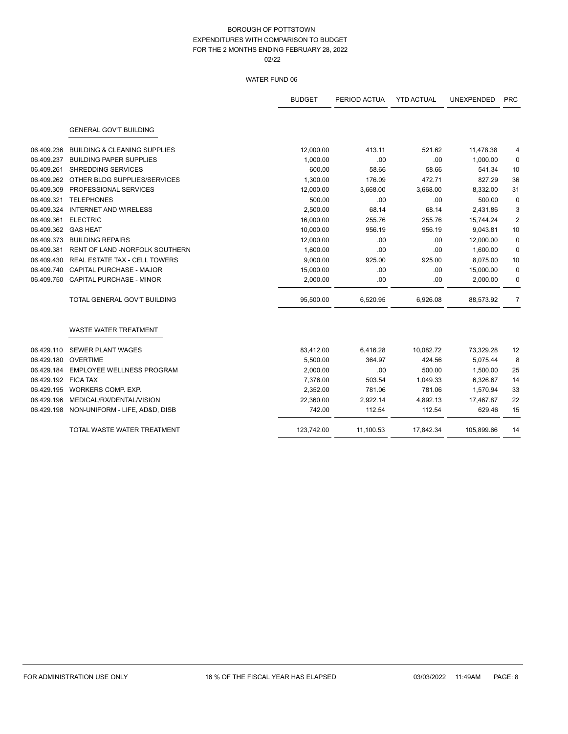# BOROUGH OF POTTSTOWN
## EXPENDITURES WITH COMPARISON TO BUDGET
## FOR THE 2 MONTHS ENDING FEBRUARY 28, 2022
02/22

### WATER FUND 06

| | | BUDGET | PERIOD ACTUA | YTD ACTUAL | UNEXPENDED | PRC |
|---|---|---|---|---|---|---|
| | **GENERAL GOV'T BUILDING** | | | | | |
| 06.409.236 | BUILDING & CLEANING SUPPLIES | 12,000.00 | 413.11 | 521.62 | 11,478.38 | 4 |
| 06.409.237 | BUILDING PAPER SUPPLIES | 1,000.00 | .00 | .00 | 1,000.00 | 0 |
| 06.409.261 | SHREDDING SERVICES | 600.00 | 58.66 | 58.66 | 541.34 | 10 |
| 06.409.262 | OTHER BLDG SUPPLIES/SERVICES | 1,300.00 | 176.09 | 472.71 | 827.29 | 36 |
| 06.409.309 | PROFESSIONAL SERVICES | 12,000.00 | 3,668.00 | 3,668.00 | 8,332.00 | 31 |
| 06.409.321 | TELEPHONES | 500.00 | .00 | .00 | 500.00 | 0 |
| 06.409.324 | INTERNET AND WIRELESS | 2,500.00 | 68.14 | 68.14 | 2,431.86 | 3 |
| 06.409.361 | ELECTRIC | 16,000.00 | 255.76 | 255.76 | 15,744.24 | 2 |
| 06.409.362 | GAS HEAT | 10,000.00 | 956.19 | 956.19 | 9,043.81 | 10 |
| 06.409.373 | BUILDING REPAIRS | 12,000.00 | .00 | .00 | 12,000.00 | 0 |
| 06.409.381 | RENT OF LAND -NORFOLK SOUTHERN | 1,600.00 | .00 | .00 | 1,600.00 | 0 |
| 06.409.430 | REAL ESTATE TAX - CELL TOWERS | 9,000.00 | 925.00 | 925.00 | 8,075.00 | 10 |
| 06.409.740 | CAPITAL PURCHASE - MAJOR | 15,000.00 | .00 | .00 | 15,000.00 | 0 |
| 06.409.750 | CAPITAL PURCHASE - MINOR | 2,000.00 | .00 | .00 | 2,000.00 | 0 |
| | TOTAL GENERAL GOV'T BUILDING | 95,500.00 | 6,520.95 | 6,926.08 | 88,573.92 | 7 |
| | **WASTE WATER TREATMENT** | | | | | |
| 06.429.110 | SEWER PLANT WAGES | 83,412.00 | 6,416.28 | 10,082.72 | 73,329.28 | 12 |
| 06.429.180 | OVERTIME | 5,500.00 | 364.97 | 424.56 | 5,075.44 | 8 |
| 06.429.184 | EMPLOYEE WELLNESS PROGRAM | 2,000.00 | .00 | 500.00 | 1,500.00 | 25 |
| 06.429.192 | FICA TAX | 7,376.00 | 503.54 | 1,049.33 | 6,326.67 | 14 |
| 06.429.195 | WORKERS COMP. EXP. | 2,352.00 | 781.06 | 781.06 | 1,570.94 | 33 |
| 06.429.196 | MEDICAL/RX/DENTAL/VISION | 22,360.00 | 2,922.14 | 4,892.13 | 17,467.87 | 22 |
| 06.429.198 | NON-UNIFORM - LIFE, AD&D, DISB | 742.00 | 112.54 | 112.54 | 629.46 | 15 |
| | TOTAL WASTE WATER TREATMENT | 123,742.00 | 11,100.53 | 17,842.34 | 105,899.66 | 14 |

FOR ADMINISTRATION USE ONLY 16 % OF THE FISCAL YEAR HAS ELAPSED 03/03/2022 11:49AM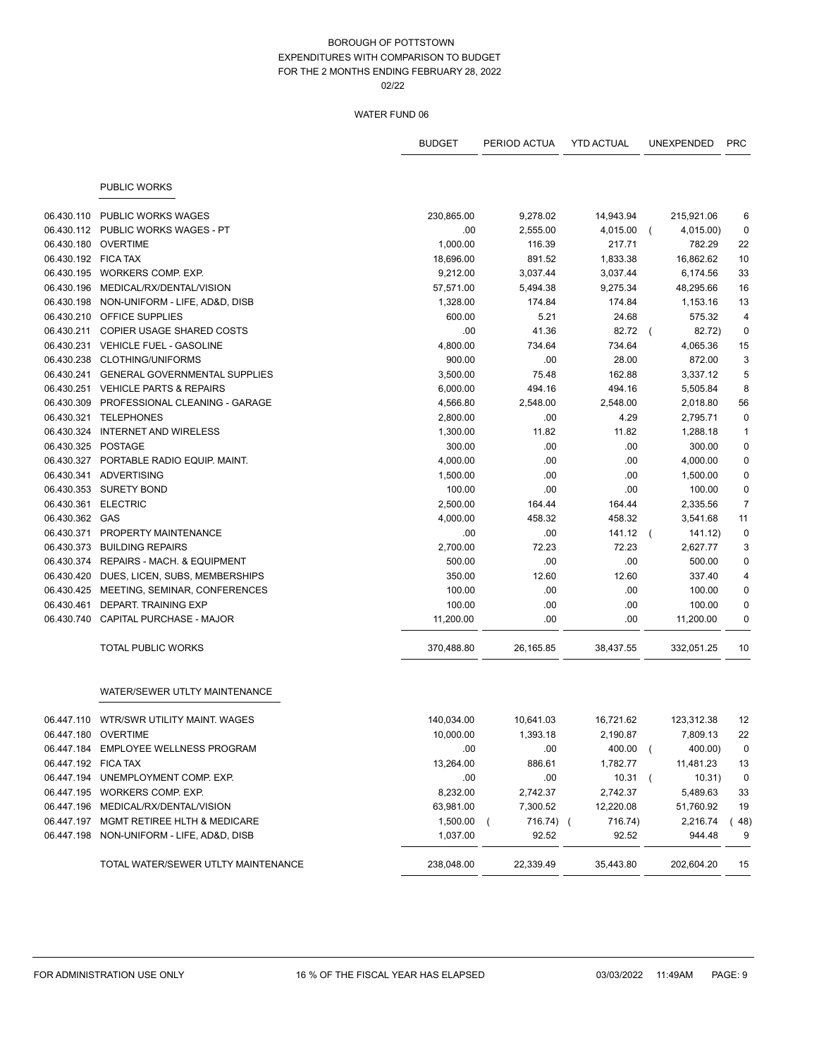BOROUGH OF POTTSTOWN
EXPENDITURES WITH COMPARISON TO BUDGET
FOR THE 2 MONTHS ENDING FEBRUARY 28, 2022
02/22

WATER FUND 06

| | | BUDGET | PERIOD ACTUA | YTD ACTUAL | UNEXPENDED | PRC |
|---|---|---|---|---|---|---|
| | **PUBLIC WORKS** | | | | | |
| 06.430.110 | PUBLIC WORKS WAGES | 230,865.00 | 9,278.02 | 14,943.94 | 215,921.06 | 6 |
| 06.430.112 | PUBLIC WORKS WAGES - PT | .00 | 2,555.00 | 4,015.00 | ( 4,015.00) | 0 |
| 06.430.180 | OVERTIME | 1,000.00 | 116.39 | 217.71 | 782.29 | 22 |
| 06.430.192 | FICA TAX | 18,696.00 | 891.52 | 1,833.38 | 16,862.62 | 10 |
| 06.430.195 | WORKERS COMP. EXP. | 9,212.00 | 3,037.44 | 3,037.44 | 6,174.56 | 33 |
| 06.430.196 | MEDICAL/RX/DENTAL/VISION | 57,571.00 | 5,494.38 | 9,275.34 | 48,295.66 | 16 |
| 06.430.198 | NON-UNIFORM - LIFE, AD&D, DISB | 1,328.00 | 174.84 | 174.84 | 1,153.16 | 13 |
| 06.430.210 | OFFICE SUPPLIES | 600.00 | 5.21 | 24.68 | 575.32 | 4 |
| 06.430.211 | COPIER USAGE SHARED COSTS | .00 | 41.36 | 82.72 | ( 82.72) | 0 |
| 06.430.231 | VEHICLE FUEL - GASOLINE | 4,800.00 | 734.64 | 734.64 | 4,065.36 | 15 |
| 06.430.238 | CLOTHING/UNIFORMS | 900.00 | .00 | 28.00 | 872.00 | 3 |
| 06.430.241 | GENERAL GOVERNMENTAL SUPPLIES | 3,500.00 | 75.48 | 162.88 | 3,337.12 | 5 |
| 06.430.251 | VEHICLE PARTS & REPAIRS | 6,000.00 | 494.16 | 494.16 | 5,505.84 | 8 |
| 06.430.309 | PROFESSIONAL CLEANING - GARAGE | 4,566.80 | 2,548.00 | 2,548.00 | 2,018.80 | 56 |
| 06.430.321 | TELEPHONES | 2,800.00 | .00 | 4.29 | 2,795.71 | 0 |
| 06.430.324 | INTERNET AND WIRELESS | 1,300.00 | 11.82 | 11.82 | 1,288.18 | 1 |
| 06.430.325 | POSTAGE | 300.00 | .00 | .00 | 300.00 | 0 |
| 06.430.327 | PORTABLE RADIO EQUIP. MAINT. | 4,000.00 | .00 | .00 | 4,000.00 | 0 |
| 06.430.341 | ADVERTISING | 1,500.00 | .00 | .00 | 1,500.00 | 0 |
| 06.430.353 | SURETY BOND | 100.00 | .00 | .00 | 100.00 | 0 |
| 06.430.361 | ELECTRIC | 2,500.00 | 164.44 | 164.44 | 2,335.56 | 7 |
| 06.430.362 | GAS | 4,000.00 | 458.32 | 458.32 | 3,541.68 | 11 |
| 06.430.371 | PROPERTY MAINTENANCE | .00 | .00 | 141.12 | ( 141.12) | 0 |
| 06.430.373 | BUILDING REPAIRS | 2,700.00 | 72.23 | 72.23 | 2,627.77 | 3 |
| 06.430.374 | REPAIRS - MACH. & EQUIPMENT | 500.00 | .00 | .00 | 500.00 | 0 |
| 06.430.420 | DUES, LICEN, SUBS, MEMBERSHIPS | 350.00 | 12.60 | 12.60 | 337.40 | 4 |
| 06.430.425 | MEETING, SEMINAR, CONFERENCES | 100.00 | .00 | .00 | 100.00 | 0 |
| 06.430.461 | DEPART. TRAINING EXP | 100.00 | .00 | .00 | 100.00 | 0 |
| 06.430.740 | CAPITAL PURCHASE - MAJOR | 11,200.00 | .00 | .00 | 11,200.00 | 0 |
| | TOTAL PUBLIC WORKS | 370,488.80 | 26,165.85 | 38,437.55 | 332,051.25 | 10 |
| | **WATER/SEWER UTLTY MAINTENANCE** | | | | | |
| 06.447.110 | WTR/SWR UTILITY MAINT. WAGES | 140,034.00 | 10,641.03 | 16,721.62 | 123,312.38 | 12 |
| 06.447.180 | OVERTIME | 10,000.00 | 1,393.18 | 2,190.87 | 7,809.13 | 22 |
| 06.447.184 | EMPLOYEE WELLNESS PROGRAM | .00 | .00 | 400.00 | ( 400.00) | 0 |
| 06.447.192 | FICA TAX | 13,264.00 | 886.61 | 1,782.77 | 11,481.23 | 13 |
| 06.447.194 | UNEMPLOYMENT COMP. EXP. | .00 | .00 | 10.31 | ( 10.31) | 0 |
| 06.447.195 | WORKERS COMP. EXP. | 8,232.00 | 2,742.37 | 2,742.37 | 5,489.63 | 33 |
| 06.447.196 | MEDICAL/RX/DENTAL/VISION | 63,981.00 | 7,300.52 | 12,220.08 | 51,760.92 | 19 |
| 06.447.197 | MGMT RETIREE HLTH & MEDICARE | 1,500.00 | ( 716.74) | ( 716.74) | 2,216.74 | ( 48) |
| 06.447.198 | NON-UNIFORM - LIFE, AD&D, DISB | 1,037.00 | 92.52 | 92.52 | 944.48 | 9 |
| | TOTAL WATER/SEWER UTLTY MAINTENANCE | 238,048.00 | 22,339.49 | 35,443.80 | 202,604.20 | 15 |

FOR ADMINISTRATION USE ONLY 16 % OF THE FISCAL YEAR HAS ELAPSED 03/03/2022 11:49AM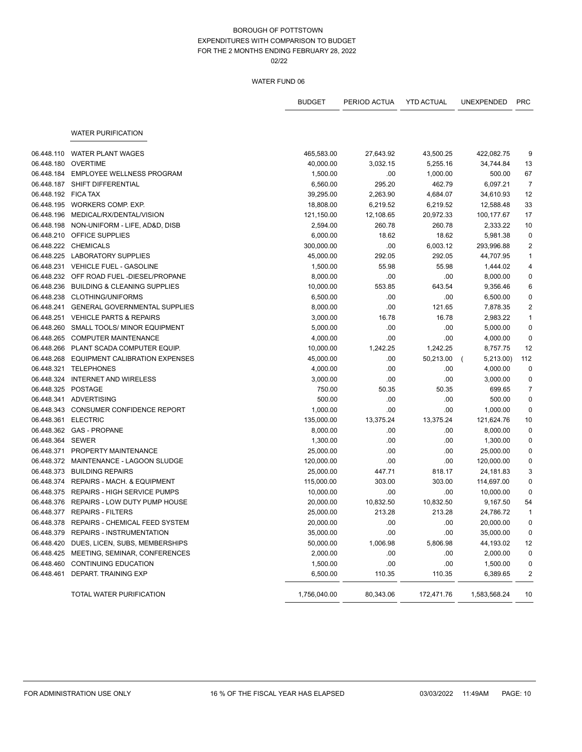# BOROUGH OF POTTSTOWN

## EXPENDITURES WITH COMPARISON TO BUDGET

## FOR THE 2 MONTHS ENDING FEBRUARY 28, 2022

02/22

### WATER FUND 06

| | | BUDGET | PERIOD ACTUA | YTD ACTUAL | UNEXPENDED | PRC |
|---|---|---|---|---|---|---|
| | **WATER PURIFICATION** | | | | | |
| 06.448.110 | WATER PLANT WAGES | 465,583.00 | 27,643.92 | 43,500.25 | 422,082.75 | 9 |
| 06.448.180 | OVERTIME | 40,000.00 | 3,032.15 | 5,255.16 | 34,744.84 | 13 |
| 06.448.184 | EMPLOYEE WELLNESS PROGRAM | 1,500.00 | .00 | 1,000.00 | 500.00 | 67 |
| 06.448.187 | SHIFT DIFFERENTIAL | 6,560.00 | 295.20 | 462.79 | 6,097.21 | 7 |
| 06.448.192 | FICA TAX | 39,295.00 | 2,263.90 | 4,684.07 | 34,610.93 | 12 |
| 06.448.195 | WORKERS COMP. EXP. | 18,808.00 | 6,219.52 | 6,219.52 | 12,588.48 | 33 |
| 06.448.196 | MEDICAL/RX/DENTAL/VISION | 121,150.00 | 12,108.65 | 20,972.33 | 100,177.67 | 17 |
| 06.448.198 | NON-UNIFORM - LIFE, AD&D, DISB | 2,594.00 | 260.78 | 260.78 | 2,333.22 | 10 |
| 06.448.210 | OFFICE SUPPLIES | 6,000.00 | 18.62 | 18.62 | 5,981.38 | 0 |
| 06.448.222 | CHEMICALS | 300,000.00 | .00 | 6,003.12 | 293,996.88 | 2 |
| 06.448.225 | LABORATORY SUPPLIES | 45,000.00 | 292.05 | 292.05 | 44,707.95 | 1 |
| 06.448.231 | VEHICLE FUEL - GASOLINE | 1,500.00 | 55.98 | 55.98 | 1,444.02 | 4 |
| 06.448.232 | OFF ROAD FUEL -DIESEL/PROPANE | 8,000.00 | .00 | .00 | 8,000.00 | 0 |
| 06.448.236 | BUILDING & CLEANING SUPPLIES | 10,000.00 | 553.85 | 643.54 | 9,356.46 | 6 |
| 06.448.238 | CLOTHING/UNIFORMS | 6,500.00 | .00 | .00 | 6,500.00 | 0 |
| 06.448.241 | GENERAL GOVERNMENTAL SUPPLIES | 8,000.00 | .00 | 121.65 | 7,878.35 | 2 |
| 06.448.251 | VEHICLE PARTS & REPAIRS | 3,000.00 | 16.78 | 16.78 | 2,983.22 | 1 |
| 06.448.260 | SMALL TOOLS/ MINOR EQUIPMENT | 5,000.00 | .00 | .00 | 5,000.00 | 0 |
| 06.448.265 | COMPUTER MAINTENANCE | 4,000.00 | .00 | .00 | 4,000.00 | 0 |
| 06.448.266 | PLANT SCADA COMPUTER EQUIP. | 10,000.00 | 1,242.25 | 1,242.25 | 8,757.75 | 12 |
| 06.448.268 | EQUIPMENT CALIBRATION EXPENSES | 45,000.00 | .00 | 50,213.00 | ( 5,213.00) | 112 |
| 06.448.321 | TELEPHONES | 4,000.00 | .00 | .00 | 4,000.00 | 0 |
| 06.448.324 | INTERNET AND WIRELESS | 3,000.00 | .00 | .00 | 3,000.00 | 0 |
| 06.448.325 | POSTAGE | 750.00 | 50.35 | 50.35 | 699.65 | 7 |
| 06.448.341 | ADVERTISING | 500.00 | .00 | .00 | 500.00 | 0 |
| 06.448.343 | CONSUMER CONFIDENCE REPORT | 1,000.00 | .00 | .00 | 1,000.00 | 0 |
| 06.448.361 | ELECTRIC | 135,000.00 | 13,375.24 | 13,375.24 | 121,624.76 | 10 |
| 06.448.362 | GAS - PROPANE | 8,000.00 | .00 | .00 | 8,000.00 | 0 |
| 06.448.364 | SEWER | 1,300.00 | .00 | .00 | 1,300.00 | 0 |
| 06.448.371 | PROPERTY MAINTENANCE | 25,000.00 | .00 | .00 | 25,000.00 | 0 |
| 06.448.372 | MAINTENANCE - LAGOON SLUDGE | 120,000.00 | .00 | .00 | 120,000.00 | 0 |
| 06.448.373 | BUILDING REPAIRS | 25,000.00 | 447.71 | 818.17 | 24,181.83 | 3 |
| 06.448.374 | REPAIRS - MACH. & EQUIPMENT | 115,000.00 | 303.00 | 303.00 | 114,697.00 | 0 |
| 06.448.375 | REPAIRS - HIGH SERVICE PUMPS | 10,000.00 | .00 | .00 | 10,000.00 | 0 |
| 06.448.376 | REPAIRS - LOW DUTY PUMP HOUSE | 20,000.00 | 10,832.50 | 10,832.50 | 9,167.50 | 54 |
| 06.448.377 | REPAIRS - FILTERS | 25,000.00 | 213.28 | 213.28 | 24,786.72 | 1 |
| 06.448.378 | REPAIRS - CHEMICAL FEED SYSTEM | 20,000.00 | .00 | .00 | 20,000.00 | 0 |
| 06.448.379 | REPAIRS - INSTRUMENTATION | 35,000.00 | .00 | .00 | 35,000.00 | 0 |
| 06.448.420 | DUES, LICEN, SUBS, MEMBERSHIPS | 50,000.00 | 1,006.98 | 5,806.98 | 44,193.02 | 12 |
| 06.448.425 | MEETING, SEMINAR, CONFERENCES | 2,000.00 | .00 | .00 | 2,000.00 | 0 |
| 06.448.460 | CONTINUING EDUCATION | 1,500.00 | .00 | .00 | 1,500.00 | 0 |
| 06.448.461 | DEPART. TRAINING EXP | 6,500.00 | 110.35 | 110.35 | 6,389.65 | 2 |
| | TOTAL WATER PURIFICATION | 1,756,040.00 | 80,343.06 | 172,471.76 | 1,583,568.24 | 10 |

FOR ADMINISTRATION USE ONLY | 16 % OF THE FISCAL YEAR HAS ELAPSED | 03/03/2022 11:49AM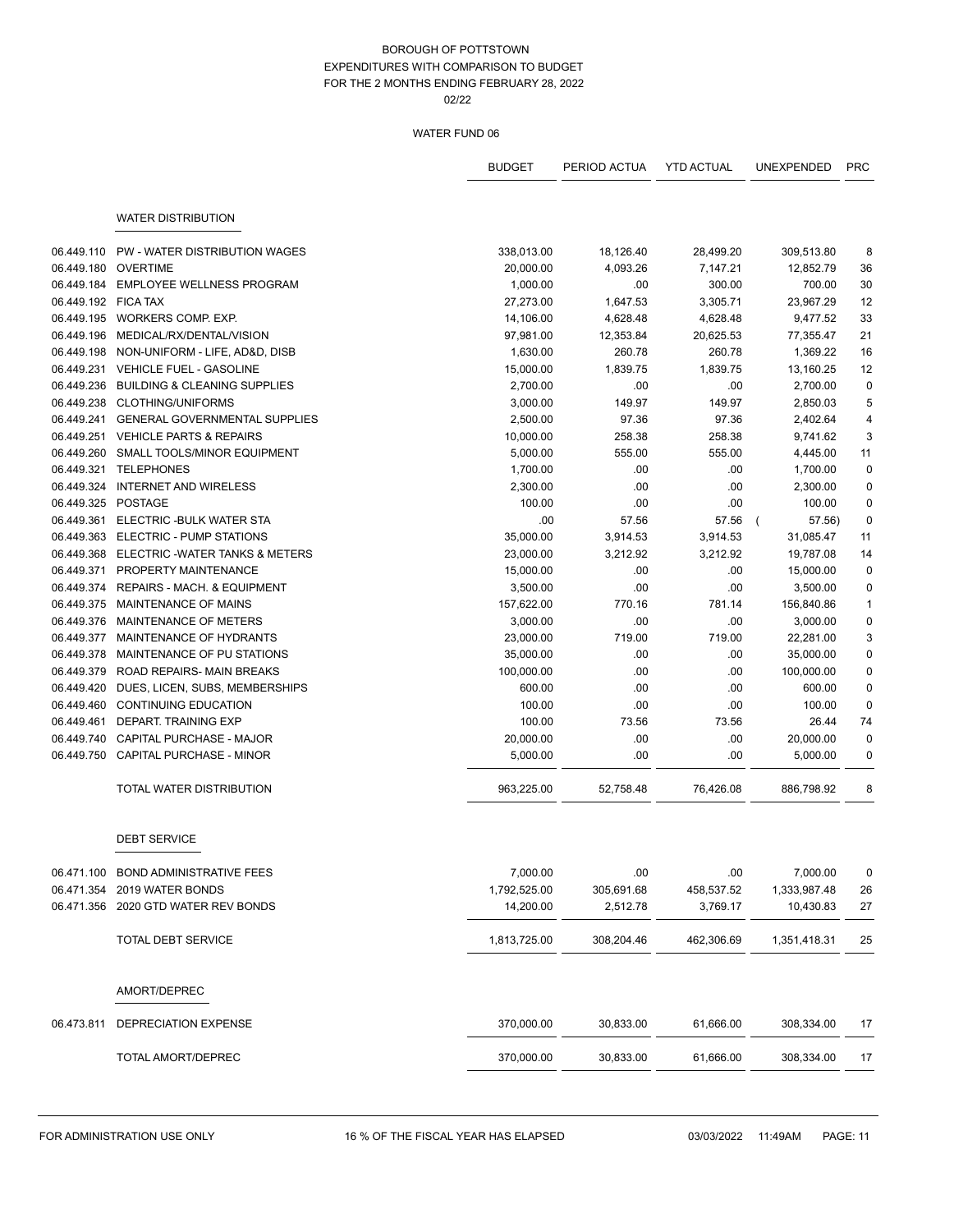BOROUGH OF POTTSTOWN
EXPENDITURES WITH COMPARISON TO BUDGET
FOR THE 2 MONTHS ENDING FEBRUARY 28, 2022
02/22

WATER FUND 06

| | | BUDGET | PERIOD ACTUA | YTD ACTUAL | UNEXPENDED | PRC |
|---|---|---|---|---|---|---|
| | **WATER DISTRIBUTION** | | | | | |
| 06.449.110 | PW - WATER DISTRIBUTION WAGES | 338,013.00 | 18,126.40 | 28,499.20 | 309,513.80 | 8 |
| 06.449.180 | OVERTIME | 20,000.00 | 4,093.26 | 7,147.21 | 12,852.79 | 36 |
| 06.449.184 | EMPLOYEE WELLNESS PROGRAM | 1,000.00 | .00 | 300.00 | 700.00 | 30 |
| 06.449.192 | FICA TAX | 27,273.00 | 1,647.53 | 3,305.71 | 23,967.29 | 12 |
| 06.449.195 | WORKERS COMP. EXP. | 14,106.00 | 4,628.48 | 4,628.48 | 9,477.52 | 33 |
| 06.449.196 | MEDICAL/RX/DENTAL/VISION | 97,981.00 | 12,353.84 | 20,625.53 | 77,355.47 | 21 |
| 06.449.198 | NON-UNIFORM - LIFE, AD&D, DISB | 1,630.00 | 260.78 | 260.78 | 1,369.22 | 16 |
| 06.449.231 | VEHICLE FUEL - GASOLINE | 15,000.00 | 1,839.75 | 1,839.75 | 13,160.25 | 12 |
| 06.449.236 | BUILDING & CLEANING SUPPLIES | 2,700.00 | .00 | .00 | 2,700.00 | 0 |
| 06.449.238 | CLOTHING/UNIFORMS | 3,000.00 | 149.97 | 149.97 | 2,850.03 | 5 |
| 06.449.241 | GENERAL GOVERNMENTAL SUPPLIES | 2,500.00 | 97.36 | 97.36 | 2,402.64 | 4 |
| 06.449.251 | VEHICLE PARTS & REPAIRS | 10,000.00 | 258.38 | 258.38 | 9,741.62 | 3 |
| 06.449.260 | SMALL TOOLS/MINOR EQUIPMENT | 5,000.00 | 555.00 | 555.00 | 4,445.00 | 11 |
| 06.449.321 | TELEPHONES | 1,700.00 | .00 | .00 | 1,700.00 | 0 |
| 06.449.324 | INTERNET AND WIRELESS | 2,300.00 | .00 | .00 | 2,300.00 | 0 |
| 06.449.325 | POSTAGE | 100.00 | .00 | .00 | 100.00 | 0 |
| 06.449.361 | ELECTRIC -BULK WATER STA | .00 | 57.56 | 57.56 | ( 57.56) | 0 |
| 06.449.363 | ELECTRIC - PUMP STATIONS | 35,000.00 | 3,914.53 | 3,914.53 | 31,085.47 | 11 |
| 06.449.368 | ELECTRIC -WATER TANKS & METERS | 23,000.00 | 3,212.92 | 3,212.92 | 19,787.08 | 14 |
| 06.449.371 | PROPERTY MAINTENANCE | 15,000.00 | .00 | .00 | 15,000.00 | 0 |
| 06.449.374 | REPAIRS - MACH. & EQUIPMENT | 3,500.00 | .00 | .00 | 3,500.00 | 0 |
| 06.449.375 | MAINTENANCE OF MAINS | 157,622.00 | 770.16 | 781.14 | 156,840.86 | 1 |
| 06.449.376 | MAINTENANCE OF METERS | 3,000.00 | .00 | .00 | 3,000.00 | 0 |
| 06.449.377 | MAINTENANCE OF HYDRANTS | 23,000.00 | 719.00 | 719.00 | 22,281.00 | 3 |
| 06.449.378 | MAINTENANCE OF PU STATIONS | 35,000.00 | .00 | .00 | 35,000.00 | 0 |
| 06.449.379 | ROAD REPAIRS- MAIN BREAKS | 100,000.00 | .00 | .00 | 100,000.00 | 0 |
| 06.449.420 | DUES, LICEN, SUBS, MEMBERSHIPS | 600.00 | .00 | .00 | 600.00 | 0 |
| 06.449.460 | CONTINUING EDUCATION | 100.00 | .00 | .00 | 100.00 | 0 |
| 06.449.461 | DEPART. TRAINING EXP | 100.00 | 73.56 | 73.56 | 26.44 | 74 |
| 06.449.740 | CAPITAL PURCHASE - MAJOR | 20,000.00 | .00 | .00 | 20,000.00 | 0 |
| 06.449.750 | CAPITAL PURCHASE - MINOR | 5,000.00 | .00 | .00 | 5,000.00 | 0 |
| | TOTAL WATER DISTRIBUTION | 963,225.00 | 52,758.48 | 76,426.08 | 886,798.92 | 8 |
| | **DEBT SERVICE** | | | | | |
| 06.471.100 | BOND ADMINISTRATIVE FEES | 7,000.00 | .00 | .00 | 7,000.00 | 0 |
| 06.471.354 | 2019 WATER BONDS | 1,792,525.00 | 305,691.68 | 458,537.52 | 1,333,987.48 | 26 |
| 06.471.356 | 2020 GTD WATER REV BONDS | 14,200.00 | 2,512.78 | 3,769.17 | 10,430.83 | 27 |
| | TOTAL DEBT SERVICE | 1,813,725.00 | 308,204.46 | 462,306.69 | 1,351,418.31 | 25 |
| | **AMORT/DEPREC** | | | | | |
| 06.473.811 | DEPRECIATION EXPENSE | 370,000.00 | 30,833.00 | 61,666.00 | 308,334.00 | 17 |
| | TOTAL AMORT/DEPREC | 370,000.00 | 30,833.00 | 61,666.00 | 308,334.00 | 17 |

FOR ADMINISTRATION USE ONLY — 16 % OF THE FISCAL YEAR HAS ELAPSED — 03/03/2022 11:49AM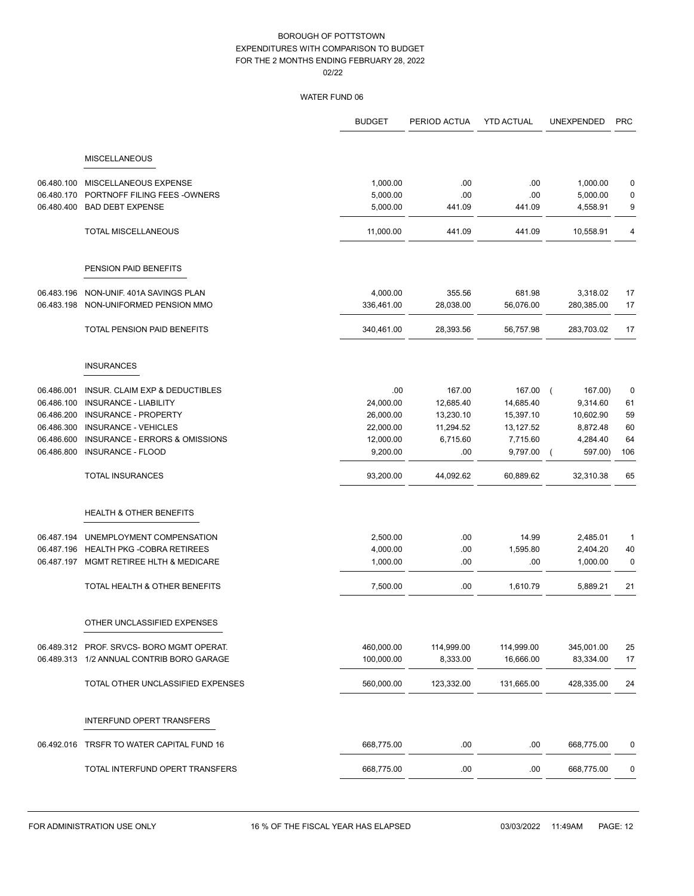# BOROUGH OF POTTSTOWN
## EXPENDITURES WITH COMPARISON TO BUDGET
## FOR THE 2 MONTHS ENDING FEBRUARY 28, 2022
02/22

### WATER FUND 06

| | | BUDGET | PERIOD ACTUA | YTD ACTUAL | UNEXPENDED | PRC |
|---|---|---|---|---|---|---|
| | **MISCELLANEOUS** | | | | | |
| 06.480.100 | MISCELLANEOUS EXPENSE | 1,000.00 | .00 | .00 | 1,000.00 | 0 |
| 06.480.170 | PORTNOFF FILING FEES -OWNERS | 5,000.00 | .00 | .00 | 5,000.00 | 0 |
| 06.480.400 | BAD DEBT EXPENSE | 5,000.00 | 441.09 | 441.09 | 4,558.91 | 9 |
| | TOTAL MISCELLANEOUS | 11,000.00 | 441.09 | 441.09 | 10,558.91 | 4 |
| | **PENSION PAID BENEFITS** | | | | | |
| 06.483.196 | NON-UNIF. 401A SAVINGS PLAN | 4,000.00 | 355.56 | 681.98 | 3,318.02 | 17 |
| 06.483.198 | NON-UNIFORMED PENSION MMO | 336,461.00 | 28,038.00 | 56,076.00 | 280,385.00 | 17 |
| | TOTAL PENSION PAID BENEFITS | 340,461.00 | 28,393.56 | 56,757.98 | 283,703.02 | 17 |
| | **INSURANCES** | | | | | |
| 06.486.001 | INSUR. CLAIM EXP & DEDUCTIBLES | .00 | 167.00 | 167.00 | ( 167.00) | 0 |
| 06.486.100 | INSURANCE - LIABILITY | 24,000.00 | 12,685.40 | 14,685.40 | 9,314.60 | 61 |
| 06.486.200 | INSURANCE - PROPERTY | 26,000.00 | 13,230.10 | 15,397.10 | 10,602.90 | 59 |
| 06.486.300 | INSURANCE - VEHICLES | 22,000.00 | 11,294.52 | 13,127.52 | 8,872.48 | 60 |
| 06.486.600 | INSURANCE - ERRORS & OMISSIONS | 12,000.00 | 6,715.60 | 7,715.60 | 4,284.40 | 64 |
| 06.486.800 | INSURANCE - FLOOD | 9,200.00 | .00 | 9,797.00 | ( 597.00) | 106 |
| | TOTAL INSURANCES | 93,200.00 | 44,092.62 | 60,889.62 | 32,310.38 | 65 |
| | **HEALTH & OTHER BENEFITS** | | | | | |
| 06.487.194 | UNEMPLOYMENT COMPENSATION | 2,500.00 | .00 | 14.99 | 2,485.01 | 1 |
| 06.487.196 | HEALTH PKG -COBRA RETIREES | 4,000.00 | .00 | 1,595.80 | 2,404.20 | 40 |
| 06.487.197 | MGMT RETIREE HLTH & MEDICARE | 1,000.00 | .00 | .00 | 1,000.00 | 0 |
| | TOTAL HEALTH & OTHER BENEFITS | 7,500.00 | .00 | 1,610.79 | 5,889.21 | 21 |
| | **OTHER UNCLASSIFIED EXPENSES** | | | | | |
| 06.489.312 | PROF. SRVCS- BORO MGMT OPERAT. | 460,000.00 | 114,999.00 | 114,999.00 | 345,001.00 | 25 |
| 06.489.313 | 1/2 ANNUAL CONTRIB BORO GARAGE | 100,000.00 | 8,333.00 | 16,666.00 | 83,334.00 | 17 |
| | TOTAL OTHER UNCLASSIFIED EXPENSES | 560,000.00 | 123,332.00 | 131,665.00 | 428,335.00 | 24 |
| | **INTERFUND OPERT TRANSFERS** | | | | | |
| 06.492.016 | TRSFR TO WATER CAPITAL FUND 16 | 668,775.00 | .00 | .00 | 668,775.00 | 0 |
| | TOTAL INTERFUND OPERT TRANSFERS | 668,775.00 | .00 | .00 | 668,775.00 | 0 |

FOR ADMINISTRATION USE ONLY — 16 % OF THE FISCAL YEAR HAS ELAPSED — 03/03/2022 11:49AM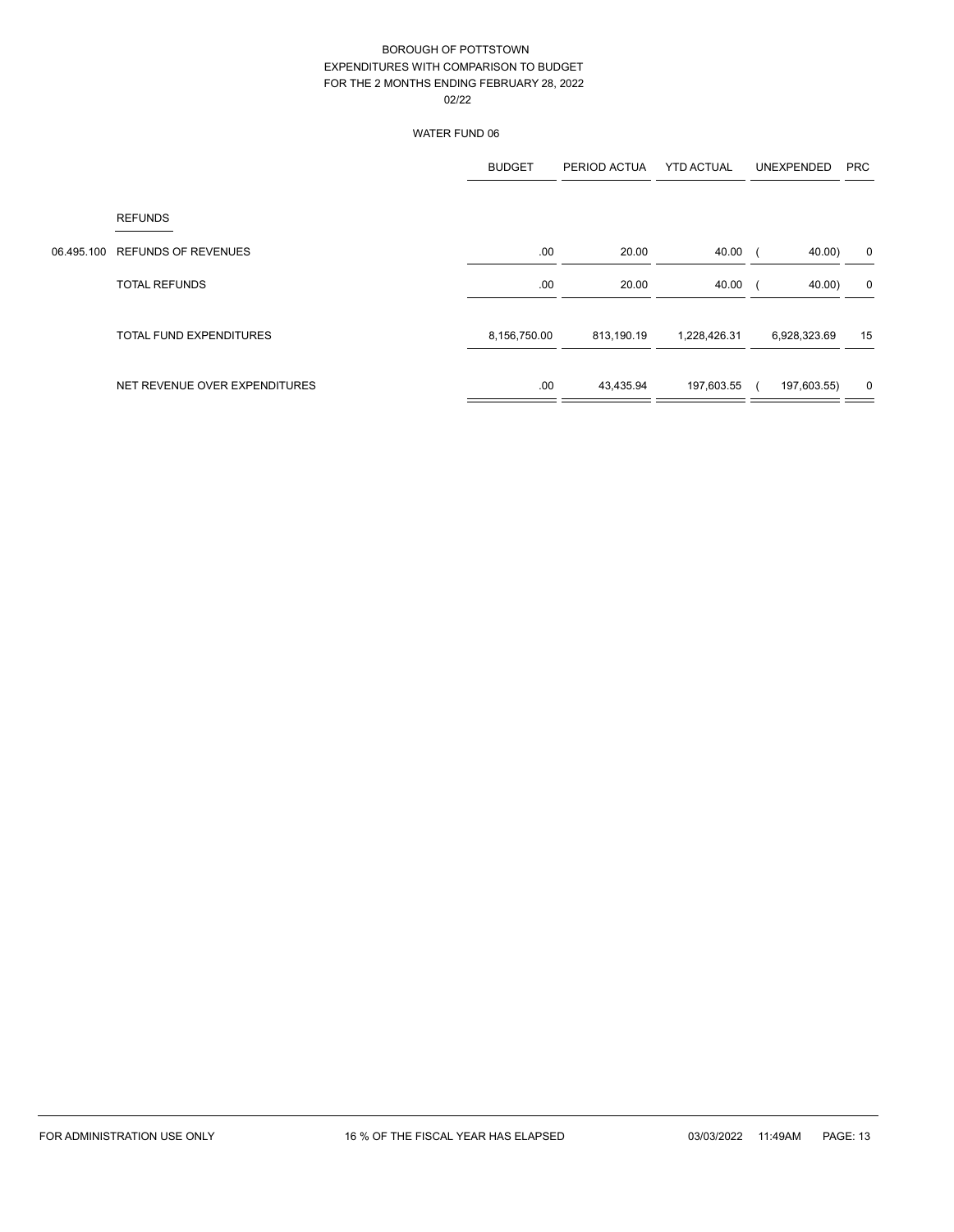BOROUGH OF POTTSTOWN
EXPENDITURES WITH COMPARISON TO BUDGET
FOR THE 2 MONTHS ENDING FEBRUARY 28, 2022
02/22

WATER FUND 06

| | | BUDGET | PERIOD ACTUA | YTD ACTUAL | UNEXPENDED | PRC |
|---|---|---|---|---|---|---|
| | REFUNDS | | | | | |
| 06.495.100 | REFUNDS OF REVENUES | .00 | 20.00 | 40.00 | ( 40.00) | 0 |
| | TOTAL REFUNDS | .00 | 20.00 | 40.00 | ( 40.00) | 0 |
| | TOTAL FUND EXPENDITURES | 8,156,750.00 | 813,190.19 | 1,228,426.31 | 6,928,323.69 | 15 |
| | NET REVENUE OVER EXPENDITURES | .00 | 43,435.94 | 197,603.55 | ( 197,603.55) | 0 |

FOR ADMINISTRATION USE ONLY — 16 % OF THE FISCAL YEAR HAS ELAPSED — 03/03/2022 11:49AM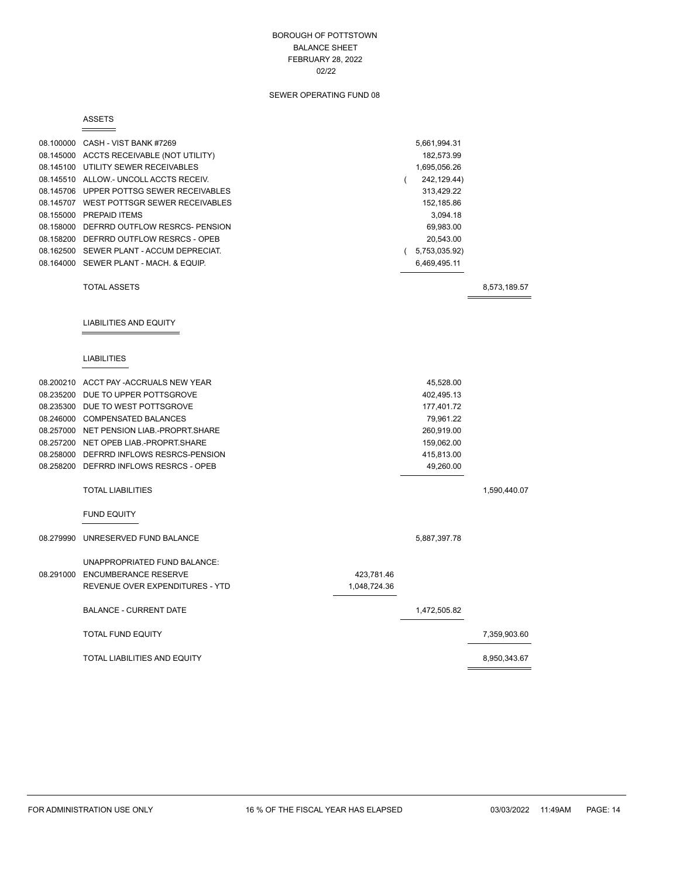# BOROUGH OF POTTSTOWN
## BALANCE SHEET
## FEBRUARY 28, 2022
## 02/22

### SEWER OPERATING FUND 08

#### ASSETS

| Account | Description | | | |
|---|---|---|---|---|
| 08.100000 | CASH - VIST BANK #7269 | | 5,661,994.31 | |
| 08.145000 | ACCTS RECEIVABLE (NOT UTILITY) | | 182,573.99 | |
| 08.145100 | UTILITY SEWER RECEIVABLES | | 1,695,056.26 | |
| 08.145510 | ALLOW.- UNCOLL ACCTS RECEIV. | | ( 242,129.44) | |
| 08.145706 | UPPER POTTSG SEWER RECEIVABLES | | 313,429.22 | |
| 08.145707 | WEST POTTSGR SEWER RECEIVABLES | | 152,185.86 | |
| 08.155000 | PREPAID ITEMS | | 3,094.18 | |
| 08.158000 | DEFRRD OUTFLOW RESRCS- PENSION | | 69,983.00 | |
| 08.158200 | DEFRRD OUTFLOW RESRCS - OPEB | | 20,543.00 | |
| 08.162500 | SEWER PLANT - ACCUM DEPRECIAT. | | ( 5,753,035.92) | |
| 08.164000 | SEWER PLANT - MACH. & EQUIP. | | 6,469,495.11 | |
| | TOTAL ASSETS | | | 8,573,189.57 |

#### LIABILITIES AND EQUITY

##### LIABILITIES

| Account | Description | | | |
|---|---|---|---|---|
| 08.200210 | ACCT PAY -ACCRUALS NEW YEAR | | 45,528.00 | |
| 08.235200 | DUE TO UPPER POTTSGROVE | | 402,495.13 | |
| 08.235300 | DUE TO WEST POTTSGROVE | | 177,401.72 | |
| 08.246000 | COMPENSATED BALANCES | | 79,961.22 | |
| 08.257000 | NET PENSION LIAB.-PROPRT.SHARE | | 260,919.00 | |
| 08.257200 | NET OPEB LIAB.-PROPRT.SHARE | | 159,062.00 | |
| 08.258000 | DEFRRD INFLOWS RESRCS-PENSION | | 415,813.00 | |
| 08.258200 | DEFRRD INFLOWS RESRCS - OPEB | | 49,260.00 | |
| | TOTAL LIABILITIES | | | 1,590,440.07 |

##### FUND EQUITY

| Account | Description | | | |
|---|---|---|---|---|
| 08.279990 | UNRESERVED FUND BALANCE | | 5,887,397.78 | |
| | UNAPPROPRIATED FUND BALANCE: | | | |
| 08.291000 | ENCUMBERANCE RESERVE | 423,781.46 | | |
| | REVENUE OVER EXPENDITURES - YTD | 1,048,724.36 | | |
| | BALANCE - CURRENT DATE | | 1,472,505.82 | |
| | TOTAL FUND EQUITY | | | 7,359,903.60 |
| | TOTAL LIABILITIES AND EQUITY | | | 8,950,343.67 |

FOR ADMINISTRATION USE ONLY    16 % OF THE FISCAL YEAR HAS ELAPSED    03/03/2022 11:49AM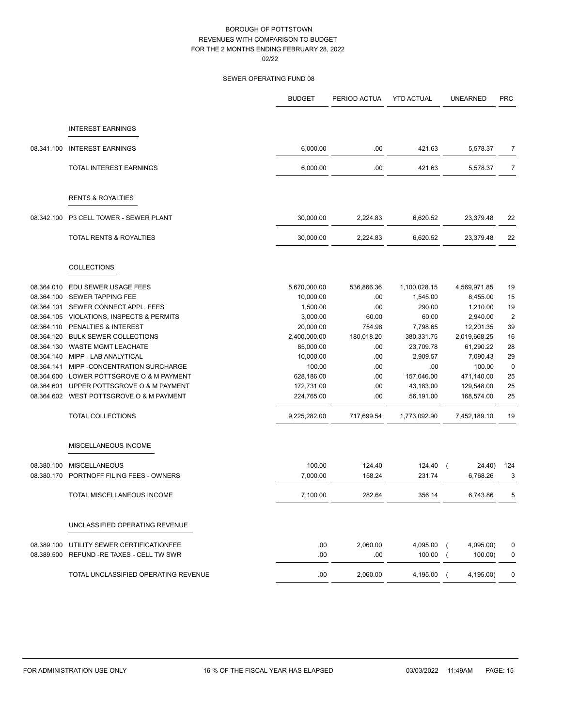# BOROUGH OF POTTSTOWN
## REVENUES WITH COMPARISON TO BUDGET
## FOR THE 2 MONTHS ENDING FEBRUARY 28, 2022
02/22

### SEWER OPERATING FUND 08

| | | BUDGET | PERIOD ACTUA | YTD ACTUAL | UNEARNED | PRC |
|---|---|---|---|---|---|---|
| | **INTEREST EARNINGS** | | | | | |
| 08.341.100 | INTEREST EARNINGS | 6,000.00 | .00 | 421.63 | 5,578.37 | 7 |
| | TOTAL INTEREST EARNINGS | 6,000.00 | .00 | 421.63 | 5,578.37 | 7 |
| | **RENTS & ROYALTIES** | | | | | |
| 08.342.100 | P3 CELL TOWER - SEWER PLANT | 30,000.00 | 2,224.83 | 6,620.52 | 23,379.48 | 22 |
| | TOTAL RENTS & ROYALTIES | 30,000.00 | 2,224.83 | 6,620.52 | 23,379.48 | 22 |
| | **COLLECTIONS** | | | | | |
| 08.364.010 | EDU SEWER USAGE FEES | 5,670,000.00 | 536,866.36 | 1,100,028.15 | 4,569,971.85 | 19 |
| 08.364.100 | SEWER TAPPING FEE | 10,000.00 | .00 | 1,545.00 | 8,455.00 | 15 |
| 08.364.101 | SEWER CONNECT APPL. FEES | 1,500.00 | .00 | 290.00 | 1,210.00 | 19 |
| 08.364.105 | VIOLATIONS, INSPECTS & PERMITS | 3,000.00 | 60.00 | 60.00 | 2,940.00 | 2 |
| 08.364.110 | PENALTIES & INTEREST | 20,000.00 | 754.98 | 7,798.65 | 12,201.35 | 39 |
| 08.364.120 | BULK SEWER COLLECTIONS | 2,400,000.00 | 180,018.20 | 380,331.75 | 2,019,668.25 | 16 |
| 08.364.130 | WASTE MGMT LEACHATE | 85,000.00 | .00 | 23,709.78 | 61,290.22 | 28 |
| 08.364.140 | MIPP - LAB ANALYTICAL | 10,000.00 | .00 | 2,909.57 | 7,090.43 | 29 |
| 08.364.141 | MIPP -CONCENTRATION SURCHARGE | 100.00 | .00 | .00 | 100.00 | 0 |
| 08.364.600 | LOWER POTTSGROVE O & M PAYMENT | 628,186.00 | .00 | 157,046.00 | 471,140.00 | 25 |
| 08.364.601 | UPPER POTTSGROVE O & M PAYMENT | 172,731.00 | .00 | 43,183.00 | 129,548.00 | 25 |
| 08.364.602 | WEST POTTSGROVE O & M PAYMENT | 224,765.00 | .00 | 56,191.00 | 168,574.00 | 25 |
| | TOTAL COLLECTIONS | 9,225,282.00 | 717,699.54 | 1,773,092.90 | 7,452,189.10 | 19 |
| | **MISCELLANEOUS INCOME** | | | | | |
| 08.380.100 | MISCELLANEOUS | 100.00 | 124.40 | 124.40 | ( 24.40) | 124 |
| 08.380.170 | PORTNOFF FILING FEES - OWNERS | 7,000.00 | 158.24 | 231.74 | 6,768.26 | 3 |
| | TOTAL MISCELLANEOUS INCOME | 7,100.00 | 282.64 | 356.14 | 6,743.86 | 5 |
| | **UNCLASSIFIED OPERATING REVENUE** | | | | | |
| 08.389.100 | UTILITY SEWER CERTIFICATIONFEE | .00 | 2,060.00 | 4,095.00 | ( 4,095.00) | 0 |
| 08.389.500 | REFUND -RE TAXES - CELL TW SWR | .00 | .00 | 100.00 | ( 100.00) | 0 |
| | TOTAL UNCLASSIFIED OPERATING REVENUE | .00 | 2,060.00 | 4,195.00 | ( 4,195.00) | 0 |

FOR ADMINISTRATION USE ONLY — 16 % OF THE FISCAL YEAR HAS ELAPSED — 03/03/2022 11:49AM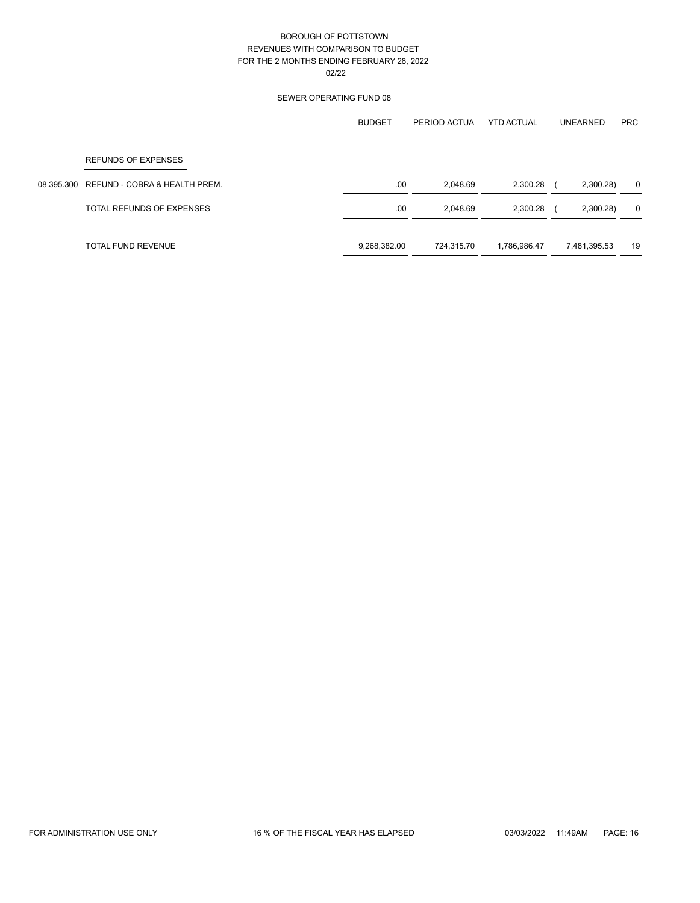BOROUGH OF POTTSTOWN
REVENUES WITH COMPARISON TO BUDGET
FOR THE 2 MONTHS ENDING FEBRUARY 28, 2022
02/22

SEWER OPERATING FUND 08

| | | BUDGET | PERIOD ACTUA | YTD ACTUAL | UNEARNED | PRC |
|---|---|---|---|---|---|---|
| | REFUNDS OF EXPENSES | | | | | |
| 08.395.300 | REFUND - COBRA & HEALTH PREM. | .00 | 2,048.69 | 2,300.28 | ( 2,300.28) | 0 |
| | TOTAL REFUNDS OF EXPENSES | .00 | 2,048.69 | 2,300.28 | ( 2,300.28) | 0 |
| | TOTAL FUND REVENUE | 9,268,382.00 | 724,315.70 | 1,786,986.47 | 7,481,395.53 | 19 |

FOR ADMINISTRATION USE ONLY 16 % OF THE FISCAL YEAR HAS ELAPSED 03/03/2022 11:49AM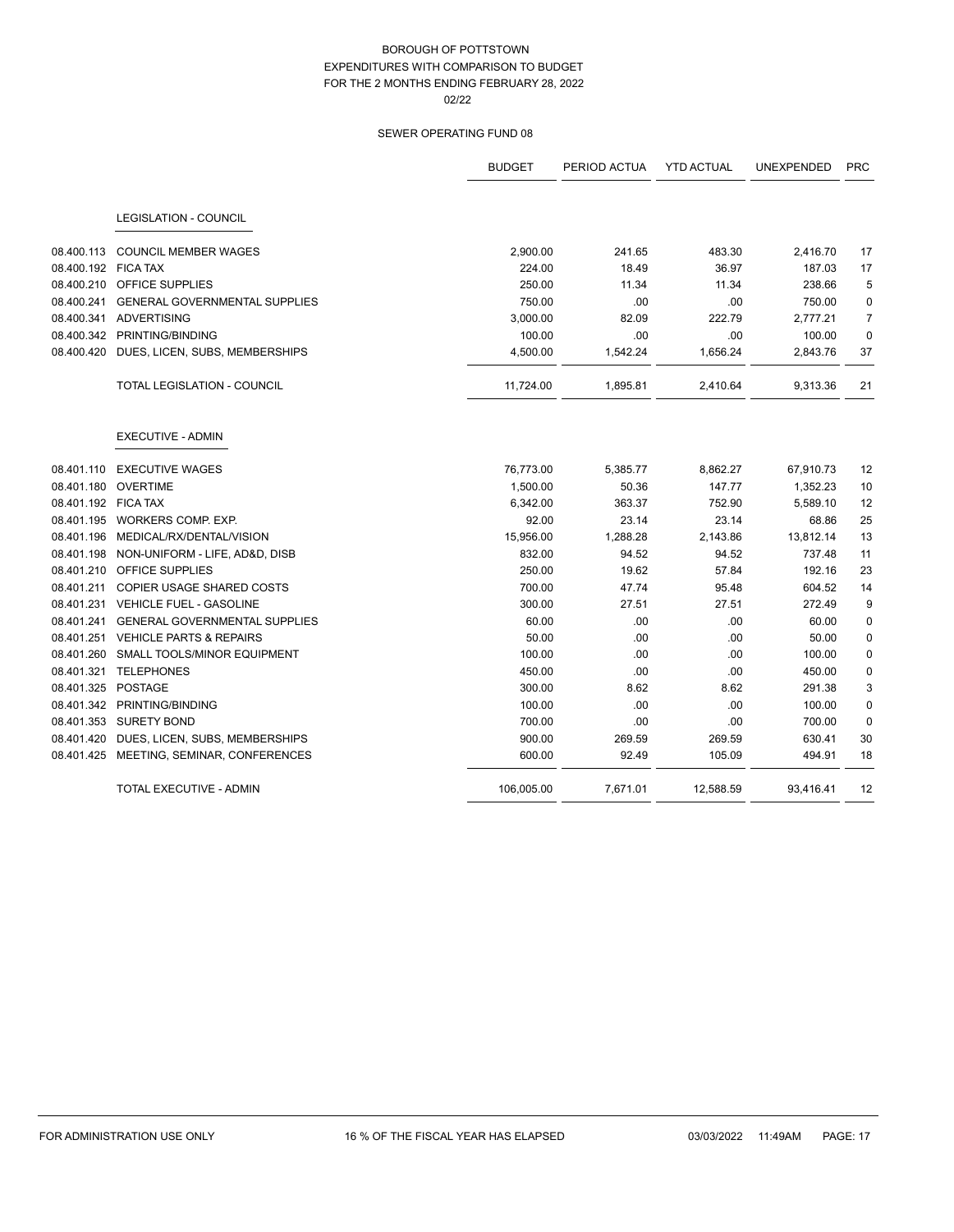BOROUGH OF POTTSTOWN
EXPENDITURES WITH COMPARISON TO BUDGET
FOR THE 2 MONTHS ENDING FEBRUARY 28, 2022
02/22

SEWER OPERATING FUND 08

| | | BUDGET | PERIOD ACTUA | YTD ACTUAL | UNEXPENDED | PRC |
|---|---|---|---|---|---|---|
| | LEGISLATION - COUNCIL | | | | | |
| 08.400.113 | COUNCIL MEMBER WAGES | 2,900.00 | 241.65 | 483.30 | 2,416.70 | 17 |
| 08.400.192 | FICA TAX | 224.00 | 18.49 | 36.97 | 187.03 | 17 |
| 08.400.210 | OFFICE SUPPLIES | 250.00 | 11.34 | 11.34 | 238.66 | 5 |
| 08.400.241 | GENERAL GOVERNMENTAL SUPPLIES | 750.00 | .00 | .00 | 750.00 | 0 |
| 08.400.341 | ADVERTISING | 3,000.00 | 82.09 | 222.79 | 2,777.21 | 7 |
| 08.400.342 | PRINTING/BINDING | 100.00 | .00 | .00 | 100.00 | 0 |
| 08.400.420 | DUES, LICEN, SUBS, MEMBERSHIPS | 4,500.00 | 1,542.24 | 1,656.24 | 2,843.76 | 37 |
| | TOTAL LEGISLATION - COUNCIL | 11,724.00 | 1,895.81 | 2,410.64 | 9,313.36 | 21 |
| | EXECUTIVE - ADMIN | | | | | |
| 08.401.110 | EXECUTIVE WAGES | 76,773.00 | 5,385.77 | 8,862.27 | 67,910.73 | 12 |
| 08.401.180 | OVERTIME | 1,500.00 | 50.36 | 147.77 | 1,352.23 | 10 |
| 08.401.192 | FICA TAX | 6,342.00 | 363.37 | 752.90 | 5,589.10 | 12 |
| 08.401.195 | WORKERS COMP. EXP. | 92.00 | 23.14 | 23.14 | 68.86 | 25 |
| 08.401.196 | MEDICAL/RX/DENTAL/VISION | 15,956.00 | 1,288.28 | 2,143.86 | 13,812.14 | 13 |
| 08.401.198 | NON-UNIFORM - LIFE, AD&D, DISB | 832.00 | 94.52 | 94.52 | 737.48 | 11 |
| 08.401.210 | OFFICE SUPPLIES | 250.00 | 19.62 | 57.84 | 192.16 | 23 |
| 08.401.211 | COPIER USAGE SHARED COSTS | 700.00 | 47.74 | 95.48 | 604.52 | 14 |
| 08.401.231 | VEHICLE FUEL - GASOLINE | 300.00 | 27.51 | 27.51 | 272.49 | 9 |
| 08.401.241 | GENERAL GOVERNMENTAL SUPPLIES | 60.00 | .00 | .00 | 60.00 | 0 |
| 08.401.251 | VEHICLE PARTS & REPAIRS | 50.00 | .00 | .00 | 50.00 | 0 |
| 08.401.260 | SMALL TOOLS/MINOR EQUIPMENT | 100.00 | .00 | .00 | 100.00 | 0 |
| 08.401.321 | TELEPHONES | 450.00 | .00 | .00 | 450.00 | 0 |
| 08.401.325 | POSTAGE | 300.00 | 8.62 | 8.62 | 291.38 | 3 |
| 08.401.342 | PRINTING/BINDING | 100.00 | .00 | .00 | 100.00 | 0 |
| 08.401.353 | SURETY BOND | 700.00 | .00 | .00 | 700.00 | 0 |
| 08.401.420 | DUES, LICEN, SUBS, MEMBERSHIPS | 900.00 | 269.59 | 269.59 | 630.41 | 30 |
| 08.401.425 | MEETING, SEMINAR, CONFERENCES | 600.00 | 92.49 | 105.09 | 494.91 | 18 |
| | TOTAL EXECUTIVE - ADMIN | 106,005.00 | 7,671.01 | 12,588.59 | 93,416.41 | 12 |

FOR ADMINISTRATION USE ONLY — 16 % OF THE FISCAL YEAR HAS ELAPSED — 03/03/2022 11:49AM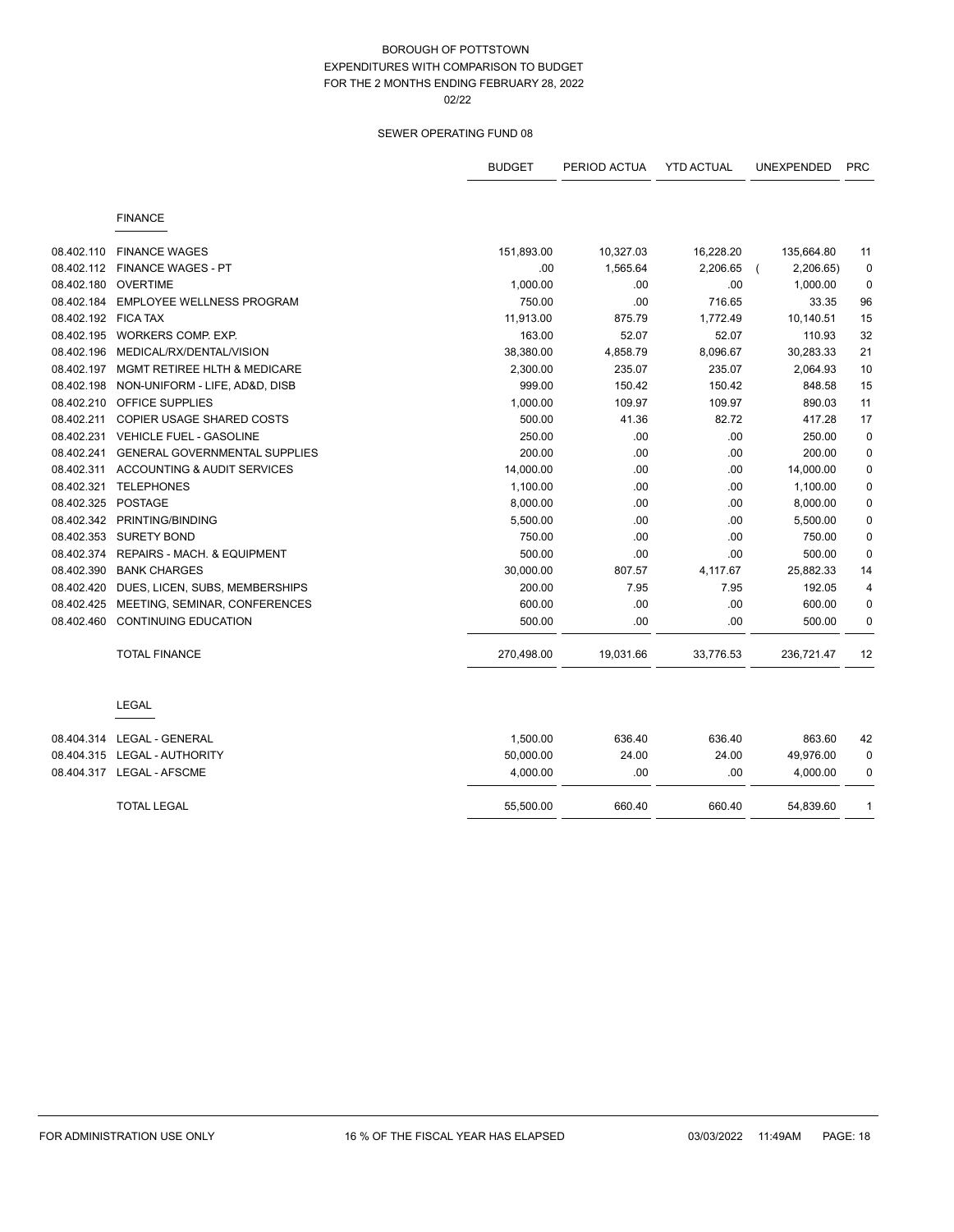# BOROUGH OF POTTSTOWN
## EXPENDITURES WITH COMPARISON TO BUDGET
## FOR THE 2 MONTHS ENDING FEBRUARY 28, 2022
02/22

### SEWER OPERATING FUND 08

| | | BUDGET | PERIOD ACTUA | YTD ACTUAL | UNEXPENDED | PRC |
|---|---|---|---|---|---|---|
| | **FINANCE** | | | | | |
| 08.402.110 | FINANCE WAGES | 151,893.00 | 10,327.03 | 16,228.20 | 135,664.80 | 11 |
| 08.402.112 | FINANCE WAGES - PT | .00 | 1,565.64 | 2,206.65 | ( 2,206.65) | 0 |
| 08.402.180 | OVERTIME | 1,000.00 | .00 | .00 | 1,000.00 | 0 |
| 08.402.184 | EMPLOYEE WELLNESS PROGRAM | 750.00 | .00 | 716.65 | 33.35 | 96 |
| 08.402.192 | FICA TAX | 11,913.00 | 875.79 | 1,772.49 | 10,140.51 | 15 |
| 08.402.195 | WORKERS COMP. EXP. | 163.00 | 52.07 | 52.07 | 110.93 | 32 |
| 08.402.196 | MEDICAL/RX/DENTAL/VISION | 38,380.00 | 4,858.79 | 8,096.67 | 30,283.33 | 21 |
| 08.402.197 | MGMT RETIREE HLTH & MEDICARE | 2,300.00 | 235.07 | 235.07 | 2,064.93 | 10 |
| 08.402.198 | NON-UNIFORM - LIFE, AD&D, DISB | 999.00 | 150.42 | 150.42 | 848.58 | 15 |
| 08.402.210 | OFFICE SUPPLIES | 1,000.00 | 109.97 | 109.97 | 890.03 | 11 |
| 08.402.211 | COPIER USAGE SHARED COSTS | 500.00 | 41.36 | 82.72 | 417.28 | 17 |
| 08.402.231 | VEHICLE FUEL - GASOLINE | 250.00 | .00 | .00 | 250.00 | 0 |
| 08.402.241 | GENERAL GOVERNMENTAL SUPPLIES | 200.00 | .00 | .00 | 200.00 | 0 |
| 08.402.311 | ACCOUNTING & AUDIT SERVICES | 14,000.00 | .00 | .00 | 14,000.00 | 0 |
| 08.402.321 | TELEPHONES | 1,100.00 | .00 | .00 | 1,100.00 | 0 |
| 08.402.325 | POSTAGE | 8,000.00 | .00 | .00 | 8,000.00 | 0 |
| 08.402.342 | PRINTING/BINDING | 5,500.00 | .00 | .00 | 5,500.00 | 0 |
| 08.402.353 | SURETY BOND | 750.00 | .00 | .00 | 750.00 | 0 |
| 08.402.374 | REPAIRS - MACH. & EQUIPMENT | 500.00 | .00 | .00 | 500.00 | 0 |
| 08.402.390 | BANK CHARGES | 30,000.00 | 807.57 | 4,117.67 | 25,882.33 | 14 |
| 08.402.420 | DUES, LICEN, SUBS, MEMBERSHIPS | 200.00 | 7.95 | 7.95 | 192.05 | 4 |
| 08.402.425 | MEETING, SEMINAR, CONFERENCES | 600.00 | .00 | .00 | 600.00 | 0 |
| 08.402.460 | CONTINUING EDUCATION | 500.00 | .00 | .00 | 500.00 | 0 |
| | TOTAL FINANCE | 270,498.00 | 19,031.66 | 33,776.53 | 236,721.47 | 12 |
| | **LEGAL** | | | | | |
| 08.404.314 | LEGAL - GENERAL | 1,500.00 | 636.40 | 636.40 | 863.60 | 42 |
| 08.404.315 | LEGAL - AUTHORITY | 50,000.00 | 24.00 | 24.00 | 49,976.00 | 0 |
| 08.404.317 | LEGAL - AFSCME | 4,000.00 | .00 | .00 | 4,000.00 | 0 |
| | TOTAL LEGAL | 55,500.00 | 660.40 | 660.40 | 54,839.60 | 1 |

FOR ADMINISTRATION USE ONLY — 16 % OF THE FISCAL YEAR HAS ELAPSED — 03/03/2022 11:49AM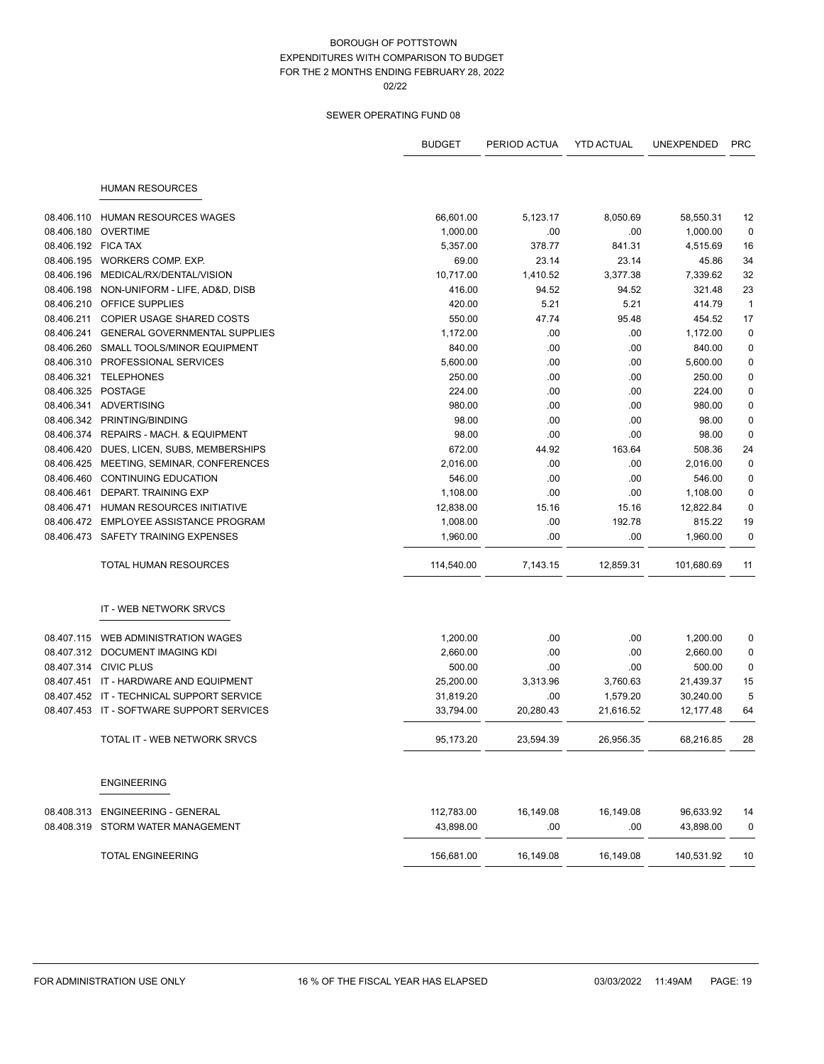BOROUGH OF POTTSTOWN
EXPENDITURES WITH COMPARISON TO BUDGET
FOR THE 2 MONTHS ENDING FEBRUARY 28, 2022
02/22

SEWER OPERATING FUND 08

| | | BUDGET | PERIOD ACTUA | YTD ACTUAL | UNEXPENDED | PRC |
|---|---|---|---|---|---|---|
| | **HUMAN RESOURCES** | | | | | |
| 08.406.110 | HUMAN RESOURCES WAGES | 66,601.00 | 5,123.17 | 8,050.69 | 58,550.31 | 12 |
| 08.406.180 | OVERTIME | 1,000.00 | .00 | .00 | 1,000.00 | 0 |
| 08.406.192 | FICA TAX | 5,357.00 | 378.77 | 841.31 | 4,515.69 | 16 |
| 08.406.195 | WORKERS COMP. EXP. | 69.00 | 23.14 | 23.14 | 45.86 | 34 |
| 08.406.196 | MEDICAL/RX/DENTAL/VISION | 10,717.00 | 1,410.52 | 3,377.38 | 7,339.62 | 32 |
| 08.406.198 | NON-UNIFORM - LIFE, AD&D, DISB | 416.00 | 94.52 | 94.52 | 321.48 | 23 |
| 08.406.210 | OFFICE SUPPLIES | 420.00 | 5.21 | 5.21 | 414.79 | 1 |
| 08.406.211 | COPIER USAGE SHARED COSTS | 550.00 | 47.74 | 95.48 | 454.52 | 17 |
| 08.406.241 | GENERAL GOVERNMENTAL SUPPLIES | 1,172.00 | .00 | .00 | 1,172.00 | 0 |
| 08.406.260 | SMALL TOOLS/MINOR EQUIPMENT | 840.00 | .00 | .00 | 840.00 | 0 |
| 08.406.310 | PROFESSIONAL SERVICES | 5,600.00 | .00 | .00 | 5,600.00 | 0 |
| 08.406.321 | TELEPHONES | 250.00 | .00 | .00 | 250.00 | 0 |
| 08.406.325 | POSTAGE | 224.00 | .00 | .00 | 224.00 | 0 |
| 08.406.341 | ADVERTISING | 980.00 | .00 | .00 | 980.00 | 0 |
| 08.406.342 | PRINTING/BINDING | 98.00 | .00 | .00 | 98.00 | 0 |
| 08.406.374 | REPAIRS - MACH. & EQUIPMENT | 98.00 | .00 | .00 | 98.00 | 0 |
| 08.406.420 | DUES, LICEN, SUBS, MEMBERSHIPS | 672.00 | 44.92 | 163.64 | 508.36 | 24 |
| 08.406.425 | MEETING, SEMINAR, CONFERENCES | 2,016.00 | .00 | .00 | 2,016.00 | 0 |
| 08.406.460 | CONTINUING EDUCATION | 546.00 | .00 | .00 | 546.00 | 0 |
| 08.406.461 | DEPART. TRAINING EXP | 1,108.00 | .00 | .00 | 1,108.00 | 0 |
| 08.406.471 | HUMAN RESOURCES INITIATIVE | 12,838.00 | 15.16 | 15.16 | 12,822.84 | 0 |
| 08.406.472 | EMPLOYEE ASSISTANCE PROGRAM | 1,008.00 | .00 | 192.78 | 815.22 | 19 |
| 08.406.473 | SAFETY TRAINING EXPENSES | 1,960.00 | .00 | .00 | 1,960.00 | 0 |
| | TOTAL HUMAN RESOURCES | 114,540.00 | 7,143.15 | 12,859.31 | 101,680.69 | 11 |
| | **IT - WEB NETWORK SRVCS** | | | | | |
| 08.407.115 | WEB ADMINISTRATION WAGES | 1,200.00 | .00 | .00 | 1,200.00 | 0 |
| 08.407.312 | DOCUMENT IMAGING KDI | 2,660.00 | .00 | .00 | 2,660.00 | 0 |
| 08.407.314 | CIVIC PLUS | 500.00 | .00 | .00 | 500.00 | 0 |
| 08.407.451 | IT - HARDWARE AND EQUIPMENT | 25,200.00 | 3,313.96 | 3,760.63 | 21,439.37 | 15 |
| 08.407.452 | IT - TECHNICAL SUPPORT SERVICE | 31,819.20 | .00 | 1,579.20 | 30,240.00 | 5 |
| 08.407.453 | IT - SOFTWARE SUPPORT SERVICES | 33,794.00 | 20,280.43 | 21,616.52 | 12,177.48 | 64 |
| | TOTAL IT - WEB NETWORK SRVCS | 95,173.20 | 23,594.39 | 26,956.35 | 68,216.85 | 28 |
| | **ENGINEERING** | | | | | |
| 08.408.313 | ENGINEERING - GENERAL | 112,783.00 | 16,149.08 | 16,149.08 | 96,633.92 | 14 |
| 08.408.319 | STORM WATER MANAGEMENT | 43,898.00 | .00 | .00 | 43,898.00 | 0 |
| | TOTAL ENGINEERING | 156,681.00 | 16,149.08 | 16,149.08 | 140,531.92 | 10 |

FOR ADMINISTRATION USE ONLY — 16 % OF THE FISCAL YEAR HAS ELAPSED — 03/03/2022 11:49AM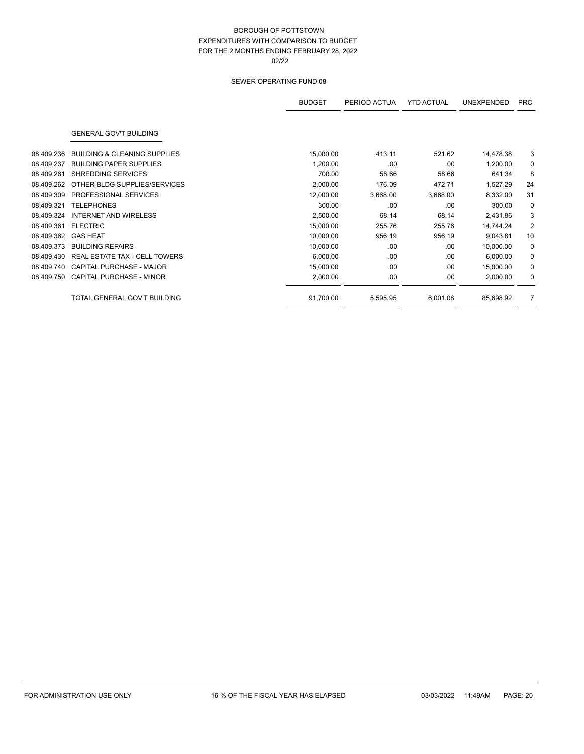BOROUGH OF POTTSTOWN
EXPENDITURES WITH COMPARISON TO BUDGET
FOR THE 2 MONTHS ENDING FEBRUARY 28, 2022
02/22

SEWER OPERATING FUND 08

| | | BUDGET | PERIOD ACTUA | YTD ACTUAL | UNEXPENDED | PRC |
|---|---|---|---|---|---|---|
| | GENERAL GOV'T BUILDING | | | | | |
| 08.409.236 | BUILDING & CLEANING SUPPLIES | 15,000.00 | 413.11 | 521.62 | 14,478.38 | 3 |
| 08.409.237 | BUILDING PAPER SUPPLIES | 1,200.00 | .00 | .00 | 1,200.00 | 0 |
| 08.409.261 | SHREDDING SERVICES | 700.00 | 58.66 | 58.66 | 641.34 | 8 |
| 08.409.262 | OTHER BLDG SUPPLIES/SERVICES | 2,000.00 | 176.09 | 472.71 | 1,527.29 | 24 |
| 08.409.309 | PROFESSIONAL SERVICES | 12,000.00 | 3,668.00 | 3,668.00 | 8,332.00 | 31 |
| 08.409.321 | TELEPHONES | 300.00 | .00 | .00 | 300.00 | 0 |
| 08.409.324 | INTERNET AND WIRELESS | 2,500.00 | 68.14 | 68.14 | 2,431.86 | 3 |
| 08.409.361 | ELECTRIC | 15,000.00 | 255.76 | 255.76 | 14,744.24 | 2 |
| 08.409.362 | GAS HEAT | 10,000.00 | 956.19 | 956.19 | 9,043.81 | 10 |
| 08.409.373 | BUILDING REPAIRS | 10,000.00 | .00 | .00 | 10,000.00 | 0 |
| 08.409.430 | REAL ESTATE TAX - CELL TOWERS | 6,000.00 | .00 | .00 | 6,000.00 | 0 |
| 08.409.740 | CAPITAL PURCHASE - MAJOR | 15,000.00 | .00 | .00 | 15,000.00 | 0 |
| 08.409.750 | CAPITAL PURCHASE - MINOR | 2,000.00 | .00 | .00 | 2,000.00 | 0 |
| | TOTAL GENERAL GOV'T BUILDING | 91,700.00 | 5,595.95 | 6,001.08 | 85,698.92 | 7 |

FOR ADMINISTRATION USE ONLY | 16 % OF THE FISCAL YEAR HAS ELAPSED | 03/03/2022 11:49AM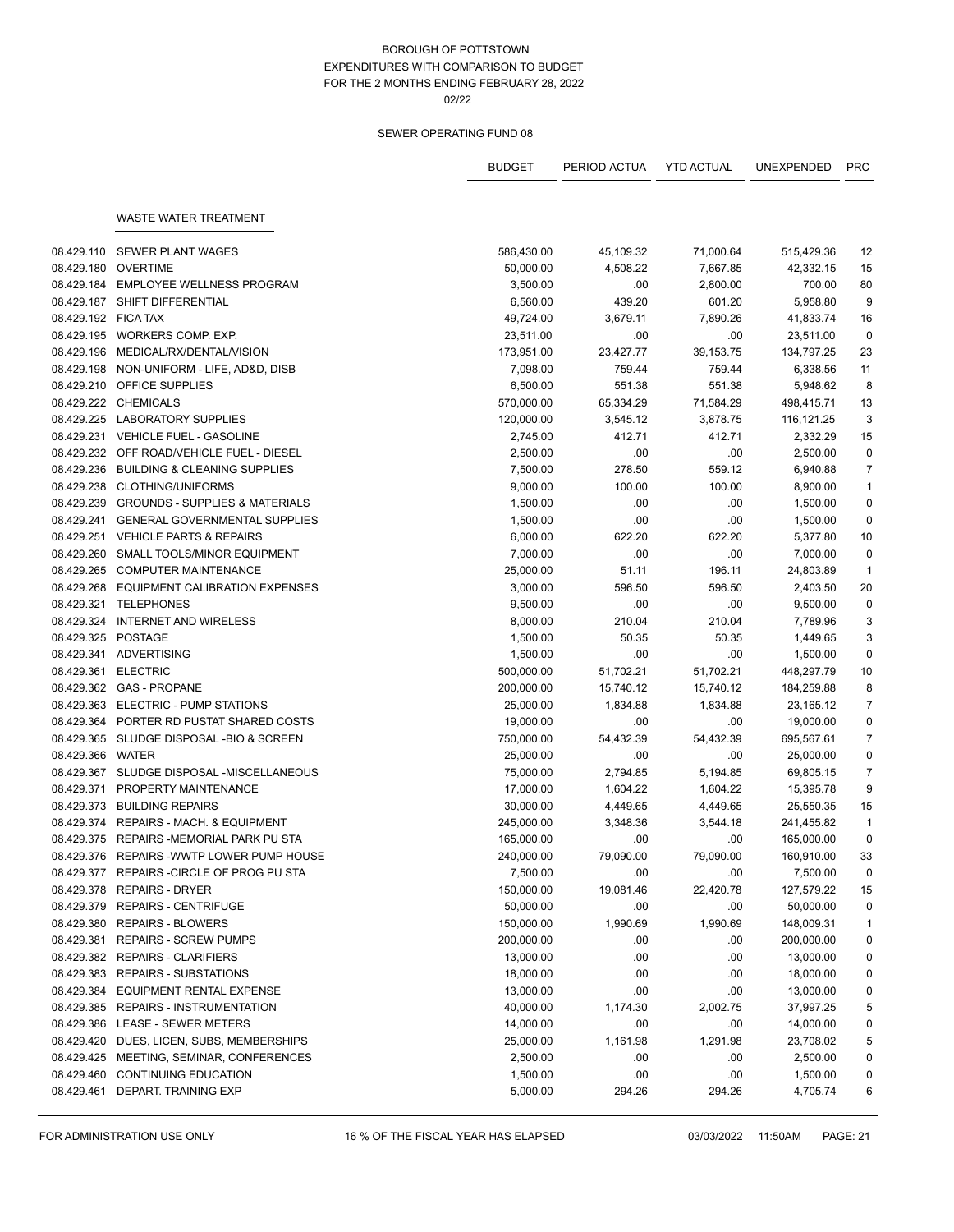# BOROUGH OF POTTSTOWN
## EXPENDITURES WITH COMPARISON TO BUDGET
## FOR THE 2 MONTHS ENDING FEBRUARY 28, 2022
02/22

### SEWER OPERATING FUND 08

| | | BUDGET | PERIOD ACTUA | YTD ACTUAL | UNEXPENDED | PRC |
|---|---|---|---|---|---|---|
| | **WASTE WATER TREATMENT** | | | | | |
| 08.429.110 | SEWER PLANT WAGES | 586,430.00 | 45,109.32 | 71,000.64 | 515,429.36 | 12 |
| 08.429.180 | OVERTIME | 50,000.00 | 4,508.22 | 7,667.85 | 42,332.15 | 15 |
| 08.429.184 | EMPLOYEE WELLNESS PROGRAM | 3,500.00 | .00 | 2,800.00 | 700.00 | 80 |
| 08.429.187 | SHIFT DIFFERENTIAL | 6,560.00 | 439.20 | 601.20 | 5,958.80 | 9 |
| 08.429.192 | FICA TAX | 49,724.00 | 3,679.11 | 7,890.26 | 41,833.74 | 16 |
| 08.429.195 | WORKERS COMP. EXP. | 23,511.00 | .00 | .00 | 23,511.00 | 0 |
| 08.429.196 | MEDICAL/RX/DENTAL/VISION | 173,951.00 | 23,427.77 | 39,153.75 | 134,797.25 | 23 |
| 08.429.198 | NON-UNIFORM - LIFE, AD&D, DISB | 7,098.00 | 759.44 | 759.44 | 6,338.56 | 11 |
| 08.429.210 | OFFICE SUPPLIES | 6,500.00 | 551.38 | 551.38 | 5,948.62 | 8 |
| 08.429.222 | CHEMICALS | 570,000.00 | 65,334.29 | 71,584.29 | 498,415.71 | 13 |
| 08.429.225 | LABORATORY SUPPLIES | 120,000.00 | 3,545.12 | 3,878.75 | 116,121.25 | 3 |
| 08.429.231 | VEHICLE FUEL - GASOLINE | 2,745.00 | 412.71 | 412.71 | 2,332.29 | 15 |
| 08.429.232 | OFF ROAD/VEHICLE FUEL - DIESEL | 2,500.00 | .00 | .00 | 2,500.00 | 0 |
| 08.429.236 | BUILDING & CLEANING SUPPLIES | 7,500.00 | 278.50 | 559.12 | 6,940.88 | 7 |
| 08.429.238 | CLOTHING/UNIFORMS | 9,000.00 | 100.00 | 100.00 | 8,900.00 | 1 |
| 08.429.239 | GROUNDS - SUPPLIES & MATERIALS | 1,500.00 | .00 | .00 | 1,500.00 | 0 |
| 08.429.241 | GENERAL GOVERNMENTAL SUPPLIES | 1,500.00 | .00 | .00 | 1,500.00 | 0 |
| 08.429.251 | VEHICLE PARTS & REPAIRS | 6,000.00 | 622.20 | 622.20 | 5,377.80 | 10 |
| 08.429.260 | SMALL TOOLS/MINOR EQUIPMENT | 7,000.00 | .00 | .00 | 7,000.00 | 0 |
| 08.429.265 | COMPUTER MAINTENANCE | 25,000.00 | 51.11 | 196.11 | 24,803.89 | 1 |
| 08.429.268 | EQUIPMENT CALIBRATION EXPENSES | 3,000.00 | 596.50 | 596.50 | 2,403.50 | 20 |
| 08.429.321 | TELEPHONES | 9,500.00 | .00 | .00 | 9,500.00 | 0 |
| 08.429.324 | INTERNET AND WIRELESS | 8,000.00 | 210.04 | 210.04 | 7,789.96 | 3 |
| 08.429.325 | POSTAGE | 1,500.00 | 50.35 | 50.35 | 1,449.65 | 3 |
| 08.429.341 | ADVERTISING | 1,500.00 | .00 | .00 | 1,500.00 | 0 |
| 08.429.361 | ELECTRIC | 500,000.00 | 51,702.21 | 51,702.21 | 448,297.79 | 10 |
| 08.429.362 | GAS - PROPANE | 200,000.00 | 15,740.12 | 15,740.12 | 184,259.88 | 8 |
| 08.429.363 | ELECTRIC - PUMP STATIONS | 25,000.00 | 1,834.88 | 1,834.88 | 23,165.12 | 7 |
| 08.429.364 | PORTER RD PUSTAT SHARED COSTS | 19,000.00 | .00 | .00 | 19,000.00 | 0 |
| 08.429.365 | SLUDGE DISPOSAL -BIO & SCREEN | 750,000.00 | 54,432.39 | 54,432.39 | 695,567.61 | 7 |
| 08.429.366 | WATER | 25,000.00 | .00 | .00 | 25,000.00 | 0 |
| 08.429.367 | SLUDGE DISPOSAL -MISCELLANEOUS | 75,000.00 | 2,794.85 | 5,194.85 | 69,805.15 | 7 |
| 08.429.371 | PROPERTY MAINTENANCE | 17,000.00 | 1,604.22 | 1,604.22 | 15,395.78 | 9 |
| 08.429.373 | BUILDING REPAIRS | 30,000.00 | 4,449.65 | 4,449.65 | 25,550.35 | 15 |
| 08.429.374 | REPAIRS - MACH. & EQUIPMENT | 245,000.00 | 3,348.36 | 3,544.18 | 241,455.82 | 1 |
| 08.429.375 | REPAIRS -MEMORIAL PARK PU STA | 165,000.00 | .00 | .00 | 165,000.00 | 0 |
| 08.429.376 | REPAIRS -WWTP LOWER PUMP HOUSE | 240,000.00 | 79,090.00 | 79,090.00 | 160,910.00 | 33 |
| 08.429.377 | REPAIRS -CIRCLE OF PROG PU STA | 7,500.00 | .00 | .00 | 7,500.00 | 0 |
| 08.429.378 | REPAIRS - DRYER | 150,000.00 | 19,081.46 | 22,420.78 | 127,579.22 | 15 |
| 08.429.379 | REPAIRS - CENTRIFUGE | 50,000.00 | .00 | .00 | 50,000.00 | 0 |
| 08.429.380 | REPAIRS - BLOWERS | 150,000.00 | 1,990.69 | 1,990.69 | 148,009.31 | 1 |
| 08.429.381 | REPAIRS - SCREW PUMPS | 200,000.00 | .00 | .00 | 200,000.00 | 0 |
| 08.429.382 | REPAIRS - CLARIFIERS | 13,000.00 | .00 | .00 | 13,000.00 | 0 |
| 08.429.383 | REPAIRS - SUBSTATIONS | 18,000.00 | .00 | .00 | 18,000.00 | 0 |
| 08.429.384 | EQUIPMENT RENTAL EXPENSE | 13,000.00 | .00 | .00 | 13,000.00 | 0 |
| 08.429.385 | REPAIRS - INSTRUMENTATION | 40,000.00 | 1,174.30 | 2,002.75 | 37,997.25 | 5 |
| 08.429.386 | LEASE - SEWER METERS | 14,000.00 | .00 | .00 | 14,000.00 | 0 |
| 08.429.420 | DUES, LICEN, SUBS, MEMBERSHIPS | 25,000.00 | 1,161.98 | 1,291.98 | 23,708.02 | 5 |
| 08.429.425 | MEETING, SEMINAR, CONFERENCES | 2,500.00 | .00 | .00 | 2,500.00 | 0 |
| 08.429.460 | CONTINUING EDUCATION | 1,500.00 | .00 | .00 | 1,500.00 | 0 |
| 08.429.461 | DEPART. TRAINING EXP | 5,000.00 | 294.26 | 294.26 | 4,705.74 | 6 |

FOR ADMINISTRATION USE ONLY — 16 % OF THE FISCAL YEAR HAS ELAPSED — 03/03/2022 11:50AM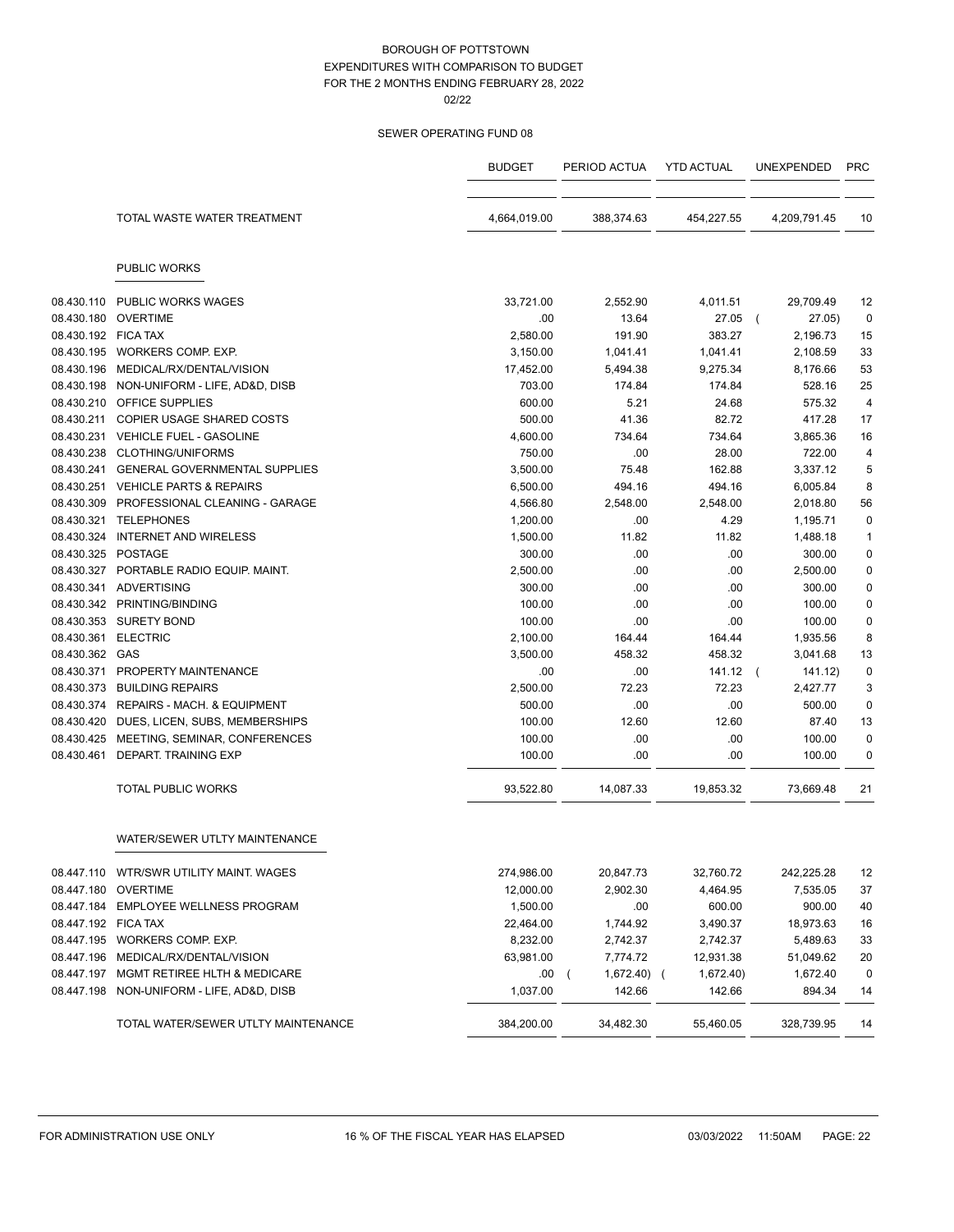BOROUGH OF POTTSTOWN
EXPENDITURES WITH COMPARISON TO BUDGET
FOR THE 2 MONTHS ENDING FEBRUARY 28, 2022
02/22

SEWER OPERATING FUND 08

| | | BUDGET | PERIOD ACTUA | YTD ACTUAL | UNEXPENDED | PRC |
|---|---|---|---|---|---|---|
| | TOTAL WASTE WATER TREATMENT | 4,664,019.00 | 388,374.63 | 454,227.55 | 4,209,791.45 | 10 |
| | PUBLIC WORKS | | | | | |
| 08.430.110 | PUBLIC WORKS WAGES | 33,721.00 | 2,552.90 | 4,011.51 | 29,709.49 | 12 |
| 08.430.180 | OVERTIME | .00 | 13.64 | 27.05 | ( 27.05) | 0 |
| 08.430.192 | FICA TAX | 2,580.00 | 191.90 | 383.27 | 2,196.73 | 15 |
| 08.430.195 | WORKERS COMP. EXP. | 3,150.00 | 1,041.41 | 1,041.41 | 2,108.59 | 33 |
| 08.430.196 | MEDICAL/RX/DENTAL/VISION | 17,452.00 | 5,494.38 | 9,275.34 | 8,176.66 | 53 |
| 08.430.198 | NON-UNIFORM - LIFE, AD&D, DISB | 703.00 | 174.84 | 174.84 | 528.16 | 25 |
| 08.430.210 | OFFICE SUPPLIES | 600.00 | 5.21 | 24.68 | 575.32 | 4 |
| 08.430.211 | COPIER USAGE SHARED COSTS | 500.00 | 41.36 | 82.72 | 417.28 | 17 |
| 08.430.231 | VEHICLE FUEL - GASOLINE | 4,600.00 | 734.64 | 734.64 | 3,865.36 | 16 |
| 08.430.238 | CLOTHING/UNIFORMS | 750.00 | .00 | 28.00 | 722.00 | 4 |
| 08.430.241 | GENERAL GOVERNMENTAL SUPPLIES | 3,500.00 | 75.48 | 162.88 | 3,337.12 | 5 |
| 08.430.251 | VEHICLE PARTS & REPAIRS | 6,500.00 | 494.16 | 494.16 | 6,005.84 | 8 |
| 08.430.309 | PROFESSIONAL CLEANING - GARAGE | 4,566.80 | 2,548.00 | 2,548.00 | 2,018.80 | 56 |
| 08.430.321 | TELEPHONES | 1,200.00 | .00 | 4.29 | 1,195.71 | 0 |
| 08.430.324 | INTERNET AND WIRELESS | 1,500.00 | 11.82 | 11.82 | 1,488.18 | 1 |
| 08.430.325 | POSTAGE | 300.00 | .00 | .00 | 300.00 | 0 |
| 08.430.327 | PORTABLE RADIO EQUIP. MAINT. | 2,500.00 | .00 | .00 | 2,500.00 | 0 |
| 08.430.341 | ADVERTISING | 300.00 | .00 | .00 | 300.00 | 0 |
| 08.430.342 | PRINTING/BINDING | 100.00 | .00 | .00 | 100.00 | 0 |
| 08.430.353 | SURETY BOND | 100.00 | .00 | .00 | 100.00 | 0 |
| 08.430.361 | ELECTRIC | 2,100.00 | 164.44 | 164.44 | 1,935.56 | 8 |
| 08.430.362 | GAS | 3,500.00 | 458.32 | 458.32 | 3,041.68 | 13 |
| 08.430.371 | PROPERTY MAINTENANCE | .00 | .00 | 141.12 | ( 141.12) | 0 |
| 08.430.373 | BUILDING REPAIRS | 2,500.00 | 72.23 | 72.23 | 2,427.77 | 3 |
| 08.430.374 | REPAIRS - MACH. & EQUIPMENT | 500.00 | .00 | .00 | 500.00 | 0 |
| 08.430.420 | DUES, LICEN, SUBS, MEMBERSHIPS | 100.00 | 12.60 | 12.60 | 87.40 | 13 |
| 08.430.425 | MEETING, SEMINAR, CONFERENCES | 100.00 | .00 | .00 | 100.00 | 0 |
| 08.430.461 | DEPART. TRAINING EXP | 100.00 | .00 | .00 | 100.00 | 0 |
| | TOTAL PUBLIC WORKS | 93,522.80 | 14,087.33 | 19,853.32 | 73,669.48 | 21 |
| | WATER/SEWER UTLTY MAINTENANCE | | | | | |
| 08.447.110 | WTR/SWR UTILITY MAINT. WAGES | 274,986.00 | 20,847.73 | 32,760.72 | 242,225.28 | 12 |
| 08.447.180 | OVERTIME | 12,000.00 | 2,902.30 | 4,464.95 | 7,535.05 | 37 |
| 08.447.184 | EMPLOYEE WELLNESS PROGRAM | 1,500.00 | .00 | 600.00 | 900.00 | 40 |
| 08.447.192 | FICA TAX | 22,464.00 | 1,744.92 | 3,490.37 | 18,973.63 | 16 |
| 08.447.195 | WORKERS COMP. EXP. | 8,232.00 | 2,742.37 | 2,742.37 | 5,489.63 | 33 |
| 08.447.196 | MEDICAL/RX/DENTAL/VISION | 63,981.00 | 7,774.72 | 12,931.38 | 51,049.62 | 20 |
| 08.447.197 | MGMT RETIREE HLTH & MEDICARE | .00 | ( 1,672.40) | ( 1,672.40) | 1,672.40 | 0 |
| 08.447.198 | NON-UNIFORM - LIFE, AD&D, DISB | 1,037.00 | 142.66 | 142.66 | 894.34 | 14 |
| | TOTAL WATER/SEWER UTLTY MAINTENANCE | 384,200.00 | 34,482.30 | 55,460.05 | 328,739.95 | 14 |

FOR ADMINISTRATION USE ONLY    16 % OF THE FISCAL YEAR HAS ELAPSED    03/03/2022 11:50AM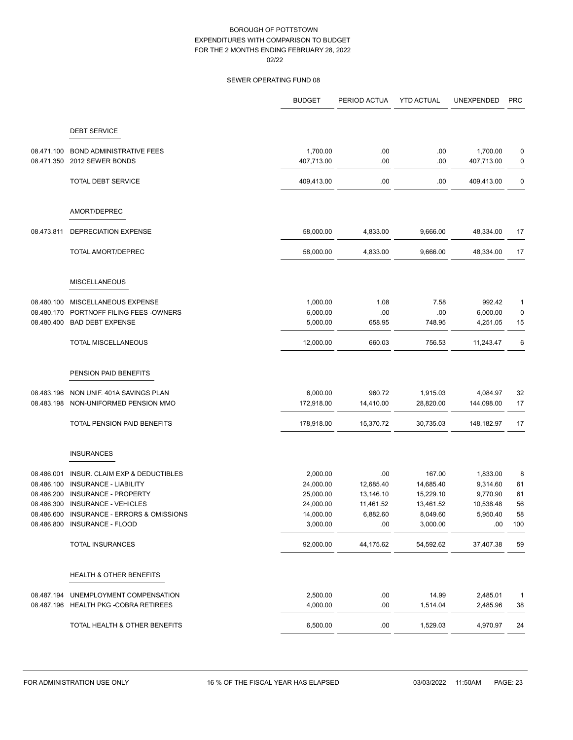# BOROUGH OF POTTSTOWN
## EXPENDITURES WITH COMPARISON TO BUDGET
## FOR THE 2 MONTHS ENDING FEBRUARY 28, 2022
### 02/22

### SEWER OPERATING FUND 08

| | | BUDGET | PERIOD ACTUA | YTD ACTUAL | UNEXPENDED | PRC |
|---|---|---|---|---|---|---|
| | **DEBT SERVICE** | | | | | |
| 08.471.100 | BOND ADMINISTRATIVE FEES | 1,700.00 | .00 | .00 | 1,700.00 | 0 |
| 08.471.350 | 2012 SEWER BONDS | 407,713.00 | .00 | .00 | 407,713.00 | 0 |
| | TOTAL DEBT SERVICE | 409,413.00 | .00 | .00 | 409,413.00 | 0 |
| | **AMORT/DEPREC** | | | | | |
| 08.473.811 | DEPRECIATION EXPENSE | 58,000.00 | 4,833.00 | 9,666.00 | 48,334.00 | 17 |
| | TOTAL AMORT/DEPREC | 58,000.00 | 4,833.00 | 9,666.00 | 48,334.00 | 17 |
| | **MISCELLANEOUS** | | | | | |
| 08.480.100 | MISCELLANEOUS EXPENSE | 1,000.00 | 1.08 | 7.58 | 992.42 | 1 |
| 08.480.170 | PORTNOFF FILING FEES -OWNERS | 6,000.00 | .00 | .00 | 6,000.00 | 0 |
| 08.480.400 | BAD DEBT EXPENSE | 5,000.00 | 658.95 | 748.95 | 4,251.05 | 15 |
| | TOTAL MISCELLANEOUS | 12,000.00 | 660.03 | 756.53 | 11,243.47 | 6 |
| | **PENSION PAID BENEFITS** | | | | | |
| 08.483.196 | NON UNIF. 401A SAVINGS PLAN | 6,000.00 | 960.72 | 1,915.03 | 4,084.97 | 32 |
| 08.483.198 | NON-UNIFORMED PENSION MMO | 172,918.00 | 14,410.00 | 28,820.00 | 144,098.00 | 17 |
| | TOTAL PENSION PAID BENEFITS | 178,918.00 | 15,370.72 | 30,735.03 | 148,182.97 | 17 |
| | **INSURANCES** | | | | | |
| 08.486.001 | INSUR. CLAIM EXP & DEDUCTIBLES | 2,000.00 | .00 | 167.00 | 1,833.00 | 8 |
| 08.486.100 | INSURANCE - LIABILITY | 24,000.00 | 12,685.40 | 14,685.40 | 9,314.60 | 61 |
| 08.486.200 | INSURANCE - PROPERTY | 25,000.00 | 13,146.10 | 15,229.10 | 9,770.90 | 61 |
| 08.486.300 | INSURANCE - VEHICLES | 24,000.00 | 11,461.52 | 13,461.52 | 10,538.48 | 56 |
| 08.486.600 | INSURANCE - ERRORS & OMISSIONS | 14,000.00 | 6,882.60 | 8,049.60 | 5,950.40 | 58 |
| 08.486.800 | INSURANCE - FLOOD | 3,000.00 | .00 | 3,000.00 | .00 | 100 |
| | TOTAL INSURANCES | 92,000.00 | 44,175.62 | 54,592.62 | 37,407.38 | 59 |
| | **HEALTH & OTHER BENEFITS** | | | | | |
| 08.487.194 | UNEMPLOYMENT COMPENSATION | 2,500.00 | .00 | 14.99 | 2,485.01 | 1 |
| 08.487.196 | HEALTH PKG -COBRA RETIREES | 4,000.00 | .00 | 1,514.04 | 2,485.96 | 38 |
| | TOTAL HEALTH & OTHER BENEFITS | 6,500.00 | .00 | 1,529.03 | 4,970.97 | 24 |

FOR ADMINISTRATION USE ONLY — 16 % OF THE FISCAL YEAR HAS ELAPSED — 03/03/2022 11:50AM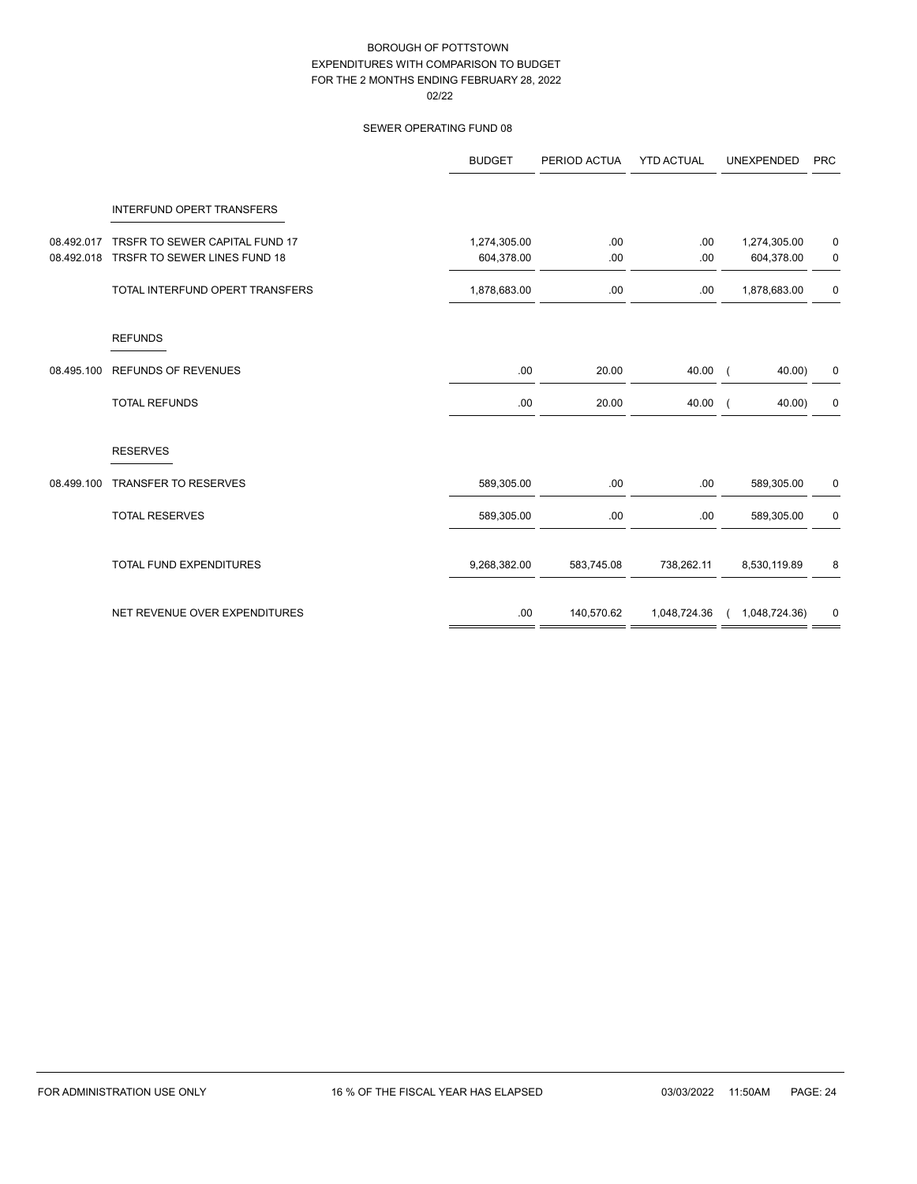BOROUGH OF POTTSTOWN
EXPENDITURES WITH COMPARISON TO BUDGET
FOR THE 2 MONTHS ENDING FEBRUARY 28, 2022
02/22

SEWER OPERATING FUND 08

| | | BUDGET | PERIOD ACTUA | YTD ACTUAL | UNEXPENDED | PRC |
|---|---|---|---|---|---|---|
| | INTERFUND OPERT TRANSFERS | | | | | |
| 08.492.017 | TRSFR TO SEWER CAPITAL FUND 17 | 1,274,305.00 | .00 | .00 | 1,274,305.00 | 0 |
| 08.492.018 | TRSFR TO SEWER LINES FUND 18 | 604,378.00 | .00 | .00 | 604,378.00 | 0 |
| | TOTAL INTERFUND OPERT TRANSFERS | 1,878,683.00 | .00 | .00 | 1,878,683.00 | 0 |
| | REFUNDS | | | | | |
| 08.495.100 | REFUNDS OF REVENUES | .00 | 20.00 | 40.00 | ( 40.00) | 0 |
| | TOTAL REFUNDS | .00 | 20.00 | 40.00 | ( 40.00) | 0 |
| | RESERVES | | | | | |
| 08.499.100 | TRANSFER TO RESERVES | 589,305.00 | .00 | .00 | 589,305.00 | 0 |
| | TOTAL RESERVES | 589,305.00 | .00 | .00 | 589,305.00 | 0 |
| | TOTAL FUND EXPENDITURES | 9,268,382.00 | 583,745.08 | 738,262.11 | 8,530,119.89 | 8 |
| | NET REVENUE OVER EXPENDITURES | .00 | 140,570.62 | 1,048,724.36 | ( 1,048,724.36) | 0 |

FOR ADMINISTRATION USE ONLY    16 % OF THE FISCAL YEAR HAS ELAPSED    03/03/2022 11:50AM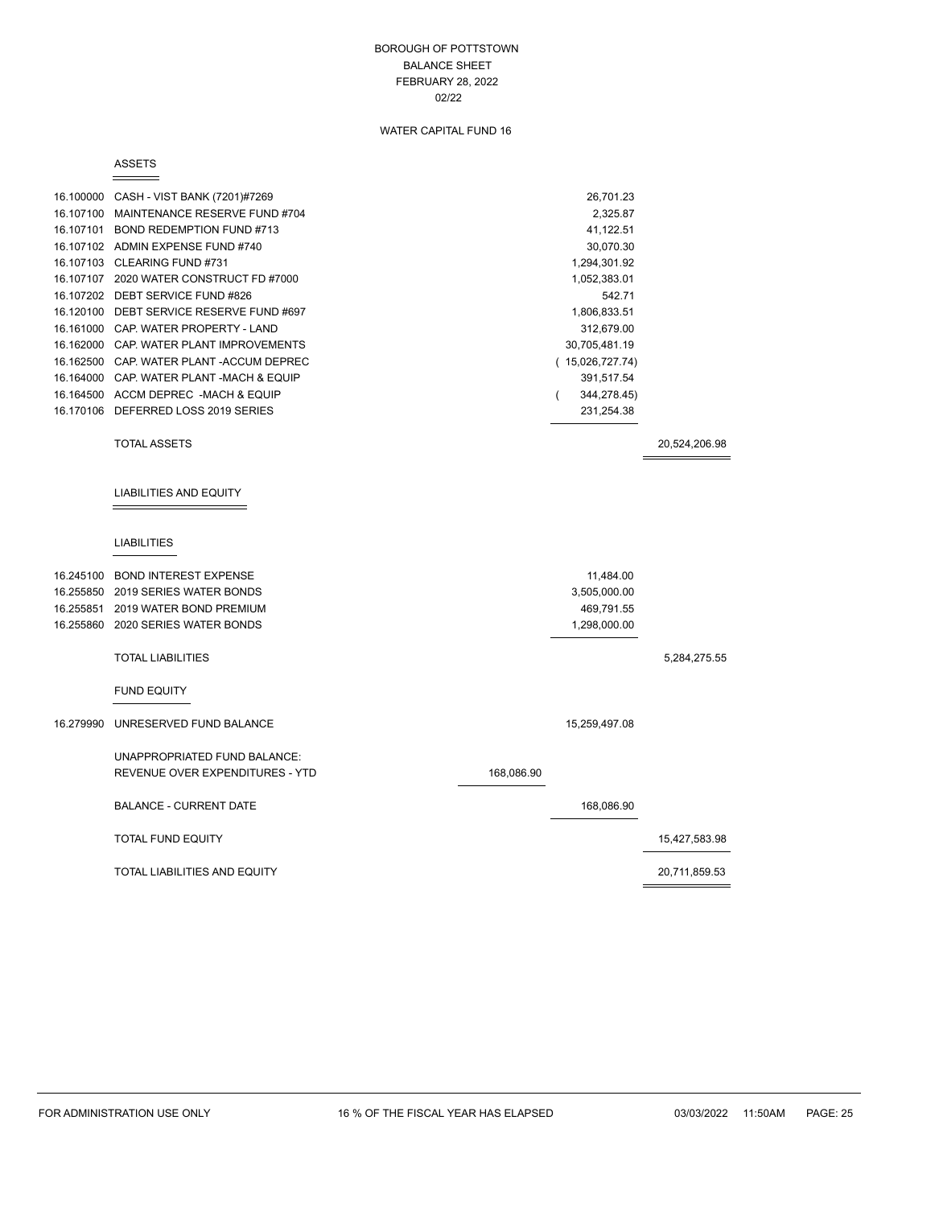# BOROUGH OF POTTSTOWN
## BALANCE SHEET
## FEBRUARY 28, 2022
## 02/22

### WATER CAPITAL FUND 16

#### ASSETS

| Account | Description | | Amount | Total |
|---|---|---|---|---|
| 16.100000 | CASH - VIST BANK (7201)#7269 | | 26,701.23 | |
| 16.107100 | MAINTENANCE RESERVE FUND #704 | | 2,325.87 | |
| 16.107101 | BOND REDEMPTION FUND #713 | | 41,122.51 | |
| 16.107102 | ADMIN EXPENSE FUND #740 | | 30,070.30 | |
| 16.107103 | CLEARING FUND #731 | | 1,294,301.92 | |
| 16.107107 | 2020 WATER CONSTRUCT FD #7000 | | 1,052,383.01 | |
| 16.107202 | DEBT SERVICE FUND #826 | | 542.71 | |
| 16.120100 | DEBT SERVICE RESERVE FUND #697 | | 1,806,833.51 | |
| 16.161000 | CAP. WATER PROPERTY - LAND | | 312,679.00 | |
| 16.162000 | CAP. WATER PLANT IMPROVEMENTS | | 30,705,481.19 | |
| 16.162500 | CAP. WATER PLANT -ACCUM DEPREC | | ( 15,026,727.74) | |
| 16.164000 | CAP. WATER PLANT -MACH & EQUIP | | 391,517.54 | |
| 16.164500 | ACCM DEPREC -MACH & EQUIP | | ( 344,278.45) | |
| 16.170106 | DEFERRED LOSS 2019 SERIES | | 231,254.38 | |
| | TOTAL ASSETS | | | 20,524,206.98 |

#### LIABILITIES AND EQUITY

##### LIABILITIES

| Account | Description | | Amount | Total |
|---|---|---|---|---|
| 16.245100 | BOND INTEREST EXPENSE | | 11,484.00 | |
| 16.255850 | 2019 SERIES WATER BONDS | | 3,505,000.00 | |
| 16.255851 | 2019 WATER BOND PREMIUM | | 469,791.55 | |
| 16.255860 | 2020 SERIES WATER BONDS | | 1,298,000.00 | |
| | TOTAL LIABILITIES | | | 5,284,275.55 |

##### FUND EQUITY

| Account | Description | | Amount | Total |
|---|---|---|---|---|
| 16.279990 | UNRESERVED FUND BALANCE | | 15,259,497.08 | |
| | UNAPPROPRIATED FUND BALANCE: | | | |
| | REVENUE OVER EXPENDITURES - YTD | 168,086.90 | | |
| | BALANCE - CURRENT DATE | | 168,086.90 | |
| | TOTAL FUND EQUITY | | | 15,427,583.98 |
| | TOTAL LIABILITIES AND EQUITY | | | 20,711,859.53 |

FOR ADMINISTRATION USE ONLY 16 % OF THE FISCAL YEAR HAS ELAPSED 03/03/2022 11:50AM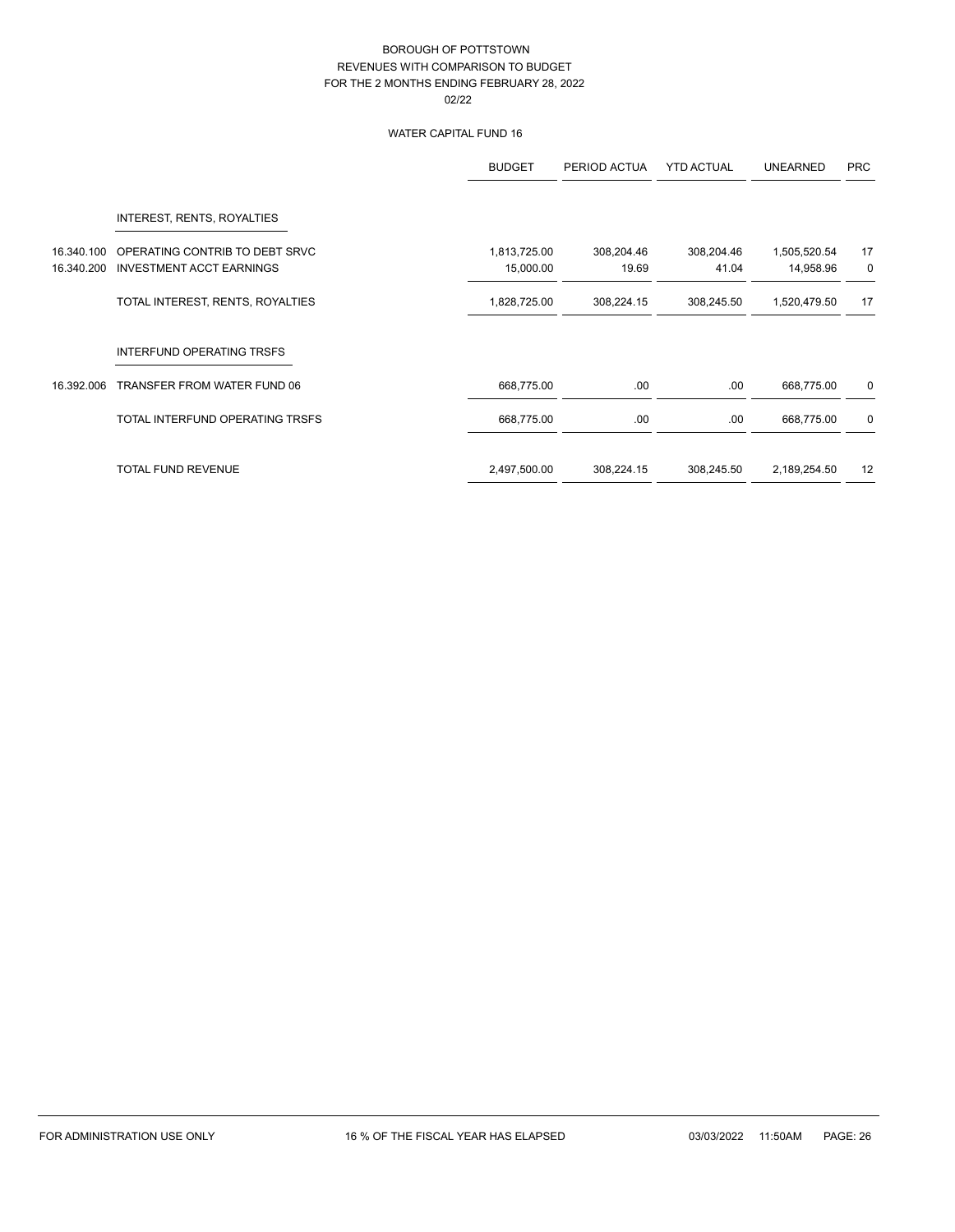# BOROUGH OF POTTSTOWN
## REVENUES WITH COMPARISON TO BUDGET
## FOR THE 2 MONTHS ENDING FEBRUARY 28, 2022
02/22

### WATER CAPITAL FUND 16

| | | BUDGET | PERIOD ACTUA | YTD ACTUAL | UNEARNED | PRC |
|---|---|---|---|---|---|---|
| | INTEREST, RENTS, ROYALTIES | | | | | |
| 16.340.100 | OPERATING CONTRIB TO DEBT SRVC | 1,813,725.00 | 308,204.46 | 308,204.46 | 1,505,520.54 | 17 |
| 16.340.200 | INVESTMENT ACCT EARNINGS | 15,000.00 | 19.69 | 41.04 | 14,958.96 | 0 |
| | TOTAL INTEREST, RENTS, ROYALTIES | 1,828,725.00 | 308,224.15 | 308,245.50 | 1,520,479.50 | 17 |
| | INTERFUND OPERATING TRSFS | | | | | |
| 16.392.006 | TRANSFER FROM WATER FUND 06 | 668,775.00 | .00 | .00 | 668,775.00 | 0 |
| | TOTAL INTERFUND OPERATING TRSFS | 668,775.00 | .00 | .00 | 668,775.00 | 0 |
| | TOTAL FUND REVENUE | 2,497,500.00 | 308,224.15 | 308,245.50 | 2,189,254.50 | 12 |

FOR ADMINISTRATION USE ONLY — 16 % OF THE FISCAL YEAR HAS ELAPSED — 03/03/2022 11:50AM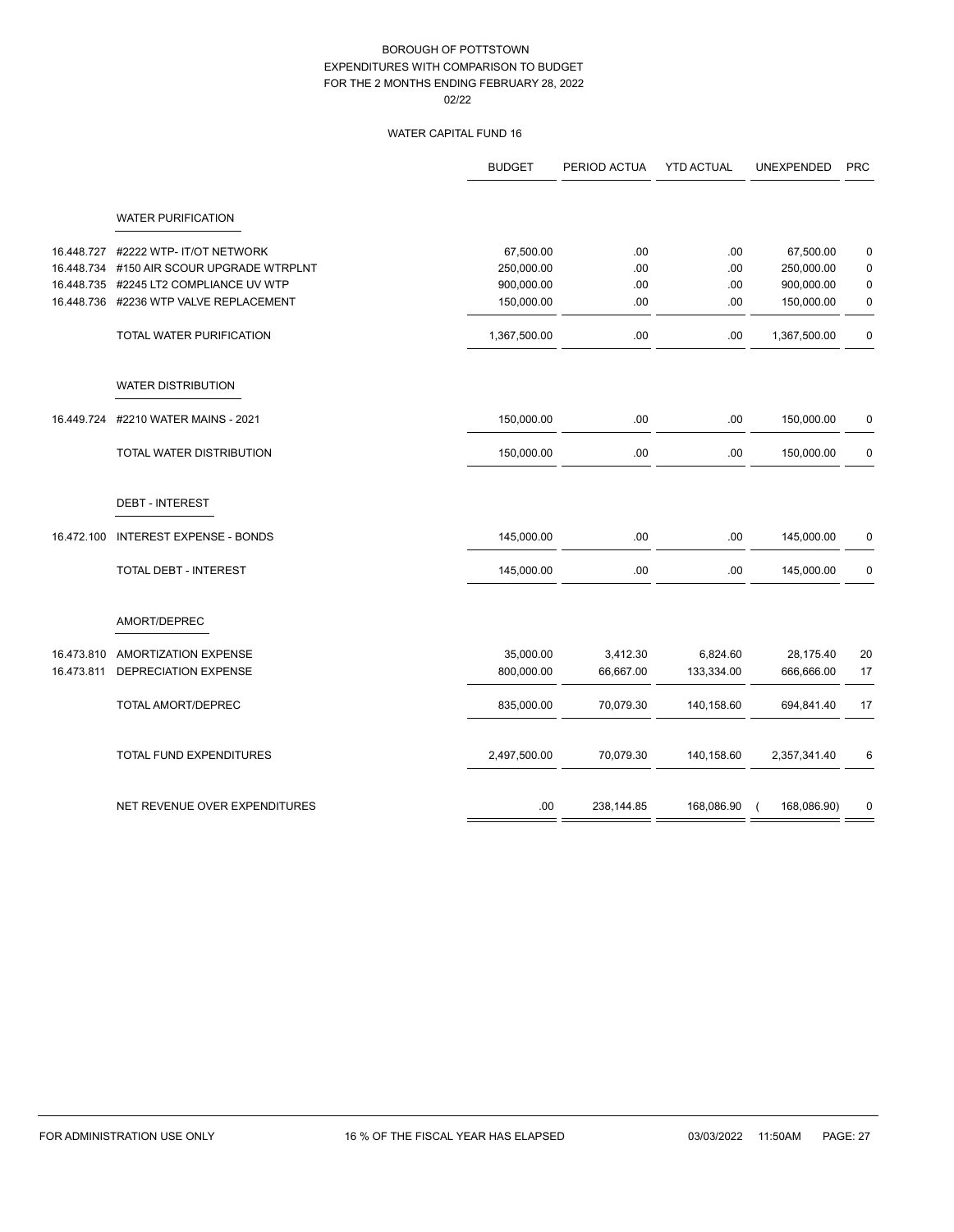BOROUGH OF POTTSTOWN
EXPENDITURES WITH COMPARISON TO BUDGET
FOR THE 2 MONTHS ENDING FEBRUARY 28, 2022
02/22

WATER CAPITAL FUND 16

| | | BUDGET | PERIOD ACTUA | YTD ACTUAL | UNEXPENDED | PRC |
|---|---|---|---|---|---|---|
| | WATER PURIFICATION | | | | | |
| 16.448.727 | #2222 WTP- IT/OT NETWORK | 67,500.00 | .00 | .00 | 67,500.00 | 0 |
| 16.448.734 | #150 AIR SCOUR UPGRADE WTRPLNT | 250,000.00 | .00 | .00 | 250,000.00 | 0 |
| 16.448.735 | #2245 LT2 COMPLIANCE UV WTP | 900,000.00 | .00 | .00 | 900,000.00 | 0 |
| 16.448.736 | #2236 WTP VALVE REPLACEMENT | 150,000.00 | .00 | .00 | 150,000.00 | 0 |
| | TOTAL WATER PURIFICATION | 1,367,500.00 | .00 | .00 | 1,367,500.00 | 0 |
| | WATER DISTRIBUTION | | | | | |
| 16.449.724 | #2210 WATER MAINS - 2021 | 150,000.00 | .00 | .00 | 150,000.00 | 0 |
| | TOTAL WATER DISTRIBUTION | 150,000.00 | .00 | .00 | 150,000.00 | 0 |
| | DEBT - INTEREST | | | | | |
| 16.472.100 | INTEREST EXPENSE - BONDS | 145,000.00 | .00 | .00 | 145,000.00 | 0 |
| | TOTAL DEBT - INTEREST | 145,000.00 | .00 | .00 | 145,000.00 | 0 |
| | AMORT/DEPREC | | | | | |
| 16.473.810 | AMORTIZATION EXPENSE | 35,000.00 | 3,412.30 | 6,824.60 | 28,175.40 | 20 |
| 16.473.811 | DEPRECIATION EXPENSE | 800,000.00 | 66,667.00 | 133,334.00 | 666,666.00 | 17 |
| | TOTAL AMORT/DEPREC | 835,000.00 | 70,079.30 | 140,158.60 | 694,841.40 | 17 |
| | TOTAL FUND EXPENDITURES | 2,497,500.00 | 70,079.30 | 140,158.60 | 2,357,341.40 | 6 |
| | NET REVENUE OVER EXPENDITURES | .00 | 238,144.85 | 168,086.90 | ( 168,086.90) | 0 |

FOR ADMINISTRATION USE ONLY    16 % OF THE FISCAL YEAR HAS ELAPSED    03/03/2022 11:50AM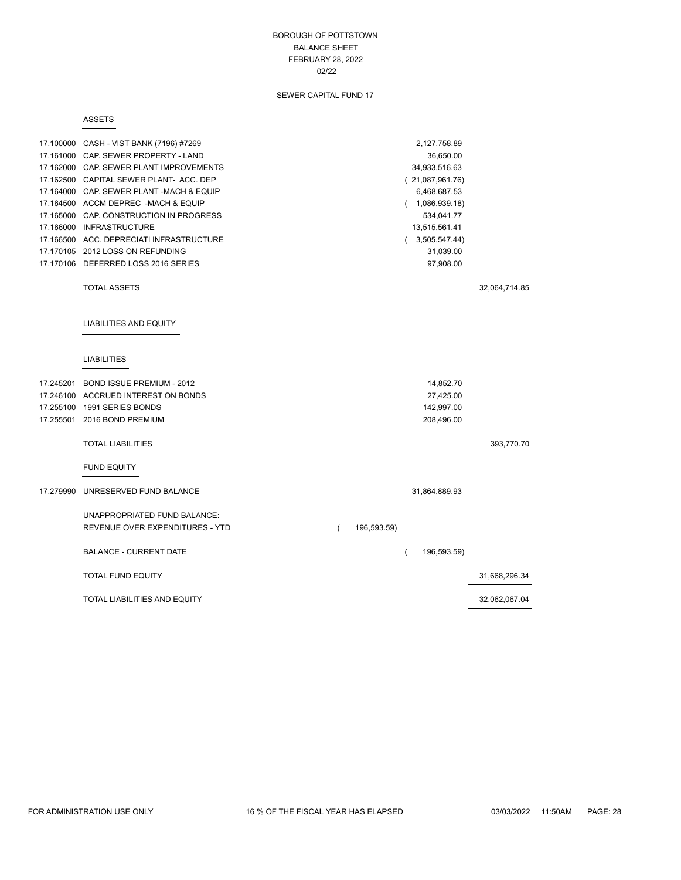# BOROUGH OF POTTSTOWN
## BALANCE SHEET
## FEBRUARY 28, 2022
## 02/22

### SEWER CAPITAL FUND 17

#### ASSETS

| Account | Description | | Amount | Total |
|---|---|---|---|---|
| 17.100000 | CASH - VIST BANK (7196) #7269 | | 2,127,758.89 | |
| 17.161000 | CAP. SEWER PROPERTY - LAND | | 36,650.00 | |
| 17.162000 | CAP. SEWER PLANT IMPROVEMENTS | | 34,933,516.63 | |
| 17.162500 | CAPITAL SEWER PLANT- ACC. DEP | | ( 21,087,961.76) | |
| 17.164000 | CAP. SEWER PLANT -MACH & EQUIP | | 6,468,687.53 | |
| 17.164500 | ACCM DEPREC -MACH & EQUIP | | ( 1,086,939.18) | |
| 17.165000 | CAP. CONSTRUCTION IN PROGRESS | | 534,041.77 | |
| 17.166000 | INFRASTRUCTURE | | 13,515,561.41 | |
| 17.166500 | ACC. DEPRECIATI INFRASTRUCTURE | | ( 3,505,547.44) | |
| 17.170105 | 2012 LOSS ON REFUNDING | | 31,039.00 | |
| 17.170106 | DEFERRED LOSS 2016 SERIES | | 97,908.00 | |
| | TOTAL ASSETS | | | 32,064,714.85 |

#### LIABILITIES AND EQUITY

##### LIABILITIES

| Account | Description | | Amount | Total |
|---|---|---|---|---|
| 17.245201 | BOND ISSUE PREMIUM - 2012 | | 14,852.70 | |
| 17.246100 | ACCRUED INTEREST ON BONDS | | 27,425.00 | |
| 17.255100 | 1991 SERIES BONDS | | 142,997.00 | |
| 17.255501 | 2016 BOND PREMIUM | | 208,496.00 | |
| | TOTAL LIABILITIES | | | 393,770.70 |

##### FUND EQUITY

| Account | Description | | Amount | Total |
|---|---|---|---|---|
| 17.279990 | UNRESERVED FUND BALANCE | | 31,864,889.93 | |
| | UNAPPROPRIATED FUND BALANCE: | | | |
| | REVENUE OVER EXPENDITURES - YTD | ( 196,593.59) | | |
| | BALANCE - CURRENT DATE | | ( 196,593.59) | |
| | TOTAL FUND EQUITY | | | 31,668,296.34 |
| | TOTAL LIABILITIES AND EQUITY | | | 32,062,067.04 |

FOR ADMINISTRATION USE ONLY — 16 % OF THE FISCAL YEAR HAS ELAPSED — 03/03/2022 11:50AM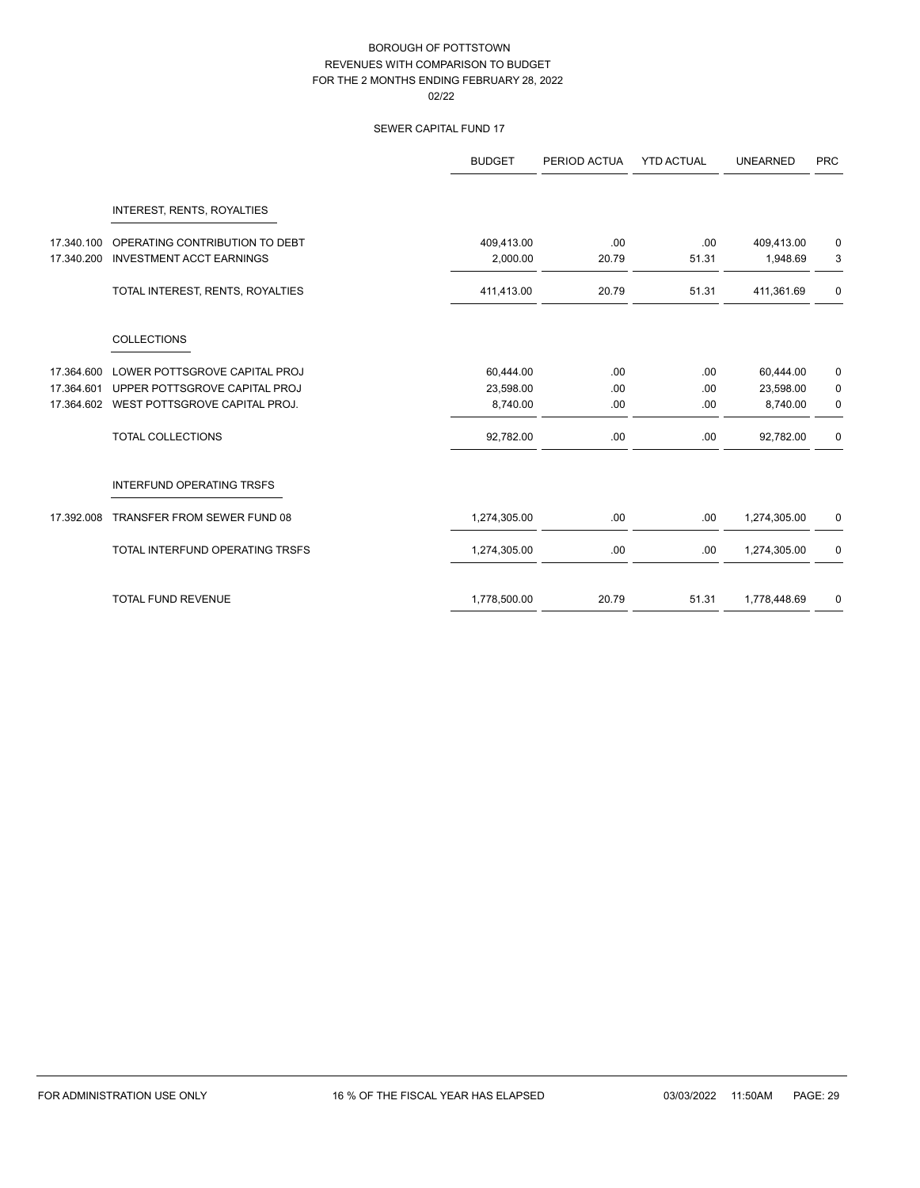# BOROUGH OF POTTSTOWN
## REVENUES WITH COMPARISON TO BUDGET
### FOR THE 2 MONTHS ENDING FEBRUARY 28, 2022
02/22

SEWER CAPITAL FUND 17

| | | BUDGET | PERIOD ACTUA | YTD ACTUAL | UNEARNED | PRC |
|---|---|---|---|---|---|---|
| | INTEREST, RENTS, ROYALTIES | | | | | |
| 17.340.100 | OPERATING CONTRIBUTION TO DEBT | 409,413.00 | .00 | .00 | 409,413.00 | 0 |
| 17.340.200 | INVESTMENT ACCT EARNINGS | 2,000.00 | 20.79 | 51.31 | 1,948.69 | 3 |
| | TOTAL INTEREST, RENTS, ROYALTIES | 411,413.00 | 20.79 | 51.31 | 411,361.69 | 0 |
| | COLLECTIONS | | | | | |
| 17.364.600 | LOWER POTTSGROVE CAPITAL PROJ | 60,444.00 | .00 | .00 | 60,444.00 | 0 |
| 17.364.601 | UPPER POTTSGROVE CAPITAL PROJ | 23,598.00 | .00 | .00 | 23,598.00 | 0 |
| 17.364.602 | WEST POTTSGROVE CAPITAL PROJ. | 8,740.00 | .00 | .00 | 8,740.00 | 0 |
| | TOTAL COLLECTIONS | 92,782.00 | .00 | .00 | 92,782.00 | 0 |
| | INTERFUND OPERATING TRSFS | | | | | |
| 17.392.008 | TRANSFER FROM SEWER FUND 08 | 1,274,305.00 | .00 | .00 | 1,274,305.00 | 0 |
| | TOTAL INTERFUND OPERATING TRSFS | 1,274,305.00 | .00 | .00 | 1,274,305.00 | 0 |
| | TOTAL FUND REVENUE | 1,778,500.00 | 20.79 | 51.31 | 1,778,448.69 | 0 |

FOR ADMINISTRATION USE ONLY — 16 % OF THE FISCAL YEAR HAS ELAPSED — 03/03/2022 11:50AM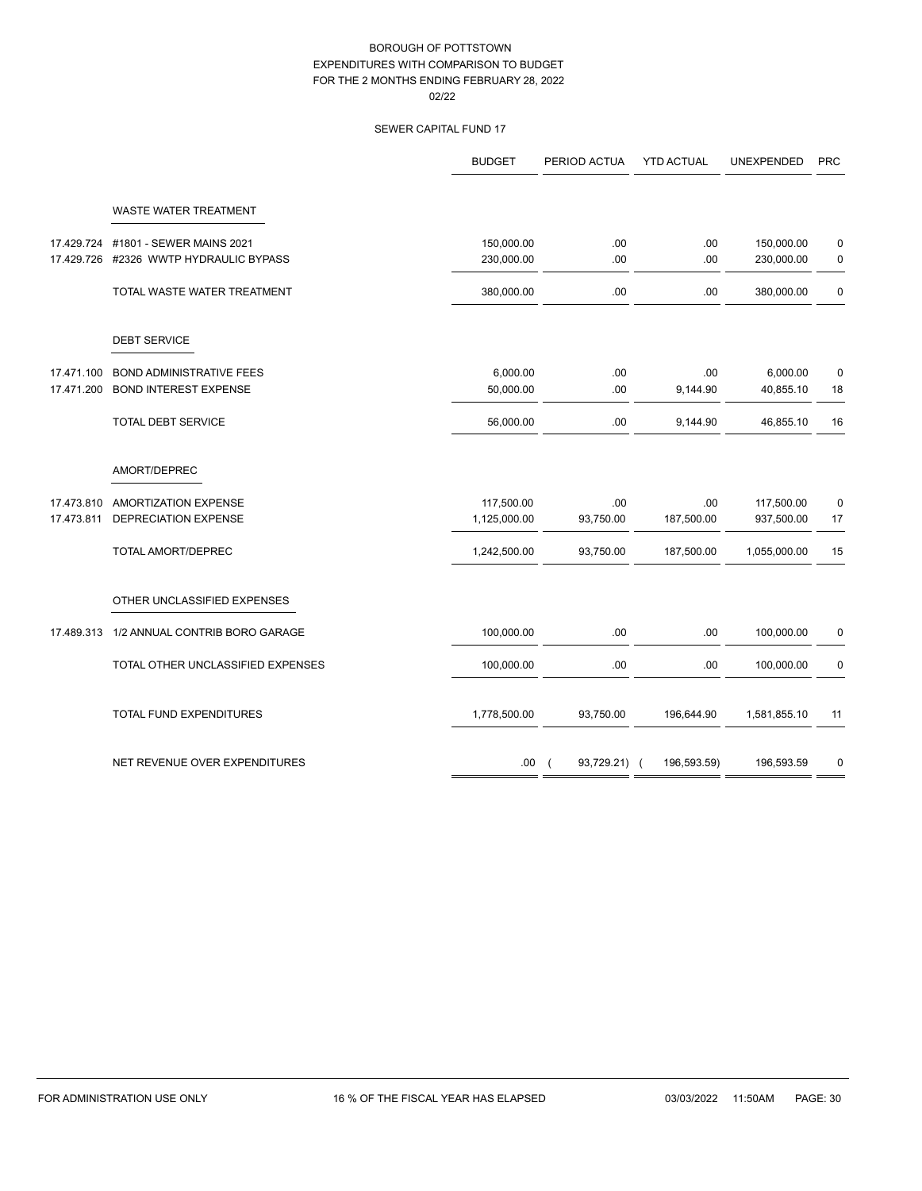BOROUGH OF POTTSTOWN
EXPENDITURES WITH COMPARISON TO BUDGET
FOR THE 2 MONTHS ENDING FEBRUARY 28, 2022
02/22

SEWER CAPITAL FUND 17

| | | BUDGET | PERIOD ACTUA | YTD ACTUAL | UNEXPENDED | PRC |
|---|---|---|---|---|---|---|
| | WASTE WATER TREATMENT | | | | | |
| 17.429.724 | #1801 - SEWER MAINS 2021 | 150,000.00 | .00 | .00 | 150,000.00 | 0 |
| 17.429.726 | #2326 WWTP HYDRAULIC BYPASS | 230,000.00 | .00 | .00 | 230,000.00 | 0 |
| | TOTAL WASTE WATER TREATMENT | 380,000.00 | .00 | .00 | 380,000.00 | 0 |
| | DEBT SERVICE | | | | | |
| 17.471.100 | BOND ADMINISTRATIVE FEES | 6,000.00 | .00 | .00 | 6,000.00 | 0 |
| 17.471.200 | BOND INTEREST EXPENSE | 50,000.00 | .00 | 9,144.90 | 40,855.10 | 18 |
| | TOTAL DEBT SERVICE | 56,000.00 | .00 | 9,144.90 | 46,855.10 | 16 |
| | AMORT/DEPREC | | | | | |
| 17.473.810 | AMORTIZATION EXPENSE | 117,500.00 | .00 | .00 | 117,500.00 | 0 |
| 17.473.811 | DEPRECIATION EXPENSE | 1,125,000.00 | 93,750.00 | 187,500.00 | 937,500.00 | 17 |
| | TOTAL AMORT/DEPREC | 1,242,500.00 | 93,750.00 | 187,500.00 | 1,055,000.00 | 15 |
| | OTHER UNCLASSIFIED EXPENSES | | | | | |
| 17.489.313 | 1/2 ANNUAL CONTRIB BORO GARAGE | 100,000.00 | .00 | .00 | 100,000.00 | 0 |
| | TOTAL OTHER UNCLASSIFIED EXPENSES | 100,000.00 | .00 | .00 | 100,000.00 | 0 |
| | TOTAL FUND EXPENDITURES | 1,778,500.00 | 93,750.00 | 196,644.90 | 1,581,855.10 | 11 |
| | NET REVENUE OVER EXPENDITURES | .00 | ( 93,729.21) | ( 196,593.59) | 196,593.59 | 0 |

FOR ADMINISTRATION USE ONLY 16 % OF THE FISCAL YEAR HAS ELAPSED 03/03/2022 11:50AM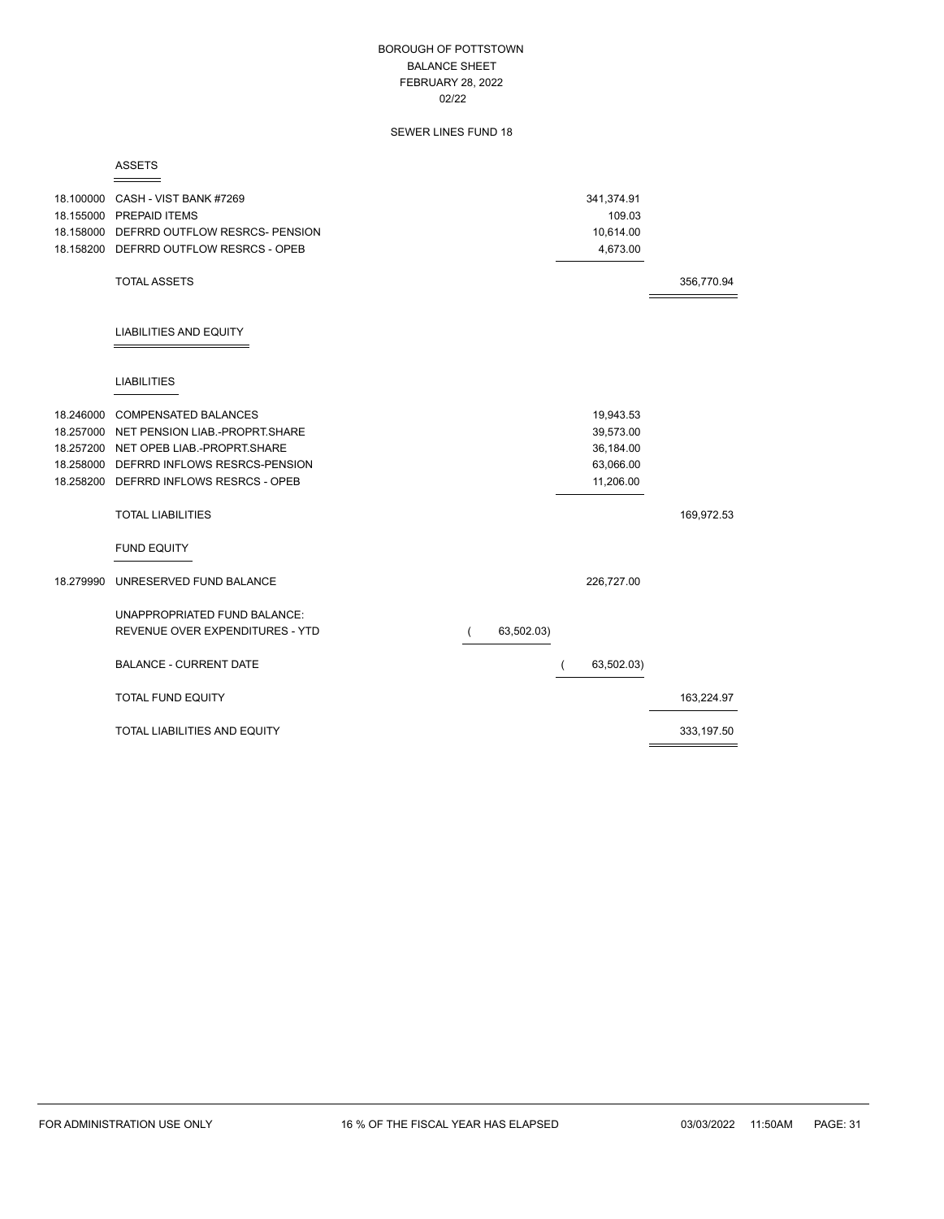BOROUGH OF POTTSTOWN
BALANCE SHEET
FEBRUARY 28, 2022
02/22

SEWER LINES FUND 18

## ASSETS

| Account | Description | | | |
|---|---|---|---|---|
| 18.100000 | CASH - VIST BANK #7269 | | 341,374.91 | |
| 18.155000 | PREPAID ITEMS | | 109.03 | |
| 18.158000 | DEFRRD OUTFLOW RESRCS- PENSION | | 10,614.00 | |
| 18.158200 | DEFRRD OUTFLOW RESRCS - OPEB | | 4,673.00 | |
| | TOTAL ASSETS | | | 356,770.94 |

## LIABILITIES AND EQUITY

### LIABILITIES

| Account | Description | | | |
|---|---|---|---|---|
| 18.246000 | COMPENSATED BALANCES | | 19,943.53 | |
| 18.257000 | NET PENSION LIAB.-PROPRT.SHARE | | 39,573.00 | |
| 18.257200 | NET OPEB LIAB.-PROPRT.SHARE | | 36,184.00 | |
| 18.258000 | DEFRRD INFLOWS RESRCS-PENSION | | 63,066.00 | |
| 18.258200 | DEFRRD INFLOWS RESRCS - OPEB | | 11,206.00 | |
| | TOTAL LIABILITIES | | | 169,972.53 |

### FUND EQUITY

| Account | Description | | | |
|---|---|---|---|---|
| 18.279990 | UNRESERVED FUND BALANCE | | 226,727.00 | |
| | UNAPPROPRIATED FUND BALANCE: | | | |
| | REVENUE OVER EXPENDITURES - YTD | ( 63,502.03) | | |
| | BALANCE - CURRENT DATE | | ( 63,502.03) | |
| | TOTAL FUND EQUITY | | | 163,224.97 |
| | TOTAL LIABILITIES AND EQUITY | | | 333,197.50 |

FOR ADMINISTRATION USE ONLY    16 % OF THE FISCAL YEAR HAS ELAPSED    03/03/2022 11:50AM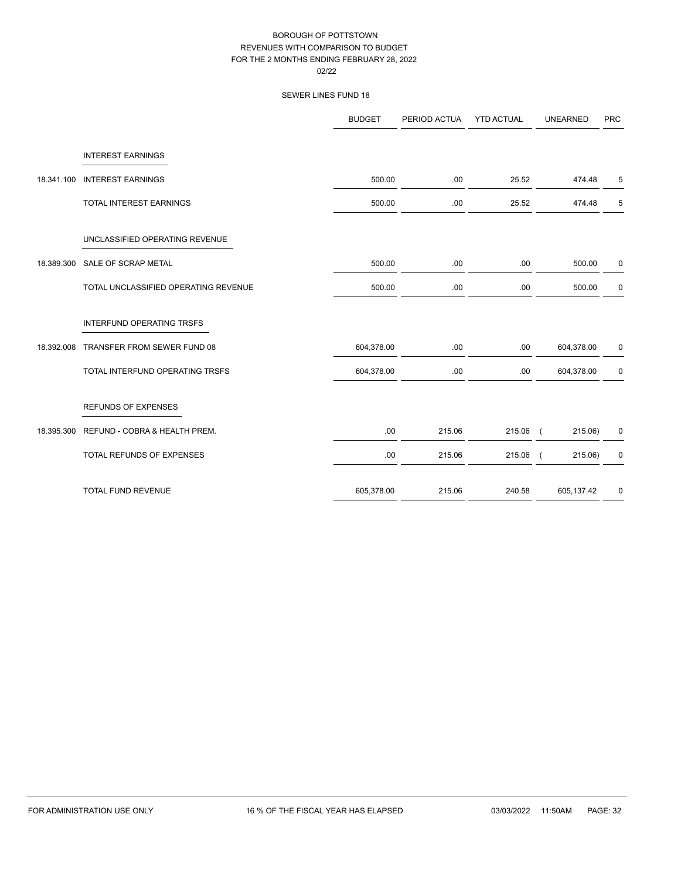# BOROUGH OF POTTSTOWN

## REVENUES WITH COMPARISON TO BUDGET

## FOR THE 2 MONTHS ENDING FEBRUARY 28, 2022

02/22

### SEWER LINES FUND 18

| | | BUDGET | PERIOD ACTUA | YTD ACTUAL | UNEARNED | PRC |
|---|---|---|---|---|---|---|
| | INTEREST EARNINGS | | | | | |
| 18.341.100 | INTEREST EARNINGS | 500.00 | .00 | 25.52 | 474.48 | 5 |
| | TOTAL INTEREST EARNINGS | 500.00 | .00 | 25.52 | 474.48 | 5 |
| | UNCLASSIFIED OPERATING REVENUE | | | | | |
| 18.389.300 | SALE OF SCRAP METAL | 500.00 | .00 | .00 | 500.00 | 0 |
| | TOTAL UNCLASSIFIED OPERATING REVENUE | 500.00 | .00 | .00 | 500.00 | 0 |
| | INTERFUND OPERATING TRSFS | | | | | |
| 18.392.008 | TRANSFER FROM SEWER FUND 08 | 604,378.00 | .00 | .00 | 604,378.00 | 0 |
| | TOTAL INTERFUND OPERATING TRSFS | 604,378.00 | .00 | .00 | 604,378.00 | 0 |
| | REFUNDS OF EXPENSES | | | | | |
| 18.395.300 | REFUND - COBRA & HEALTH PREM. | .00 | 215.06 | 215.06 | ( 215.06) | 0 |
| | TOTAL REFUNDS OF EXPENSES | .00 | 215.06 | 215.06 | ( 215.06) | 0 |
| | TOTAL FUND REVENUE | 605,378.00 | 215.06 | 240.58 | 605,137.42 | 0 |

FOR ADMINISTRATION USE ONLY — 16 % OF THE FISCAL YEAR HAS ELAPSED — 03/03/2022 11:50AM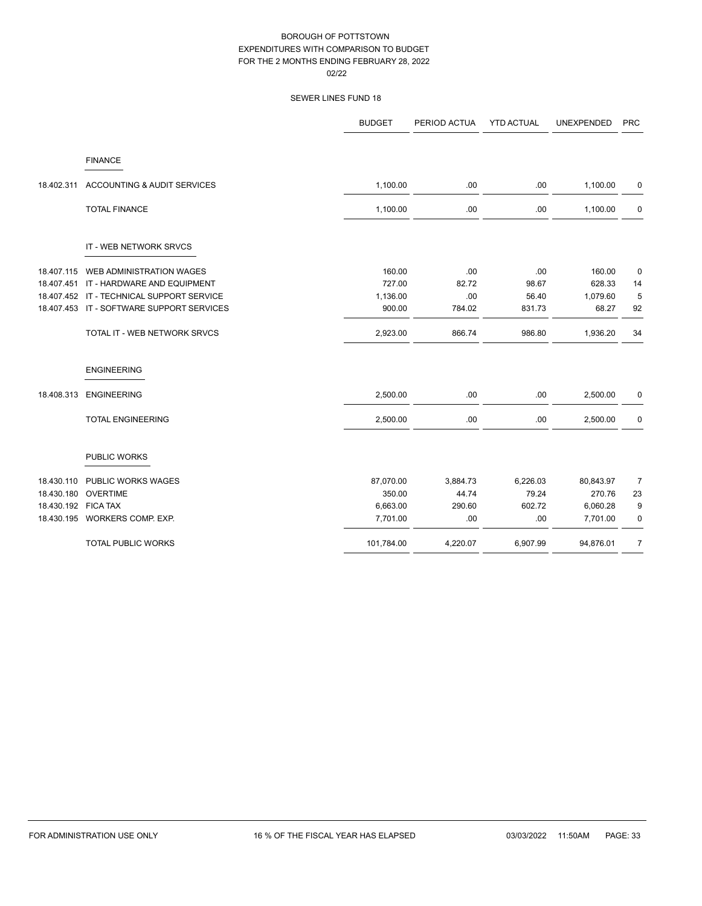BOROUGH OF POTTSTOWN
EXPENDITURES WITH COMPARISON TO BUDGET
FOR THE 2 MONTHS ENDING FEBRUARY 28, 2022
02/22

SEWER LINES FUND 18

| | | BUDGET | PERIOD ACTUA | YTD ACTUAL | UNEXPENDED | PRC |
|---|---|---|---|---|---|---|
| | FINANCE | | | | | |
| 18.402.311 | ACCOUNTING & AUDIT SERVICES | 1,100.00 | .00 | .00 | 1,100.00 | 0 |
| | TOTAL FINANCE | 1,100.00 | .00 | .00 | 1,100.00 | 0 |
| | IT - WEB NETWORK SRVCS | | | | | |
| 18.407.115 | WEB ADMINISTRATION WAGES | 160.00 | .00 | .00 | 160.00 | 0 |
| 18.407.451 | IT - HARDWARE AND EQUIPMENT | 727.00 | 82.72 | 98.67 | 628.33 | 14 |
| 18.407.452 | IT - TECHNICAL SUPPORT SERVICE | 1,136.00 | .00 | 56.40 | 1,079.60 | 5 |
| 18.407.453 | IT - SOFTWARE SUPPORT SERVICES | 900.00 | 784.02 | 831.73 | 68.27 | 92 |
| | TOTAL IT - WEB NETWORK SRVCS | 2,923.00 | 866.74 | 986.80 | 1,936.20 | 34 |
| | ENGINEERING | | | | | |
| 18.408.313 | ENGINEERING | 2,500.00 | .00 | .00 | 2,500.00 | 0 |
| | TOTAL ENGINEERING | 2,500.00 | .00 | .00 | 2,500.00 | 0 |
| | PUBLIC WORKS | | | | | |
| 18.430.110 | PUBLIC WORKS WAGES | 87,070.00 | 3,884.73 | 6,226.03 | 80,843.97 | 7 |
| 18.430.180 | OVERTIME | 350.00 | 44.74 | 79.24 | 270.76 | 23 |
| 18.430.192 | FICA TAX | 6,663.00 | 290.60 | 602.72 | 6,060.28 | 9 |
| 18.430.195 | WORKERS COMP. EXP. | 7,701.00 | .00 | .00 | 7,701.00 | 0 |
| | TOTAL PUBLIC WORKS | 101,784.00 | 4,220.07 | 6,907.99 | 94,876.01 | 7 |

FOR ADMINISTRATION USE ONLY | 16 % OF THE FISCAL YEAR HAS ELAPSED | 03/03/2022 11:50AM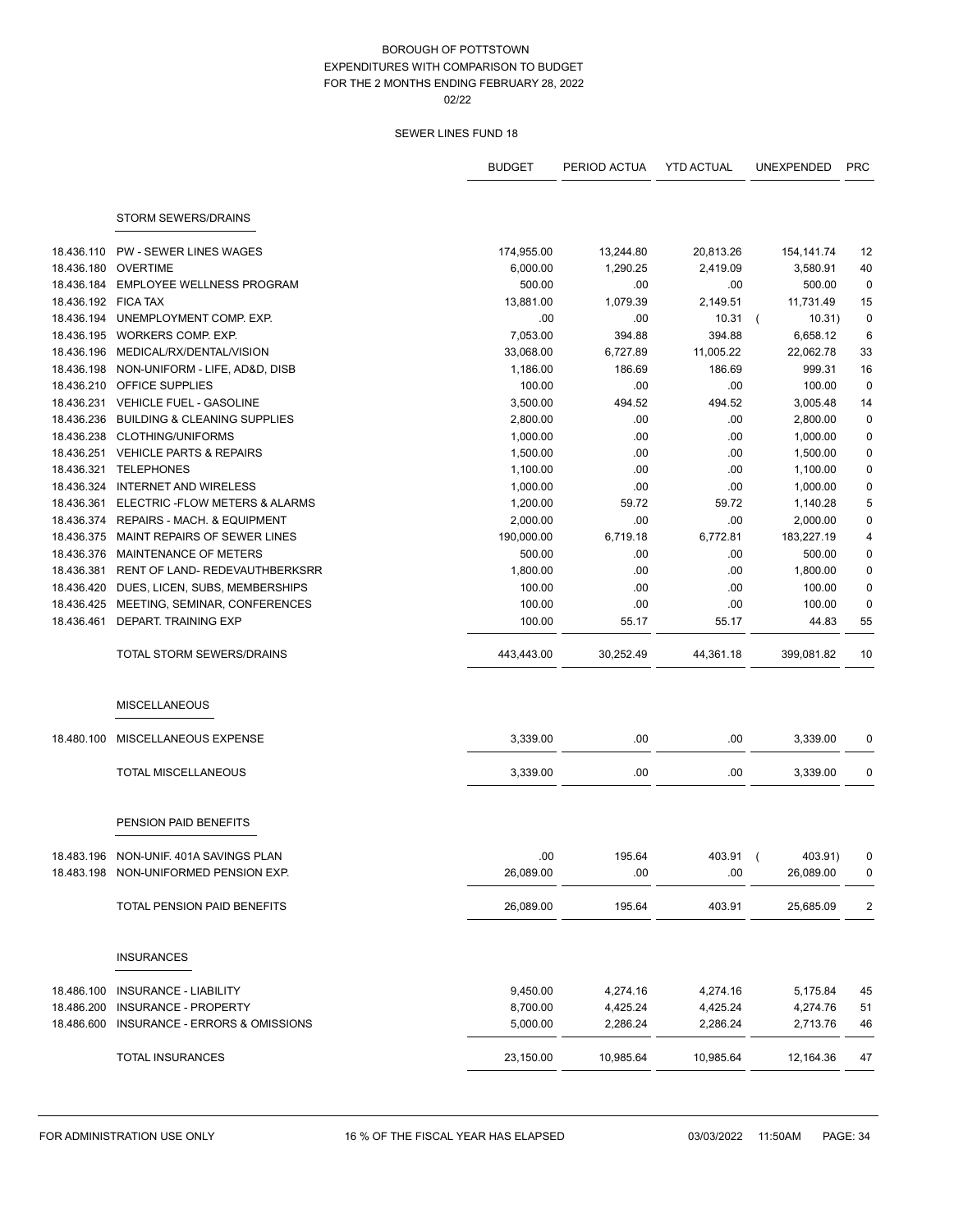BOROUGH OF POTTSTOWN
EXPENDITURES WITH COMPARISON TO BUDGET
FOR THE 2 MONTHS ENDING FEBRUARY 28, 2022
02/22

SEWER LINES FUND 18

| | | BUDGET | PERIOD ACTUA | YTD ACTUAL | UNEXPENDED | PRC |
|---|---|---|---|---|---|---|
| | **STORM SEWERS/DRAINS** | | | | | |
| 18.436.110 | PW - SEWER LINES WAGES | 174,955.00 | 13,244.80 | 20,813.26 | 154,141.74 | 12 |
| 18.436.180 | OVERTIME | 6,000.00 | 1,290.25 | 2,419.09 | 3,580.91 | 40 |
| 18.436.184 | EMPLOYEE WELLNESS PROGRAM | 500.00 | .00 | .00 | 500.00 | 0 |
| 18.436.192 | FICA TAX | 13,881.00 | 1,079.39 | 2,149.51 | 11,731.49 | 15 |
| 18.436.194 | UNEMPLOYMENT COMP. EXP. | .00 | .00 | 10.31 | ( 10.31) | 0 |
| 18.436.195 | WORKERS COMP. EXP. | 7,053.00 | 394.88 | 394.88 | 6,658.12 | 6 |
| 18.436.196 | MEDICAL/RX/DENTAL/VISION | 33,068.00 | 6,727.89 | 11,005.22 | 22,062.78 | 33 |
| 18.436.198 | NON-UNIFORM - LIFE, AD&D, DISB | 1,186.00 | 186.69 | 186.69 | 999.31 | 16 |
| 18.436.210 | OFFICE SUPPLIES | 100.00 | .00 | .00 | 100.00 | 0 |
| 18.436.231 | VEHICLE FUEL - GASOLINE | 3,500.00 | 494.52 | 494.52 | 3,005.48 | 14 |
| 18.436.236 | BUILDING & CLEANING SUPPLIES | 2,800.00 | .00 | .00 | 2,800.00 | 0 |
| 18.436.238 | CLOTHING/UNIFORMS | 1,000.00 | .00 | .00 | 1,000.00 | 0 |
| 18.436.251 | VEHICLE PARTS & REPAIRS | 1,500.00 | .00 | .00 | 1,500.00 | 0 |
| 18.436.321 | TELEPHONES | 1,100.00 | .00 | .00 | 1,100.00 | 0 |
| 18.436.324 | INTERNET AND WIRELESS | 1,000.00 | .00 | .00 | 1,000.00 | 0 |
| 18.436.361 | ELECTRIC -FLOW METERS & ALARMS | 1,200.00 | 59.72 | 59.72 | 1,140.28 | 5 |
| 18.436.374 | REPAIRS - MACH. & EQUIPMENT | 2,000.00 | .00 | .00 | 2,000.00 | 0 |
| 18.436.375 | MAINT REPAIRS OF SEWER LINES | 190,000.00 | 6,719.18 | 6,772.81 | 183,227.19 | 4 |
| 18.436.376 | MAINTENANCE OF METERS | 500.00 | .00 | .00 | 500.00 | 0 |
| 18.436.381 | RENT OF LAND- REDEVAUTHBERKSRR | 1,800.00 | .00 | .00 | 1,800.00 | 0 |
| 18.436.420 | DUES, LICEN, SUBS, MEMBERSHIPS | 100.00 | .00 | .00 | 100.00 | 0 |
| 18.436.425 | MEETING, SEMINAR, CONFERENCES | 100.00 | .00 | .00 | 100.00 | 0 |
| 18.436.461 | DEPART. TRAINING EXP | 100.00 | 55.17 | 55.17 | 44.83 | 55 |
| | TOTAL STORM SEWERS/DRAINS | 443,443.00 | 30,252.49 | 44,361.18 | 399,081.82 | 10 |
| | **MISCELLANEOUS** | | | | | |
| 18.480.100 | MISCELLANEOUS EXPENSE | 3,339.00 | .00 | .00 | 3,339.00 | 0 |
| | TOTAL MISCELLANEOUS | 3,339.00 | .00 | .00 | 3,339.00 | 0 |
| | **PENSION PAID BENEFITS** | | | | | |
| 18.483.196 | NON-UNIF. 401A SAVINGS PLAN | .00 | 195.64 | 403.91 | ( 403.91) | 0 |
| 18.483.198 | NON-UNIFORMED PENSION EXP. | 26,089.00 | .00 | .00 | 26,089.00 | 0 |
| | TOTAL PENSION PAID BENEFITS | 26,089.00 | 195.64 | 403.91 | 25,685.09 | 2 |
| | **INSURANCES** | | | | | |
| 18.486.100 | INSURANCE - LIABILITY | 9,450.00 | 4,274.16 | 4,274.16 | 5,175.84 | 45 |
| 18.486.200 | INSURANCE - PROPERTY | 8,700.00 | 4,425.24 | 4,425.24 | 4,274.76 | 51 |
| 18.486.600 | INSURANCE - ERRORS & OMISSIONS | 5,000.00 | 2,286.24 | 2,286.24 | 2,713.76 | 46 |
| | TOTAL INSURANCES | 23,150.00 | 10,985.64 | 10,985.64 | 12,164.36 | 47 |

FOR ADMINISTRATION USE ONLY — 16 % OF THE FISCAL YEAR HAS ELAPSED — 03/03/2022 11:50AM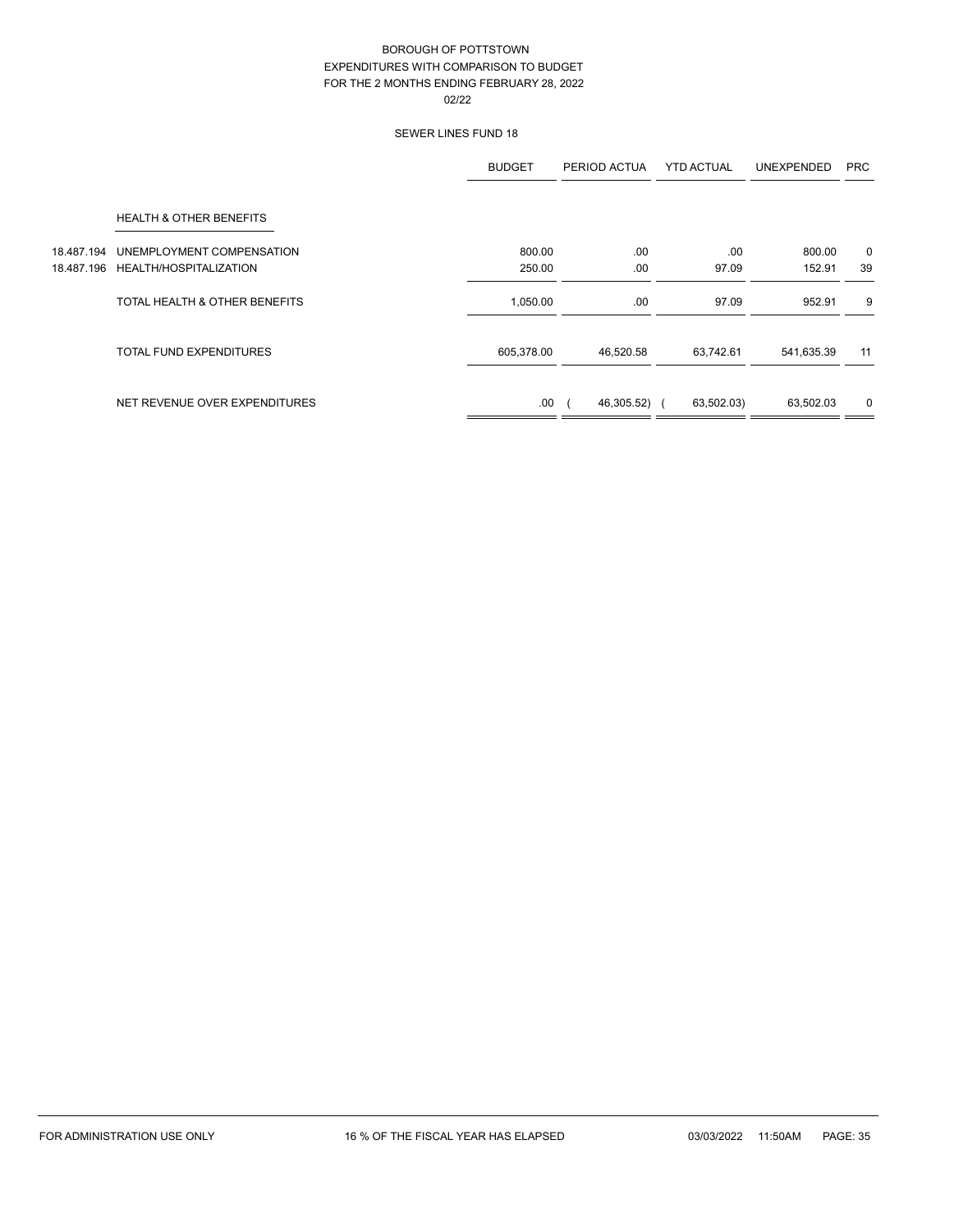BOROUGH OF POTTSTOWN
EXPENDITURES WITH COMPARISON TO BUDGET
FOR THE 2 MONTHS ENDING FEBRUARY 28, 2022
02/22

SEWER LINES FUND 18

| | | BUDGET | PERIOD ACTUA | YTD ACTUAL | UNEXPENDED | PRC |
|---|---|---|---|---|---|---|
| | HEALTH & OTHER BENEFITS | | | | | |
| 18.487.194 | UNEMPLOYMENT COMPENSATION | 800.00 | .00 | .00 | 800.00 | 0 |
| 18.487.196 | HEALTH/HOSPITALIZATION | 250.00 | .00 | 97.09 | 152.91 | 39 |
| | TOTAL HEALTH & OTHER BENEFITS | 1,050.00 | .00 | 97.09 | 952.91 | 9 |
| | TOTAL FUND EXPENDITURES | 605,378.00 | 46,520.58 | 63,742.61 | 541,635.39 | 11 |
| | NET REVENUE OVER EXPENDITURES | .00 | ( 46,305.52) | ( 63,502.03) | 63,502.03 | 0 |

FOR ADMINISTRATION USE ONLY 16 % OF THE FISCAL YEAR HAS ELAPSED 03/03/2022 11:50AM